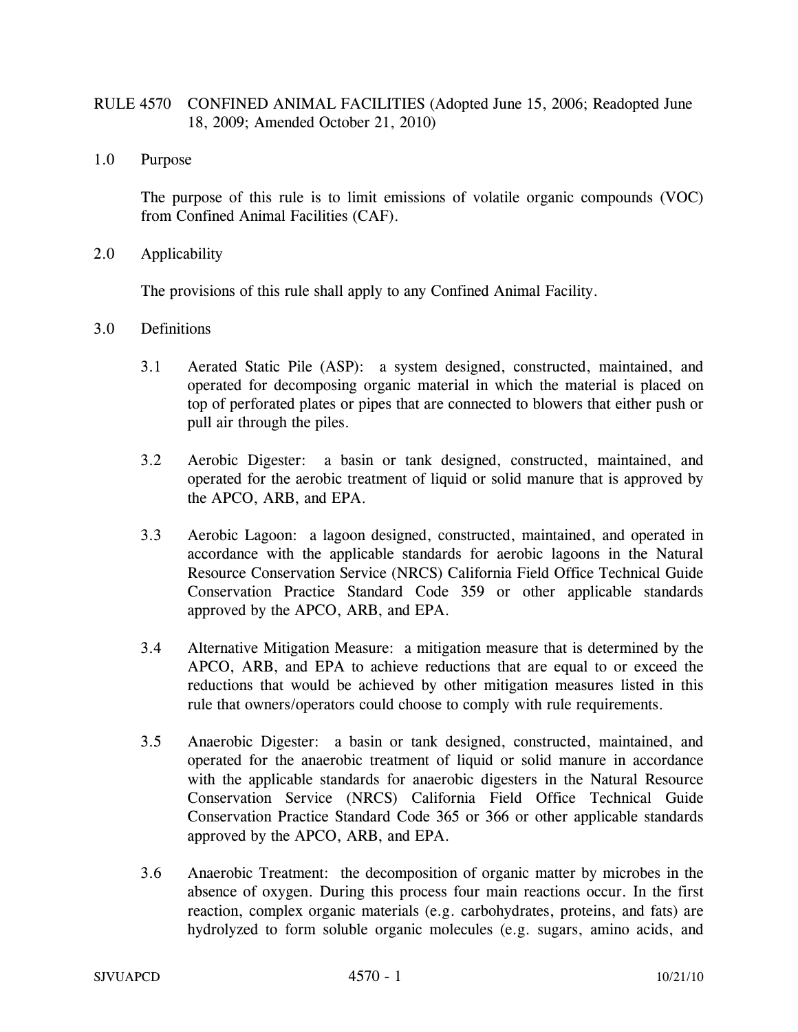# RULE 4570 CONFINED ANIMAL FACILITIES (Adopted June 15, 2006; Readopted June 18, 2009; Amended October 21, 2010)

## 1.0 Purpose

The purpose of this rule is to limit emissions of volatile organic compounds (VOC) from Confined Animal Facilities (CAF).

## 2.0 Applicability

The provisions of this rule shall apply to any Confined Animal Facility.

## 3.0 Definitions

3.1 Aerated Static Pile (ASP): a system designed, constructed, maintained, and operated for decomposing organic material in which the material is placed on top of perforated plates or pipes that are connected to blowers that either push or pull air through the piles.

3.2 Aerobic Digester: a basin or tank designed, constructed, maintained, and operated for the aerobic treatment of liquid or solid manure that is approved by the APCO, ARB, and EPA.

3.3 Aerobic Lagoon: a lagoon designed, constructed, maintained, and operated in accordance with the applicable standards for aerobic lagoons in the Natural Resource Conservation Service (NRCS) California Field Office Technical Guide Conservation Practice Standard Code 359 or other applicable standards approved by the APCO, ARB, and EPA.

3.4 Alternative Mitigation Measure: a mitigation measure that is determined by the APCO, ARB, and EPA to achieve reductions that are equal to or exceed the reductions that would be achieved by other mitigation measures listed in this rule that owners/operators could choose to comply with rule requirements.

3.5 Anaerobic Digester: a basin or tank designed, constructed, maintained, and operated for the anaerobic treatment of liquid or solid manure in accordance with the applicable standards for anaerobic digesters in the Natural Resource Conservation Service (NRCS) California Field Office Technical Guide Conservation Practice Standard Code 365 or 366 or other applicable standards approved by the APCO, ARB, and EPA.

3.6 Anaerobic Treatment: the decomposition of organic matter by microbes in the absence of oxygen. During this process four main reactions occur. In the first reaction, complex organic materials (e.g. carbohydrates, proteins, and fats) are hydrolyzed to form soluble organic molecules (e.g. sugars, amino acids, and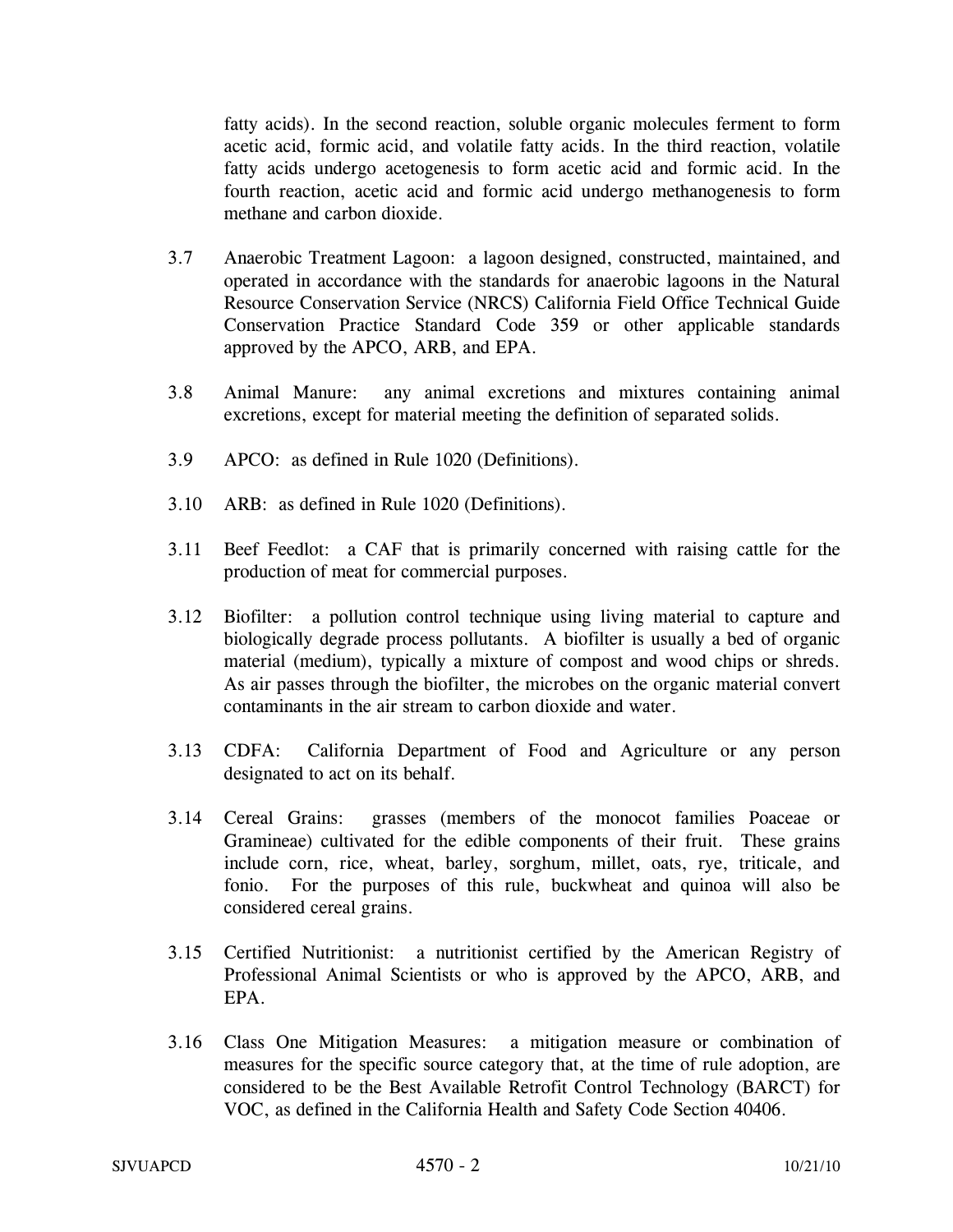fatty acids). In the second reaction, soluble organic molecules ferment to form acetic acid, formic acid, and volatile fatty acids. In the third reaction, volatile fatty acids undergo acetogenesis to form acetic acid and formic acid. In the fourth reaction, acetic acid and formic acid undergo methanogenesis to form methane and carbon dioxide.

3.7 Anaerobic Treatment Lagoon: a lagoon designed, constructed, maintained, and operated in accordance with the standards for anaerobic lagoons in the Natural Resource Conservation Service (NRCS) California Field Office Technical Guide Conservation Practice Standard Code 359 or other applicable standards approved by the APCO, ARB, and EPA.

3.8 Animal Manure: any animal excretions and mixtures containing animal excretions, except for material meeting the definition of separated solids.

3.9 APCO: as defined in Rule 1020 (Definitions).

3.10 ARB: as defined in Rule 1020 (Definitions).

3.11 Beef Feedlot: a CAF that is primarily concerned with raising cattle for the production of meat for commercial purposes.

3.12 Biofilter: a pollution control technique using living material to capture and biologically degrade process pollutants. A biofilter is usually a bed of organic material (medium), typically a mixture of compost and wood chips or shreds. As air passes through the biofilter, the microbes on the organic material convert contaminants in the air stream to carbon dioxide and water.

3.13 CDFA: California Department of Food and Agriculture or any person designated to act on its behalf.

3.14 Cereal Grains: grasses (members of the monocot families Poaceae or Gramineae) cultivated for the edible components of their fruit. These grains include corn, rice, wheat, barley, sorghum, millet, oats, rye, triticale, and fonio. For the purposes of this rule, buckwheat and quinoa will also be considered cereal grains.

3.15 Certified Nutritionist: a nutritionist certified by the American Registry of Professional Animal Scientists or who is approved by the APCO, ARB, and EPA.

3.16 Class One Mitigation Measures: a mitigation measure or combination of measures for the specific source category that, at the time of rule adoption, are considered to be the Best Available Retrofit Control Technology (BARCT) for VOC, as defined in the California Health and Safety Code Section 40406.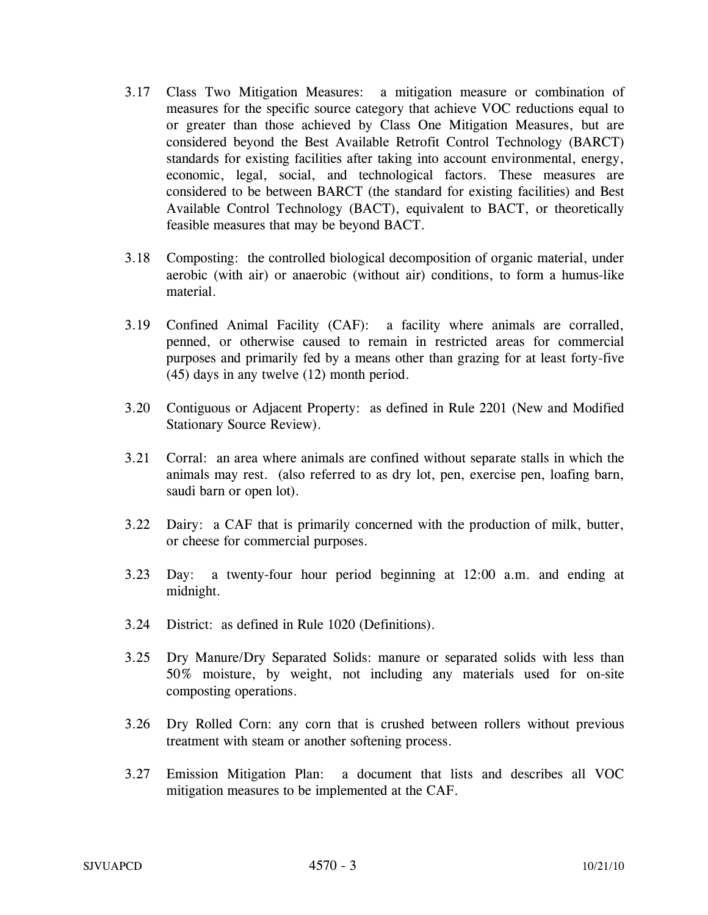3.17 Class Two Mitigation Measures: a mitigation measure or combination of measures for the specific source category that achieve VOC reductions equal to or greater than those achieved by Class One Mitigation Measures, but are considered beyond the Best Available Retrofit Control Technology (BARCT) standards for existing facilities after taking into account environmental, energy, economic, legal, social, and technological factors. These measures are considered to be between BARCT (the standard for existing facilities) and Best Available Control Technology (BACT), equivalent to BACT, or theoretically feasible measures that may be beyond BACT.

3.18 Composting: the controlled biological decomposition of organic material, under aerobic (with air) or anaerobic (without air) conditions, to form a humus-like material.

3.19 Confined Animal Facility (CAF): a facility where animals are corralled, penned, or otherwise caused to remain in restricted areas for commercial purposes and primarily fed by a means other than grazing for at least forty-five (45) days in any twelve (12) month period.

3.20 Contiguous or Adjacent Property: as defined in Rule 2201 (New and Modified Stationary Source Review).

3.21 Corral: an area where animals are confined without separate stalls in which the animals may rest. (also referred to as dry lot, pen, exercise pen, loafing barn, saudi barn or open lot).

3.22 Dairy: a CAF that is primarily concerned with the production of milk, butter, or cheese for commercial purposes.

3.23 Day: a twenty-four hour period beginning at 12:00 a.m. and ending at midnight.

3.24 District: as defined in Rule 1020 (Definitions).

3.25 Dry Manure/Dry Separated Solids: manure or separated solids with less than 50% moisture, by weight, not including any materials used for on-site composting operations.

3.26 Dry Rolled Corn: any corn that is crushed between rollers without previous treatment with steam or another softening process.

3.27 Emission Mitigation Plan: a document that lists and describes all VOC mitigation measures to be implemented at the CAF.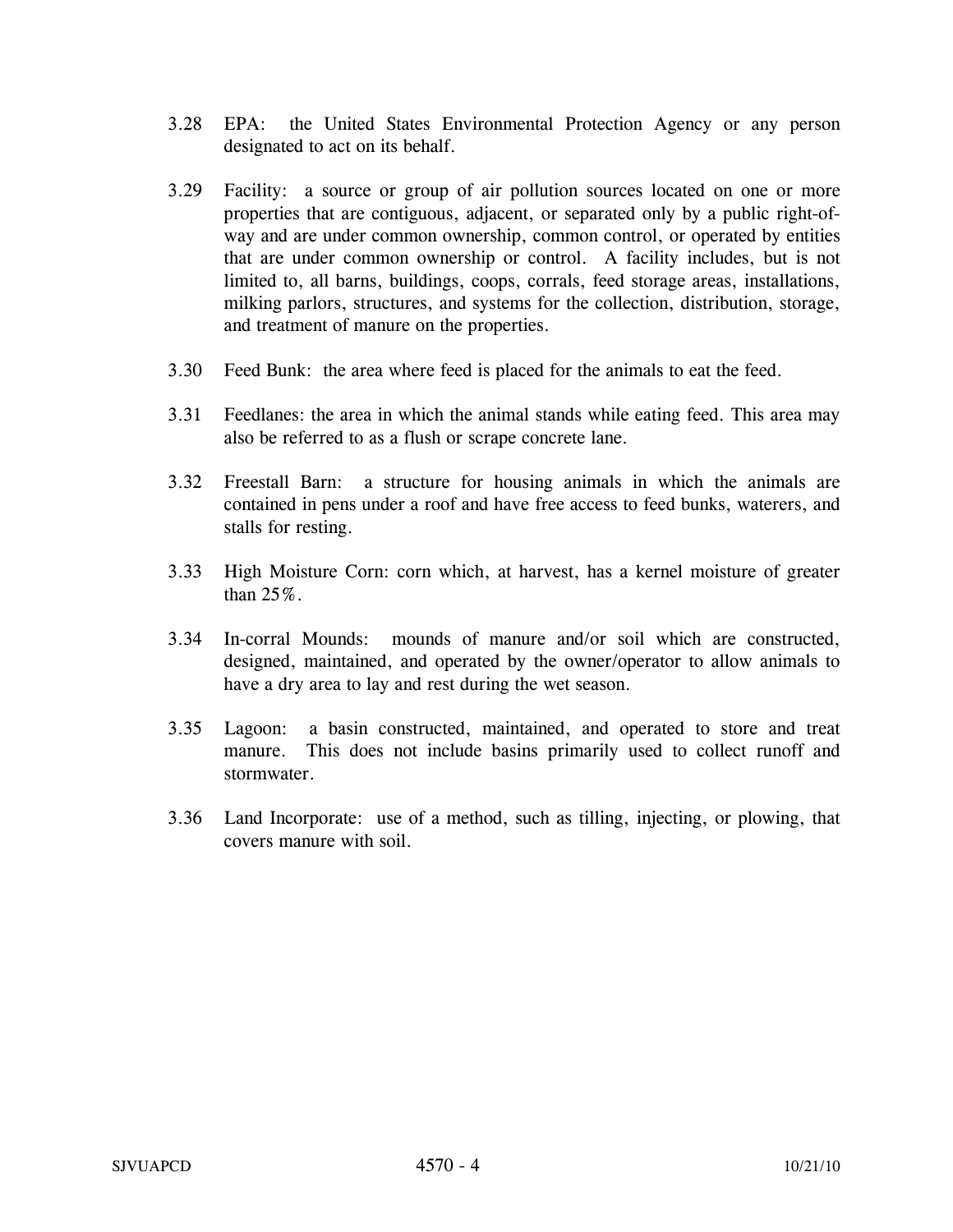3.28 EPA: the United States Environmental Protection Agency or any person designated to act on its behalf.

3.29 Facility: a source or group of air pollution sources located on one or more properties that are contiguous, adjacent, or separated only by a public right-of-way and are under common ownership, common control, or operated by entities that are under common ownership or control. A facility includes, but is not limited to, all barns, buildings, coops, corrals, feed storage areas, installations, milking parlors, structures, and systems for the collection, distribution, storage, and treatment of manure on the properties.

3.30 Feed Bunk: the area where feed is placed for the animals to eat the feed.

3.31 Feedlanes: the area in which the animal stands while eating feed. This area may also be referred to as a flush or scrape concrete lane.

3.32 Freestall Barn: a structure for housing animals in which the animals are contained in pens under a roof and have free access to feed bunks, waterers, and stalls for resting.

3.33 High Moisture Corn: corn which, at harvest, has a kernel moisture of greater than 25%.

3.34 In-corral Mounds: mounds of manure and/or soil which are constructed, designed, maintained, and operated by the owner/operator to allow animals to have a dry area to lay and rest during the wet season.

3.35 Lagoon: a basin constructed, maintained, and operated to store and treat manure. This does not include basins primarily used to collect runoff and stormwater.

3.36 Land Incorporate: use of a method, such as tilling, injecting, or plowing, that covers manure with soil.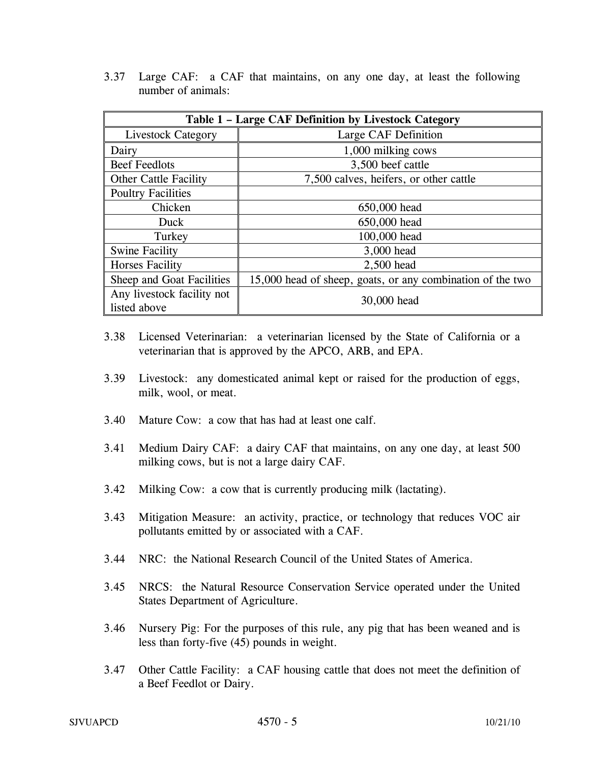3.37 Large CAF: a CAF that maintains, on any one day, at least the following number of animals:

| Table 1 – Large CAF Definition by Livestock Category | |
|---|---|
| Livestock Category | Large CAF Definition |
| Dairy | 1,000 milking cows |
| Beef Feedlots | 3,500 beef cattle |
| Other Cattle Facility | 7,500 calves, heifers, or other cattle |
| Poultry Facilities | |
| Chicken | 650,000 head |
| Duck | 650,000 head |
| Turkey | 100,000 head |
| Swine Facility | 3,000 head |
| Horses Facility | 2,500 head |
| Sheep and Goat Facilities | 15,000 head of sheep, goats, or any combination of the two |
| Any livestock facility not listed above | 30,000 head |

3.38 Licensed Veterinarian: a veterinarian licensed by the State of California or a veterinarian that is approved by the APCO, ARB, and EPA.

3.39 Livestock: any domesticated animal kept or raised for the production of eggs, milk, wool, or meat.

3.40 Mature Cow: a cow that has had at least one calf.

3.41 Medium Dairy CAF: a dairy CAF that maintains, on any one day, at least 500 milking cows, but is not a large dairy CAF.

3.42 Milking Cow: a cow that is currently producing milk (lactating).

3.43 Mitigation Measure: an activity, practice, or technology that reduces VOC air pollutants emitted by or associated with a CAF.

3.44 NRC: the National Research Council of the United States of America.

3.45 NRCS: the Natural Resource Conservation Service operated under the United States Department of Agriculture.

3.46 Nursery Pig: For the purposes of this rule, any pig that has been weaned and is less than forty-five (45) pounds in weight.

3.47 Other Cattle Facility: a CAF housing cattle that does not meet the definition of a Beef Feedlot or Dairy.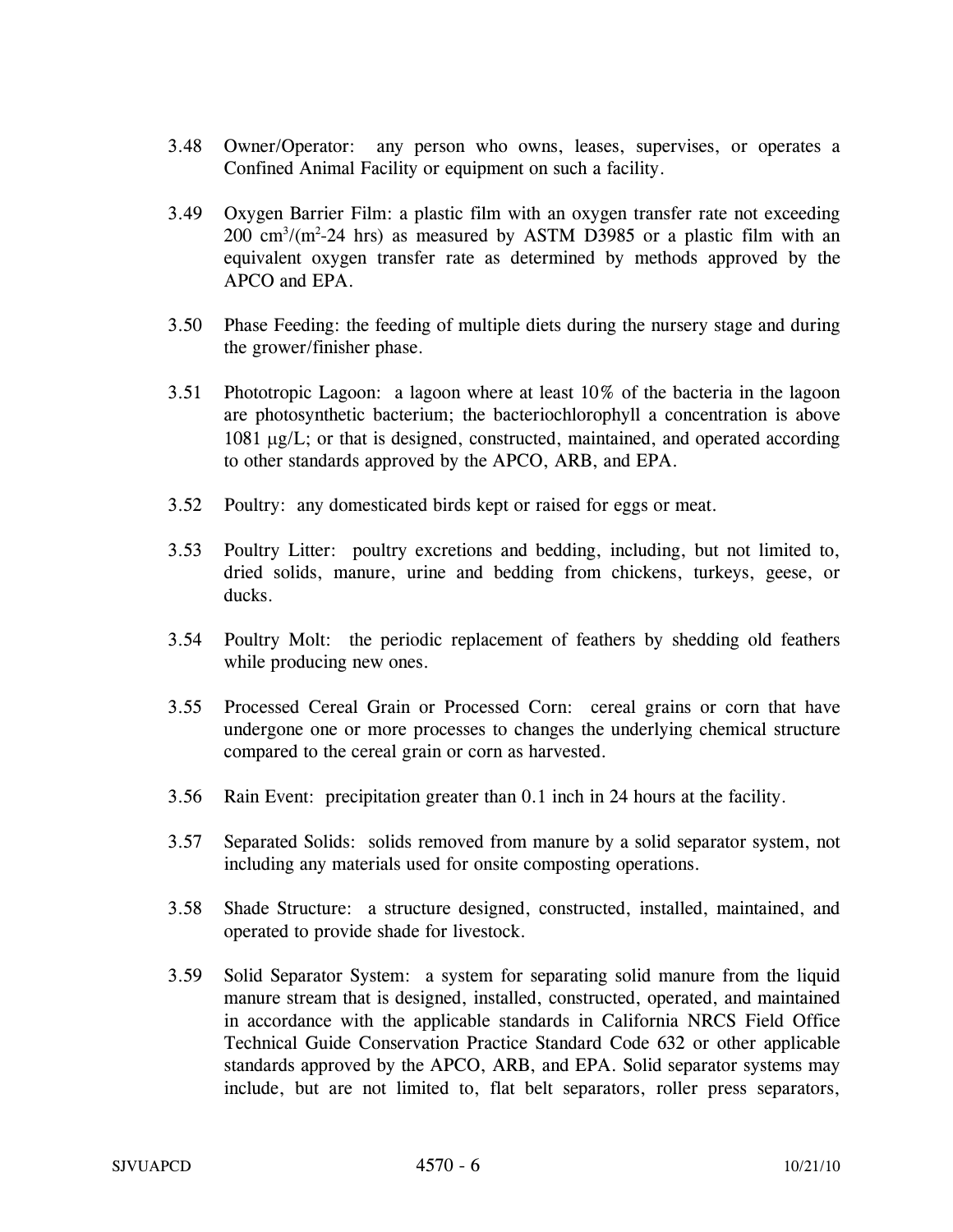3.48 Owner/Operator: any person who owns, leases, supervises, or operates a Confined Animal Facility or equipment on such a facility.

3.49 Oxygen Barrier Film: a plastic film with an oxygen transfer rate not exceeding 200 $cm^3/(m^2$-24 hrs) as measured by ASTM D3985 or a plastic film with an equivalent oxygen transfer rate as determined by methods approved by the APCO and EPA.

3.50 Phase Feeding: the feeding of multiple diets during the nursery stage and during the grower/finisher phase.

3.51 Phototropic Lagoon: a lagoon where at least 10% of the bacteria in the lagoon are photosynthetic bacterium; the bacteriochlorophyll a concentration is above 1081 μg/L; or that is designed, constructed, maintained, and operated according to other standards approved by the APCO, ARB, and EPA.

3.52 Poultry: any domesticated birds kept or raised for eggs or meat.

3.53 Poultry Litter: poultry excretions and bedding, including, but not limited to, dried solids, manure, urine and bedding from chickens, turkeys, geese, or ducks.

3.54 Poultry Molt: the periodic replacement of feathers by shedding old feathers while producing new ones.

3.55 Processed Cereal Grain or Processed Corn: cereal grains or corn that have undergone one or more processes to changes the underlying chemical structure compared to the cereal grain or corn as harvested.

3.56 Rain Event: precipitation greater than 0.1 inch in 24 hours at the facility.

3.57 Separated Solids: solids removed from manure by a solid separator system, not including any materials used for onsite composting operations.

3.58 Shade Structure: a structure designed, constructed, installed, maintained, and operated to provide shade for livestock.

3.59 Solid Separator System: a system for separating solid manure from the liquid manure stream that is designed, installed, constructed, operated, and maintained in accordance with the applicable standards in California NRCS Field Office Technical Guide Conservation Practice Standard Code 632 or other applicable standards approved by the APCO, ARB, and EPA. Solid separator systems may include, but are not limited to, flat belt separators, roller press separators,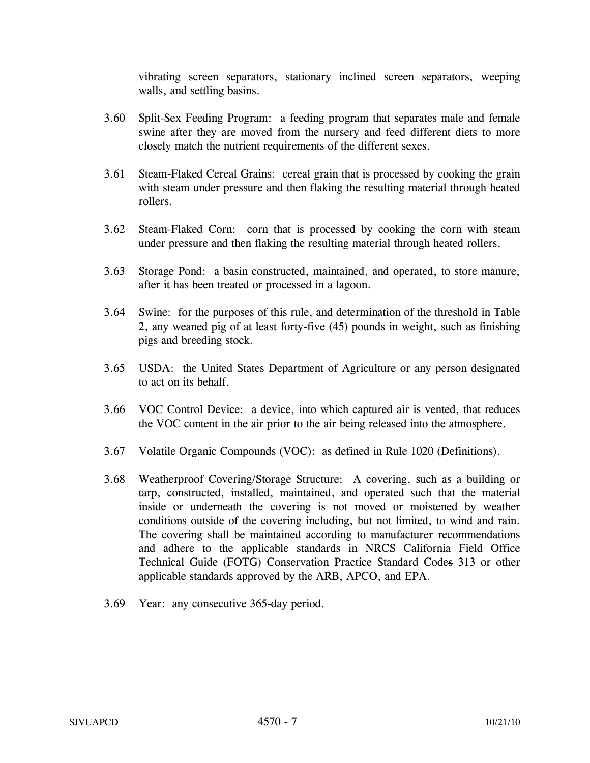vibrating screen separators, stationary inclined screen separators, weeping walls, and settling basins.

3.60 Split-Sex Feeding Program: a feeding program that separates male and female swine after they are moved from the nursery and feed different diets to more closely match the nutrient requirements of the different sexes.

3.61 Steam-Flaked Cereal Grains: cereal grain that is processed by cooking the grain with steam under pressure and then flaking the resulting material through heated rollers.

3.62 Steam-Flaked Corn: corn that is processed by cooking the corn with steam under pressure and then flaking the resulting material through heated rollers.

3.63 Storage Pond: a basin constructed, maintained, and operated, to store manure, after it has been treated or processed in a lagoon.

3.64 Swine: for the purposes of this rule, and determination of the threshold in Table 2, any weaned pig of at least forty-five (45) pounds in weight, such as finishing pigs and breeding stock.

3.65 USDA: the United States Department of Agriculture or any person designated to act on its behalf.

3.66 VOC Control Device: a device, into which captured air is vented, that reduces the VOC content in the air prior to the air being released into the atmosphere.

3.67 Volatile Organic Compounds (VOC): as defined in Rule 1020 (Definitions).

3.68 Weatherproof Covering/Storage Structure: A covering, such as a building or tarp, constructed, installed, maintained, and operated such that the material inside or underneath the covering is not moved or moistened by weather conditions outside of the covering including, but not limited, to wind and rain. The covering shall be maintained according to manufacturer recommendations and adhere to the applicable standards in NRCS California Field Office Technical Guide (FOTG) Conservation Practice Standard Codes 313 or other applicable standards approved by the ARB, APCO, and EPA.

3.69 Year: any consecutive 365-day period.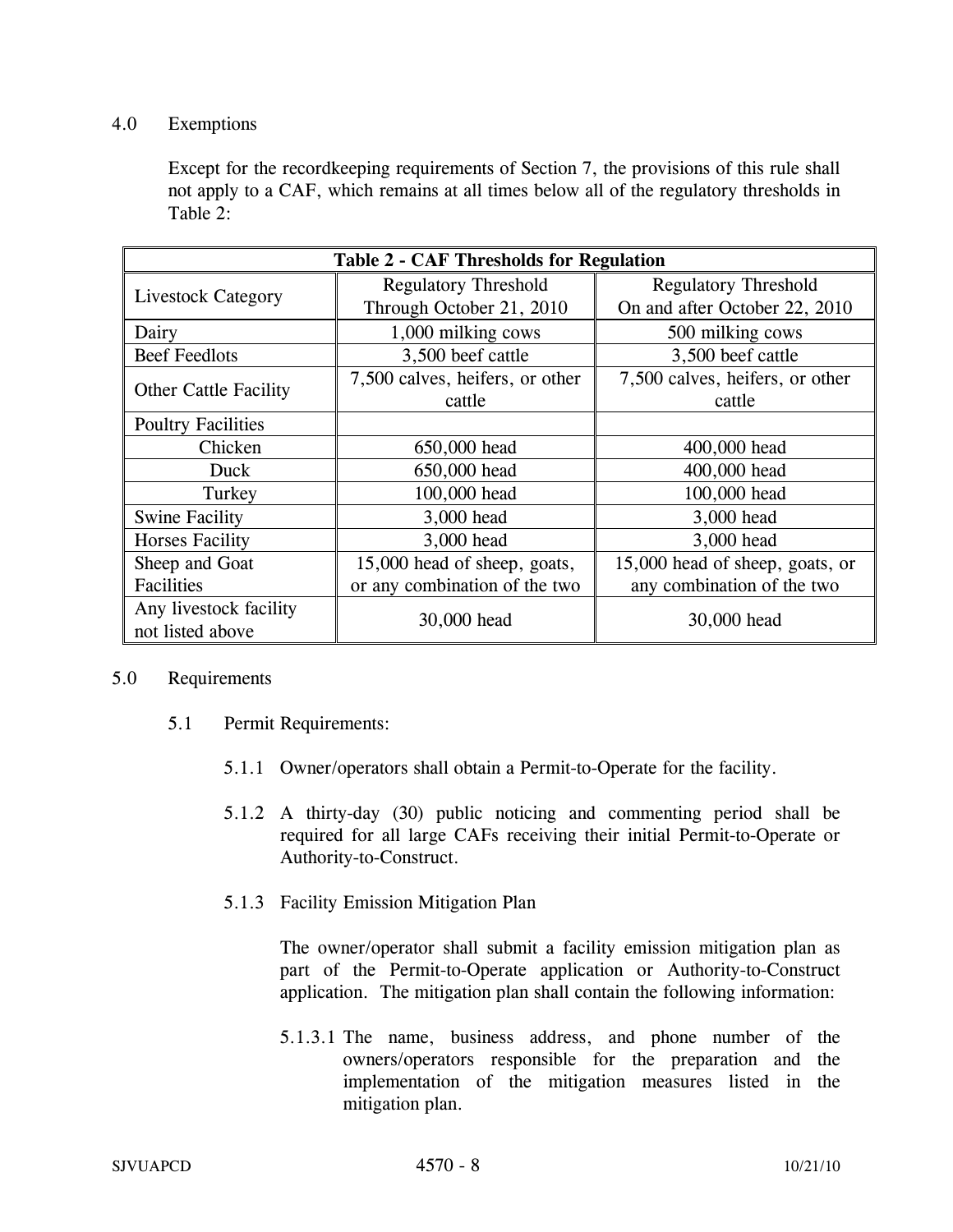## 4.0 Exemptions

Except for the recordkeeping requirements of Section 7, the provisions of this rule shall not apply to a CAF, which remains at all times below all of the regulatory thresholds in Table 2:

**Table 2 - CAF Thresholds for Regulation**

| Livestock Category | Regulatory Threshold Through October 21, 2010 | Regulatory Threshold On and after October 22, 2010 |
|---|---|---|
| Dairy | 1,000 milking cows | 500 milking cows |
| Beef Feedlots | 3,500 beef cattle | 3,500 beef cattle |
| Other Cattle Facility | 7,500 calves, heifers, or other cattle | 7,500 calves, heifers, or other cattle |
| Poultry Facilities | | |
| Chicken | 650,000 head | 400,000 head |
| Duck | 650,000 head | 400,000 head |
| Turkey | 100,000 head | 100,000 head |
| Swine Facility | 3,000 head | 3,000 head |
| Horses Facility | 3,000 head | 3,000 head |
| Sheep and Goat Facilities | 15,000 head of sheep, goats, or any combination of the two | 15,000 head of sheep, goats, or any combination of the two |
| Any livestock facility not listed above | 30,000 head | 30,000 head |

## 5.0 Requirements

### 5.1 Permit Requirements:

5.1.1 Owner/operators shall obtain a Permit-to-Operate for the facility.

5.1.2 A thirty-day (30) public noticing and commenting period shall be required for all large CAFs receiving their initial Permit-to-Operate or Authority-to-Construct.

5.1.3 Facility Emission Mitigation Plan

The owner/operator shall submit a facility emission mitigation plan as part of the Permit-to-Operate application or Authority-to-Construct application. The mitigation plan shall contain the following information:

5.1.3.1 The name, business address, and phone number of the owners/operators responsible for the preparation and the implementation of the mitigation measures listed in the mitigation plan.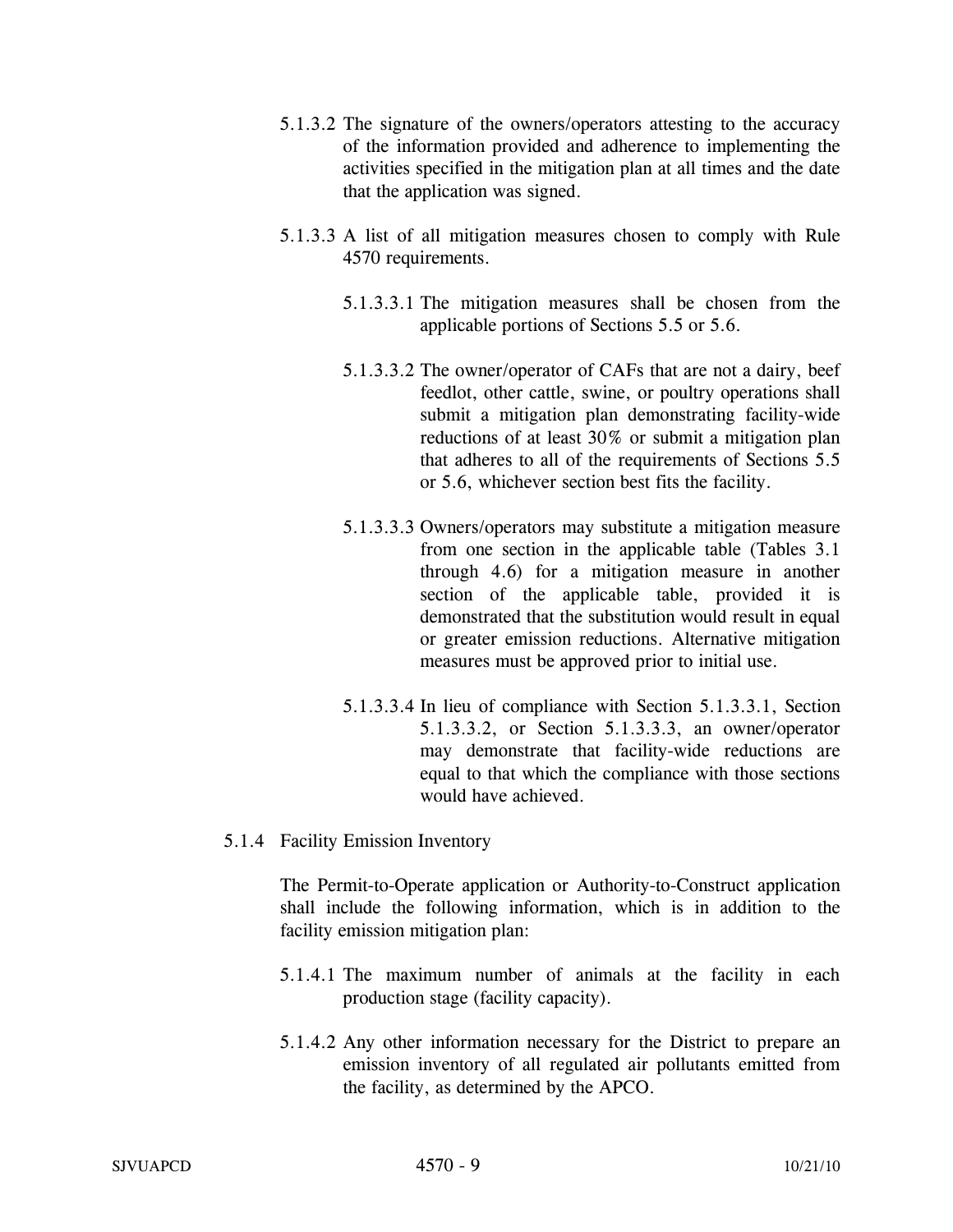5.1.3.2 The signature of the owners/operators attesting to the accuracy of the information provided and adherence to implementing the activities specified in the mitigation plan at all times and the date that the application was signed.

5.1.3.3 A list of all mitigation measures chosen to comply with Rule 4570 requirements.

5.1.3.3.1 The mitigation measures shall be chosen from the applicable portions of Sections 5.5 or 5.6.

5.1.3.3.2 The owner/operator of CAFs that are not a dairy, beef feedlot, other cattle, swine, or poultry operations shall submit a mitigation plan demonstrating facility-wide reductions of at least 30% or submit a mitigation plan that adheres to all of the requirements of Sections 5.5 or 5.6, whichever section best fits the facility.

5.1.3.3.3 Owners/operators may substitute a mitigation measure from one section in the applicable table (Tables 3.1 through 4.6) for a mitigation measure in another section of the applicable table, provided it is demonstrated that the substitution would result in equal or greater emission reductions. Alternative mitigation measures must be approved prior to initial use.

5.1.3.3.4 In lieu of compliance with Section 5.1.3.3.1, Section 5.1.3.3.2, or Section 5.1.3.3.3, an owner/operator may demonstrate that facility-wide reductions are equal to that which the compliance with those sections would have achieved.

5.1.4 Facility Emission Inventory

The Permit-to-Operate application or Authority-to-Construct application shall include the following information, which is in addition to the facility emission mitigation plan:

5.1.4.1 The maximum number of animals at the facility in each production stage (facility capacity).

5.1.4.2 Any other information necessary for the District to prepare an emission inventory of all regulated air pollutants emitted from the facility, as determined by the APCO.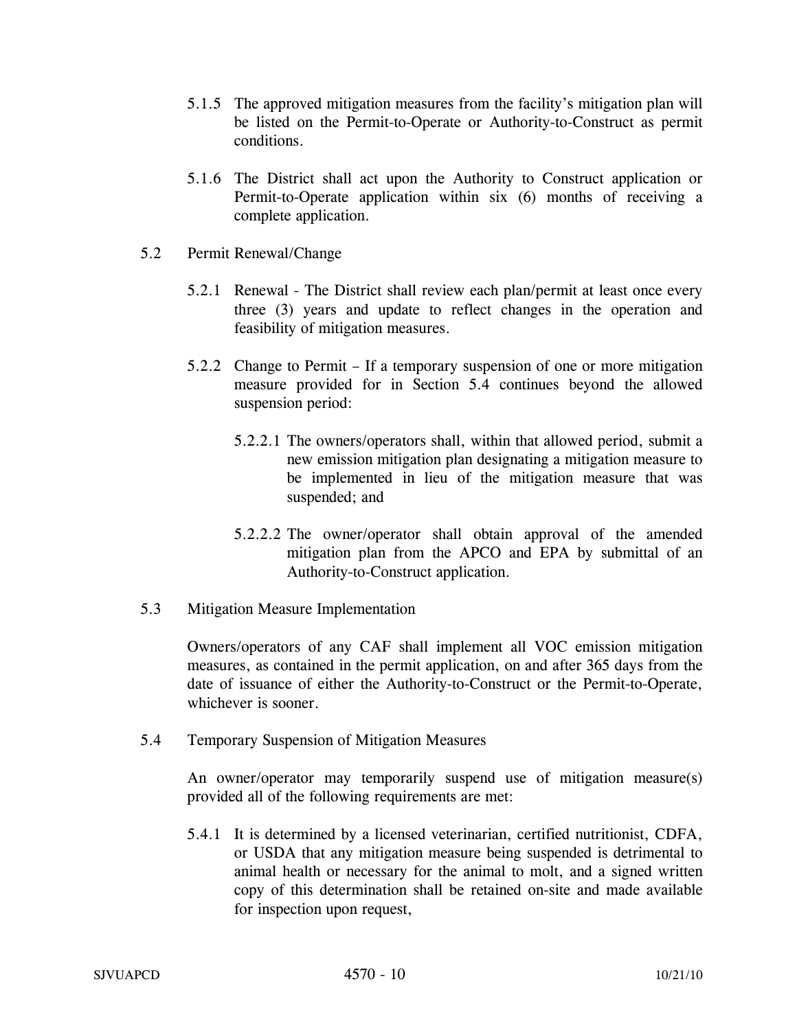5.1.5 The approved mitigation measures from the facility's mitigation plan will be listed on the Permit-to-Operate or Authority-to-Construct as permit conditions.

5.1.6 The District shall act upon the Authority to Construct application or Permit-to-Operate application within six (6) months of receiving a complete application.

5.2 Permit Renewal/Change

5.2.1 Renewal - The District shall review each plan/permit at least once every three (3) years and update to reflect changes in the operation and feasibility of mitigation measures.

5.2.2 Change to Permit – If a temporary suspension of one or more mitigation measure provided for in Section 5.4 continues beyond the allowed suspension period:

5.2.2.1 The owners/operators shall, within that allowed period, submit a new emission mitigation plan designating a mitigation measure to be implemented in lieu of the mitigation measure that was suspended; and

5.2.2.2 The owner/operator shall obtain approval of the amended mitigation plan from the APCO and EPA by submittal of an Authority-to-Construct application.

5.3 Mitigation Measure Implementation

Owners/operators of any CAF shall implement all VOC emission mitigation measures, as contained in the permit application, on and after 365 days from the date of issuance of either the Authority-to-Construct or the Permit-to-Operate, whichever is sooner.

5.4 Temporary Suspension of Mitigation Measures

An owner/operator may temporarily suspend use of mitigation measure(s) provided all of the following requirements are met:

5.4.1 It is determined by a licensed veterinarian, certified nutritionist, CDFA, or USDA that any mitigation measure being suspended is detrimental to animal health or necessary for the animal to molt, and a signed written copy of this determination shall be retained on-site and made available for inspection upon request,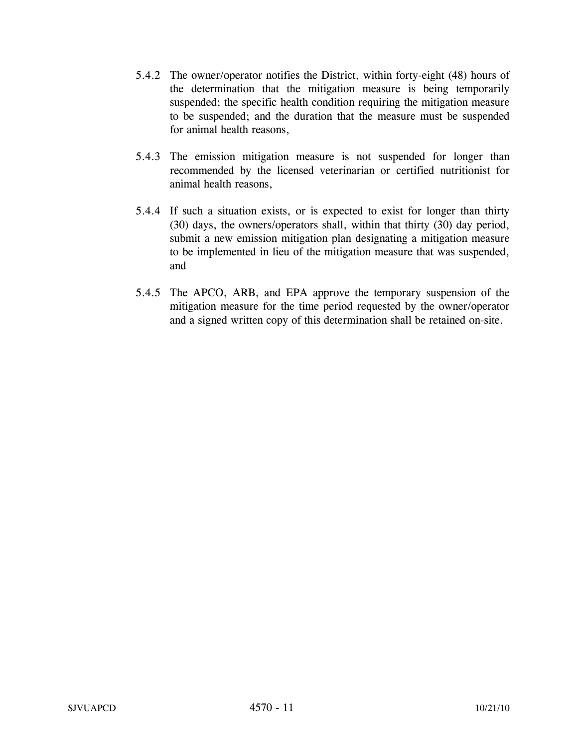5.4.2 The owner/operator notifies the District, within forty-eight (48) hours of the determination that the mitigation measure is being temporarily suspended; the specific health condition requiring the mitigation measure to be suspended; and the duration that the measure must be suspended for animal health reasons,

5.4.3 The emission mitigation measure is not suspended for longer than recommended by the licensed veterinarian or certified nutritionist for animal health reasons,

5.4.4 If such a situation exists, or is expected to exist for longer than thirty (30) days, the owners/operators shall, within that thirty (30) day period, submit a new emission mitigation plan designating a mitigation measure to be implemented in lieu of the mitigation measure that was suspended, and

5.4.5 The APCO, ARB, and EPA approve the temporary suspension of the mitigation measure for the time period requested by the owner/operator and a signed written copy of this determination shall be retained on-site.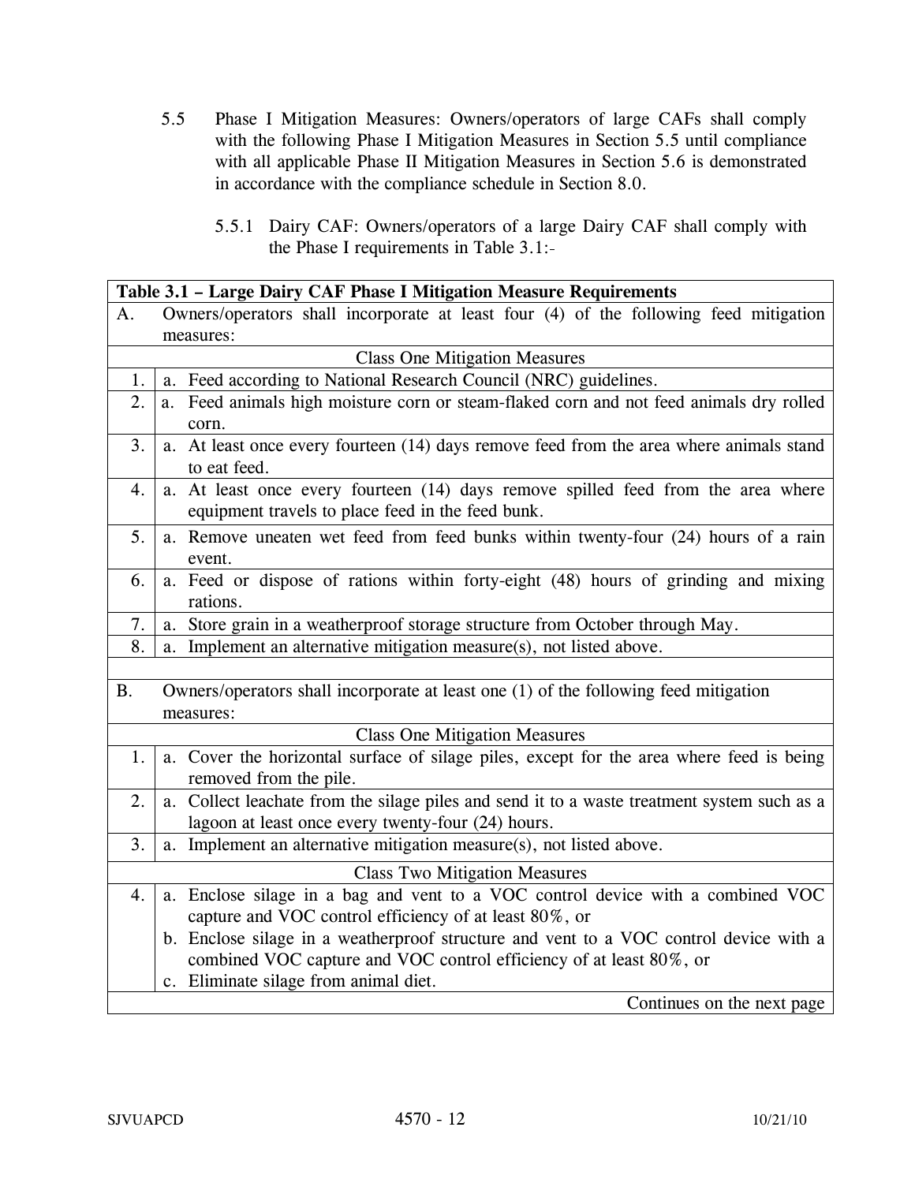5.5 Phase I Mitigation Measures: Owners/operators of large CAFs shall comply with the following Phase I Mitigation Measures in Section 5.5 until compliance with all applicable Phase II Mitigation Measures in Section 5.6 is demonstrated in accordance with the compliance schedule in Section 8.0.

5.5.1 Dairy CAF: Owners/operators of a large Dairy CAF shall comply with the Phase I requirements in Table 3.1:-

| **Table 3.1 – Large Dairy CAF Phase I Mitigation Measure Requirements** | |
|---|---|
| A. | Owners/operators shall incorporate at least four (4) of the following feed mitigation measures: |
| | Class One Mitigation Measures |
| 1. | a. Feed according to National Research Council (NRC) guidelines. |
| 2. | a. Feed animals high moisture corn or steam-flaked corn and not feed animals dry rolled corn. |
| 3. | a. At least once every fourteen (14) days remove feed from the area where animals stand to eat feed. |
| 4. | a. At least once every fourteen (14) days remove spilled feed from the area where equipment travels to place feed in the feed bunk. |
| 5. | a. Remove uneaten wet feed from feed bunks within twenty-four (24) hours of a rain event. |
| 6. | a. Feed or dispose of rations within forty-eight (48) hours of grinding and mixing rations. |
| 7. | a. Store grain in a weatherproof storage structure from October through May. |
| 8. | a. Implement an alternative mitigation measure(s), not listed above. |
| | |
| B. | Owners/operators shall incorporate at least one (1) of the following feed mitigation measures: |
| | Class One Mitigation Measures |
| 1. | a. Cover the horizontal surface of silage piles, except for the area where feed is being removed from the pile. |
| 2. | a. Collect leachate from the silage piles and send it to a waste treatment system such as a lagoon at least once every twenty-four (24) hours. |
| 3. | a. Implement an alternative mitigation measure(s), not listed above. |
| | Class Two Mitigation Measures |
| 4. | a. Enclose silage in a bag and vent to a VOC control device with a combined VOC capture and VOC control efficiency of at least 80%, or<br>b. Enclose silage in a weatherproof structure and vent to a VOC control device with a combined VOC capture and VOC control efficiency of at least 80%, or<br>c. Eliminate silage from animal diet. |
| | Continues on the next page |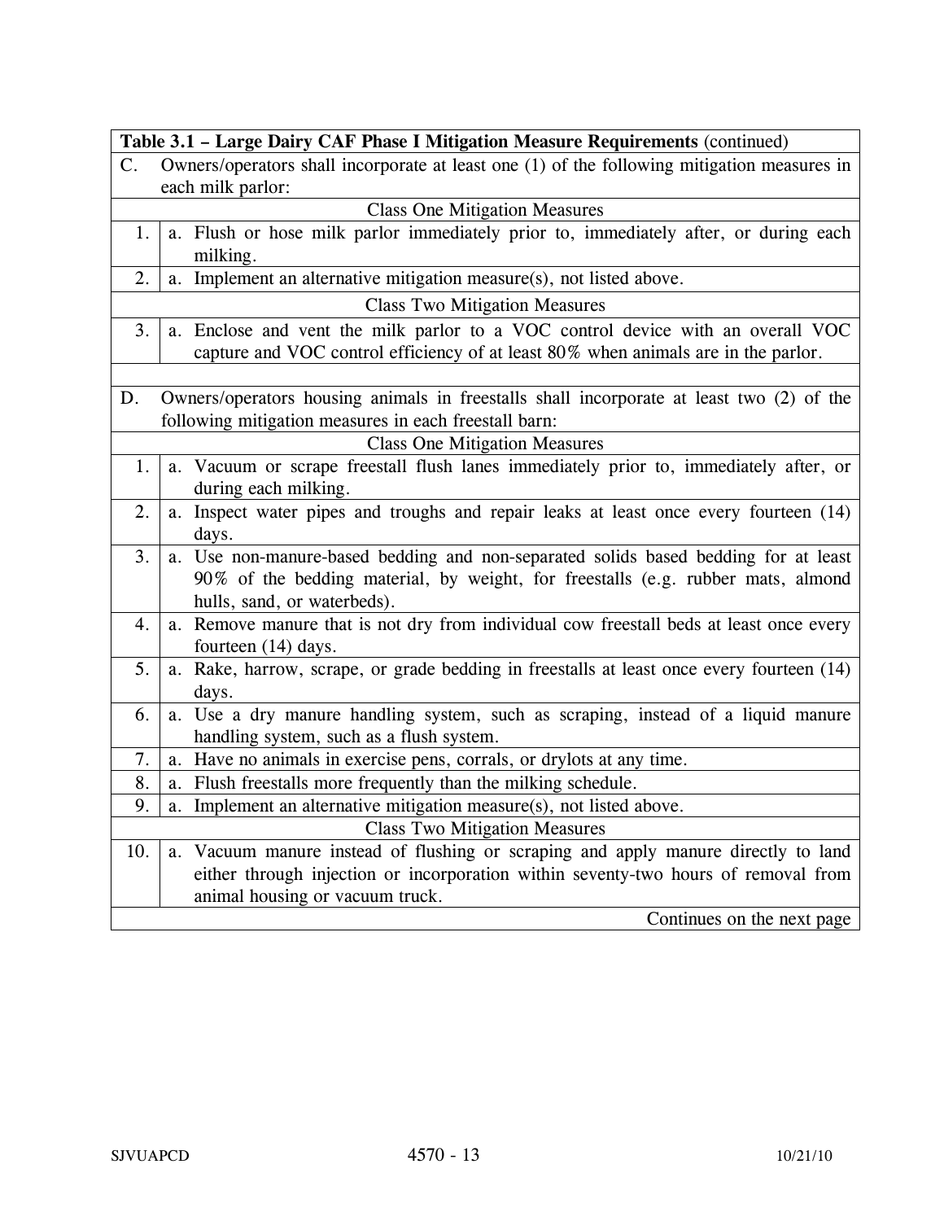| Table 3.1 – Large Dairy CAF Phase I Mitigation Measure Requirements (continued) | |
|---|---|
| C. | Owners/operators shall incorporate at least one (1) of the following mitigation measures in each milk parlor: |
| | Class One Mitigation Measures |
| 1. | a. Flush or hose milk parlor immediately prior to, immediately after, or during each milking. |
| 2. | a. Implement an alternative mitigation measure(s), not listed above. |
| | Class Two Mitigation Measures |
| 3. | a. Enclose and vent the milk parlor to a VOC control device with an overall VOC capture and VOC control efficiency of at least 80% when animals are in the parlor. |
| | |
| D. | Owners/operators housing animals in freestalls shall incorporate at least two (2) of the following mitigation measures in each freestall barn: |
| | Class One Mitigation Measures |
| 1. | a. Vacuum or scrape freestall flush lanes immediately prior to, immediately after, or during each milking. |
| 2. | a. Inspect water pipes and troughs and repair leaks at least once every fourteen (14) days. |
| 3. | a. Use non-manure-based bedding and non-separated solids based bedding for at least 90% of the bedding material, by weight, for freestalls (e.g. rubber mats, almond hulls, sand, or waterbeds). |
| 4. | a. Remove manure that is not dry from individual cow freestall beds at least once every fourteen (14) days. |
| 5. | a. Rake, harrow, scrape, or grade bedding in freestalls at least once every fourteen (14) days. |
| 6. | a. Use a dry manure handling system, such as scraping, instead of a liquid manure handling system, such as a flush system. |
| 7. | a. Have no animals in exercise pens, corrals, or drylots at any time. |
| 8. | a. Flush freestalls more frequently than the milking schedule. |
| 9. | a. Implement an alternative mitigation measure(s), not listed above. |
| | Class Two Mitigation Measures |
| 10. | a. Vacuum manure instead of flushing or scraping and apply manure directly to land either through injection or incorporation within seventy-two hours of removal from animal housing or vacuum truck. |
| | Continues on the next page |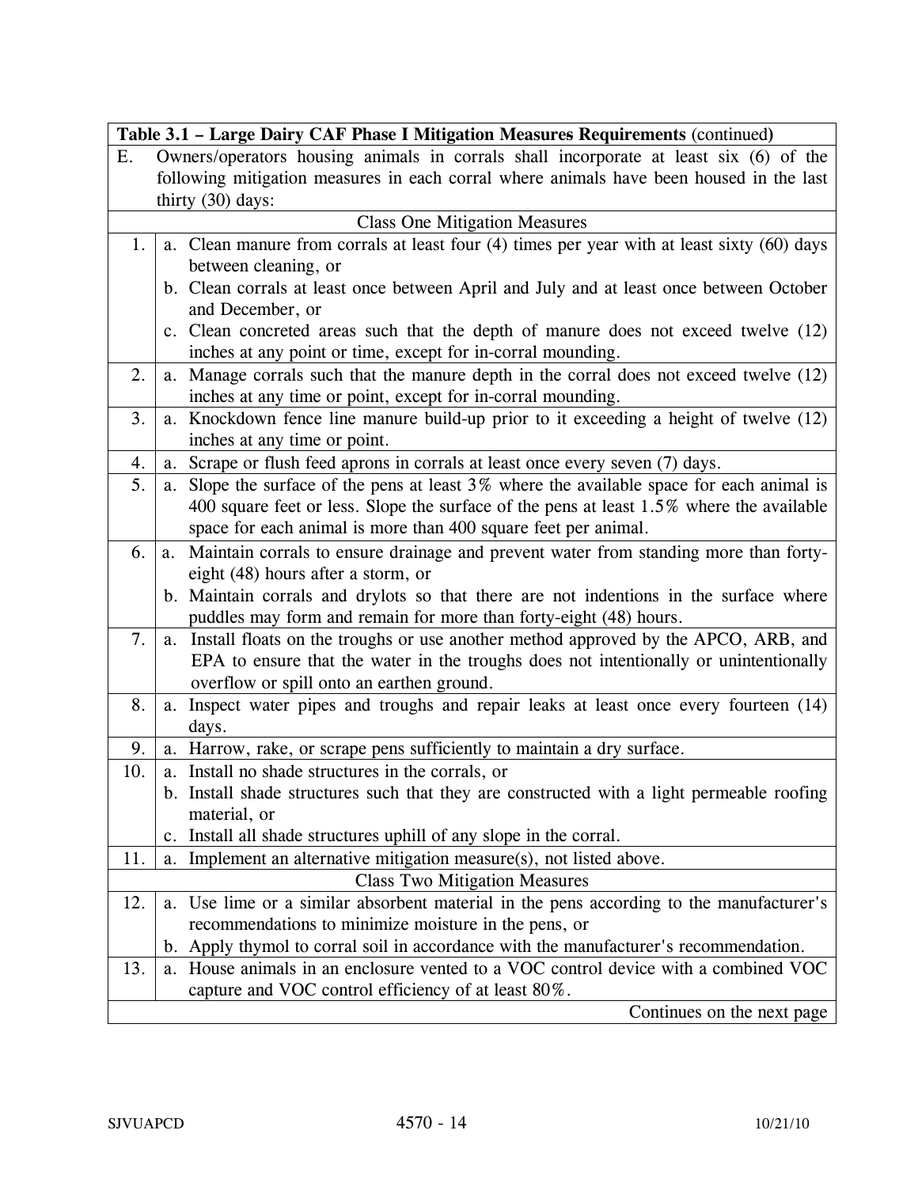| Table 3.1 – Large Dairy CAF Phase I Mitigation Measures Requirements (continued) | |
|---|---|
| E. | Owners/operators housing animals in corrals shall incorporate at least six (6) of the following mitigation measures in each corral where animals have been housed in the last thirty (30) days: |
| | Class One Mitigation Measures |
| 1. | a. Clean manure from corrals at least four (4) times per year with at least sixty (60) days between cleaning, or<br>b. Clean corrals at least once between April and July and at least once between October and December, or<br>c. Clean concreted areas such that the depth of manure does not exceed twelve (12) inches at any point or time, except for in-corral mounding. |
| 2. | a. Manage corrals such that the manure depth in the corral does not exceed twelve (12) inches at any time or point, except for in-corral mounding. |
| 3. | a. Knockdown fence line manure build-up prior to it exceeding a height of twelve (12) inches at any time or point. |
| 4. | a. Scrape or flush feed aprons in corrals at least once every seven (7) days. |
| 5. | a. Slope the surface of the pens at least 3% where the available space for each animal is 400 square feet or less. Slope the surface of the pens at least 1.5% where the available space for each animal is more than 400 square feet per animal. |
| 6. | a. Maintain corrals to ensure drainage and prevent water from standing more than forty-eight (48) hours after a storm, or<br>b. Maintain corrals and drylots so that there are not indentions in the surface where puddles may form and remain for more than forty-eight (48) hours. |
| 7. | a. Install floats on the troughs or use another method approved by the APCO, ARB, and EPA to ensure that the water in the troughs does not intentionally or unintentionally overflow or spill onto an earthen ground. |
| 8. | a. Inspect water pipes and troughs and repair leaks at least once every fourteen (14) days. |
| 9. | a. Harrow, rake, or scrape pens sufficiently to maintain a dry surface. |
| 10. | a. Install no shade structures in the corrals, or<br>b. Install shade structures such that they are constructed with a light permeable roofing material, or<br>c. Install all shade structures uphill of any slope in the corral. |
| 11. | a. Implement an alternative mitigation measure(s), not listed above. |
| | Class Two Mitigation Measures |
| 12. | a. Use lime or a similar absorbent material in the pens according to the manufacturer's recommendations to minimize moisture in the pens, or<br>b. Apply thymol to corral soil in accordance with the manufacturer's recommendation. |
| 13. | a. House animals in an enclosure vented to a VOC control device with a combined VOC capture and VOC control efficiency of at least 80%. |
| | Continues on the next page |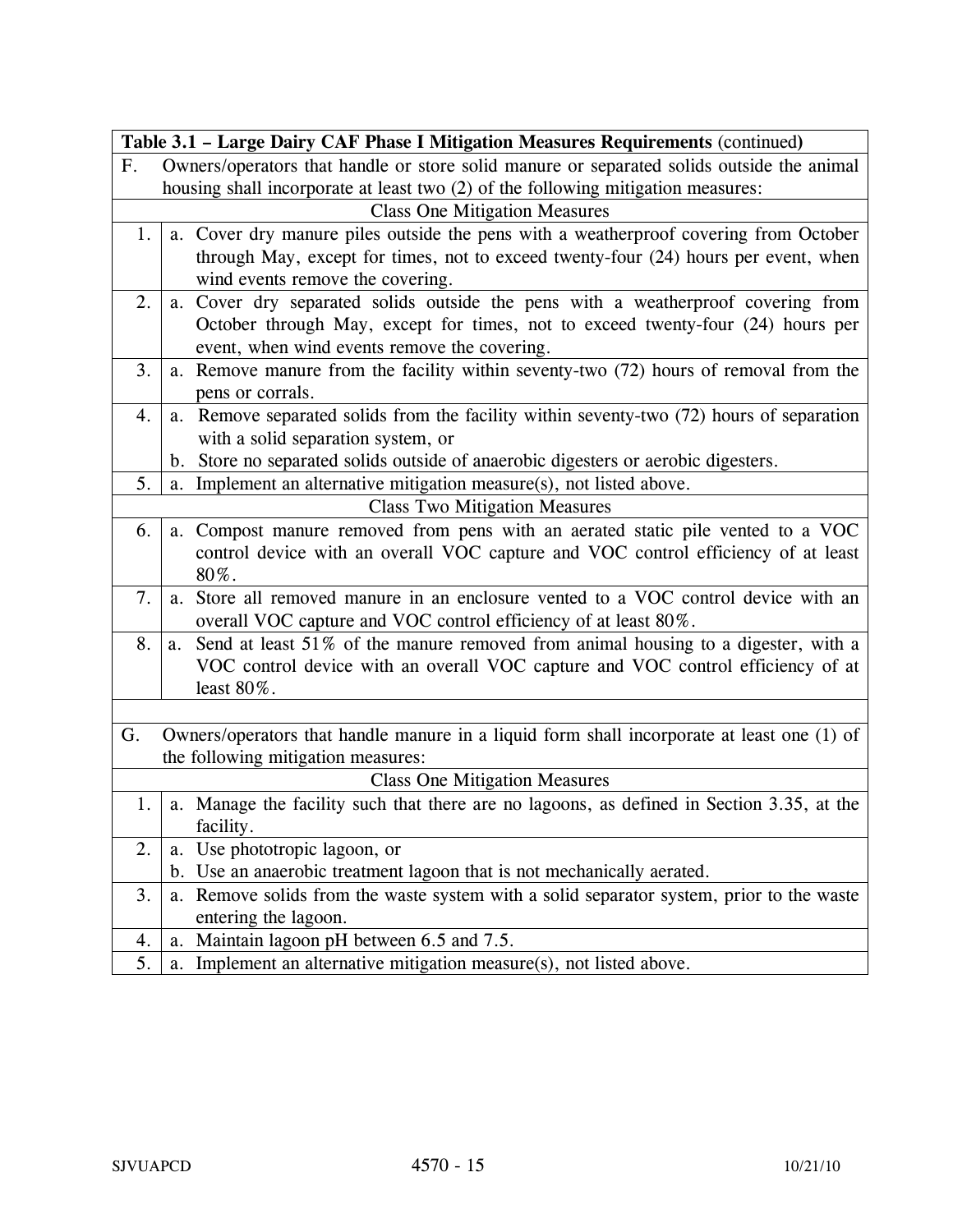| Table 3.1 – Large Dairy CAF Phase I Mitigation Measures Requirements (continued) | |
|---|---|
| F. | Owners/operators that handle or store solid manure or separated solids outside the animal housing shall incorporate at least two (2) of the following mitigation measures: |
| Class One Mitigation Measures | |
| 1. | a. Cover dry manure piles outside the pens with a weatherproof covering from October through May, except for times, not to exceed twenty-four (24) hours per event, when wind events remove the covering. |
| 2. | a. Cover dry separated solids outside the pens with a weatherproof covering from October through May, except for times, not to exceed twenty-four (24) hours per event, when wind events remove the covering. |
| 3. | a. Remove manure from the facility within seventy-two (72) hours of removal from the pens or corrals. |
| 4. | a. Remove separated solids from the facility within seventy-two (72) hours of separation with a solid separation system, or<br>b. Store no separated solids outside of anaerobic digesters or aerobic digesters. |
| 5. | a. Implement an alternative mitigation measure(s), not listed above. |
| Class Two Mitigation Measures | |
| 6. | a. Compost manure removed from pens with an aerated static pile vented to a VOC control device with an overall VOC capture and VOC control efficiency of at least 80%. |
| 7. | a. Store all removed manure in an enclosure vented to a VOC control device with an overall VOC capture and VOC control efficiency of at least 80%. |
| 8. | a. Send at least 51% of the manure removed from animal housing to a digester, with a VOC control device with an overall VOC capture and VOC control efficiency of at least 80%. |
| | |
| G. | Owners/operators that handle manure in a liquid form shall incorporate at least one (1) of the following mitigation measures: |
| Class One Mitigation Measures | |
| 1. | a. Manage the facility such that there are no lagoons, as defined in Section 3.35, at the facility. |
| 2. | a. Use phototropic lagoon, or<br>b. Use an anaerobic treatment lagoon that is not mechanically aerated. |
| 3. | a. Remove solids from the waste system with a solid separator system, prior to the waste entering the lagoon. |
| 4. | a. Maintain lagoon pH between 6.5 and 7.5. |
| 5. | a. Implement an alternative mitigation measure(s), not listed above. |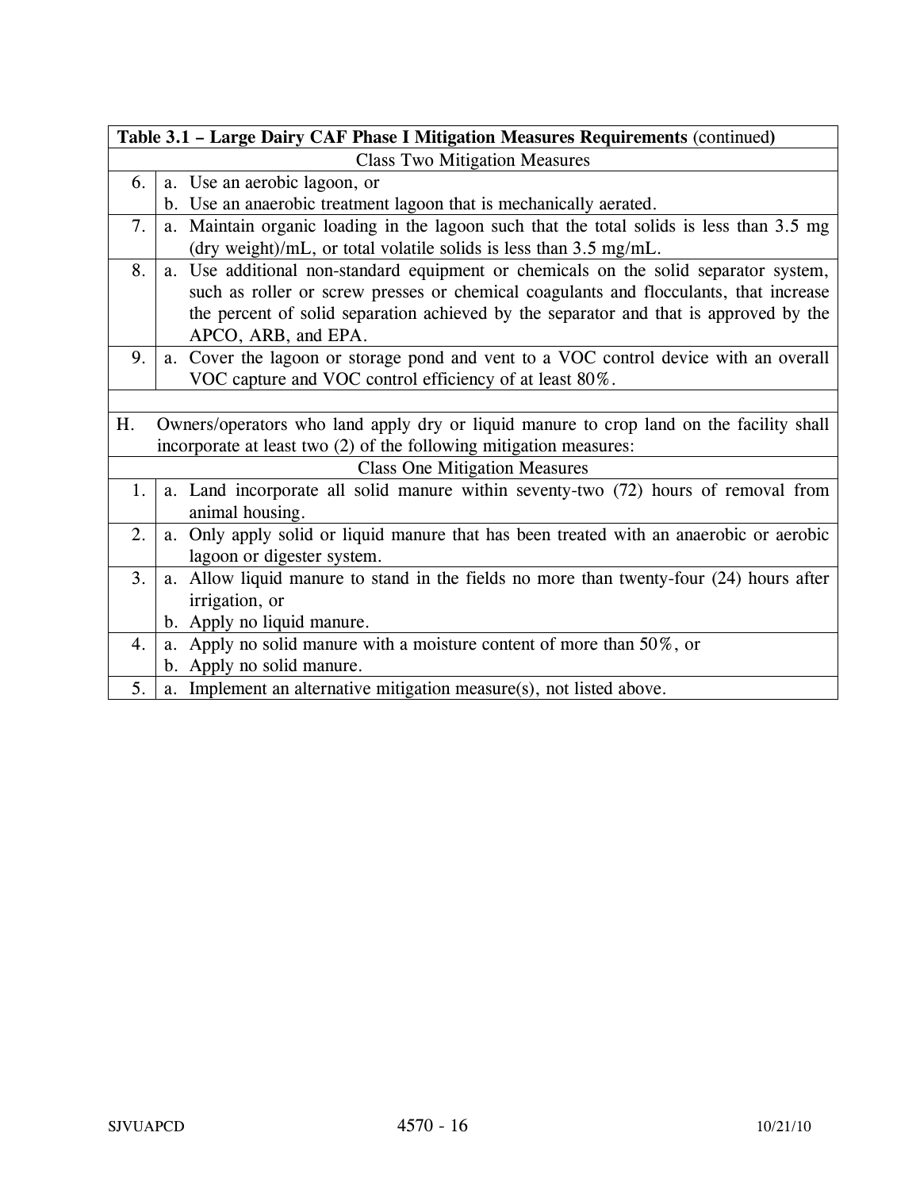| Table 3.1 – Large Dairy CAF Phase I Mitigation Measures Requirements (continued) | |
|---|---|
| Class Two Mitigation Measures | |
| 6. | a. Use an aerobic lagoon, or<br>b. Use an anaerobic treatment lagoon that is mechanically aerated. |
| 7. | a. Maintain organic loading in the lagoon such that the total solids is less than 3.5 mg (dry weight)/mL, or total volatile solids is less than 3.5 mg/mL. |
| 8. | a. Use additional non-standard equipment or chemicals on the solid separator system, such as roller or screw presses or chemical coagulants and flocculants, that increase the percent of solid separation achieved by the separator and that is approved by the APCO, ARB, and EPA. |
| 9. | a. Cover the lagoon or storage pond and vent to a VOC control device with an overall VOC capture and VOC control efficiency of at least 80%. |
| | |
| H. | Owners/operators who land apply dry or liquid manure to crop land on the facility shall incorporate at least two (2) of the following mitigation measures: |
| Class One Mitigation Measures | |
| 1. | a. Land incorporate all solid manure within seventy-two (72) hours of removal from animal housing. |
| 2. | a. Only apply solid or liquid manure that has been treated with an anaerobic or aerobic lagoon or digester system. |
| 3. | a. Allow liquid manure to stand in the fields no more than twenty-four (24) hours after irrigation, or<br>b. Apply no liquid manure. |
| 4. | a. Apply no solid manure with a moisture content of more than 50%, or<br>b. Apply no solid manure. |
| 5. | a. Implement an alternative mitigation measure(s), not listed above. |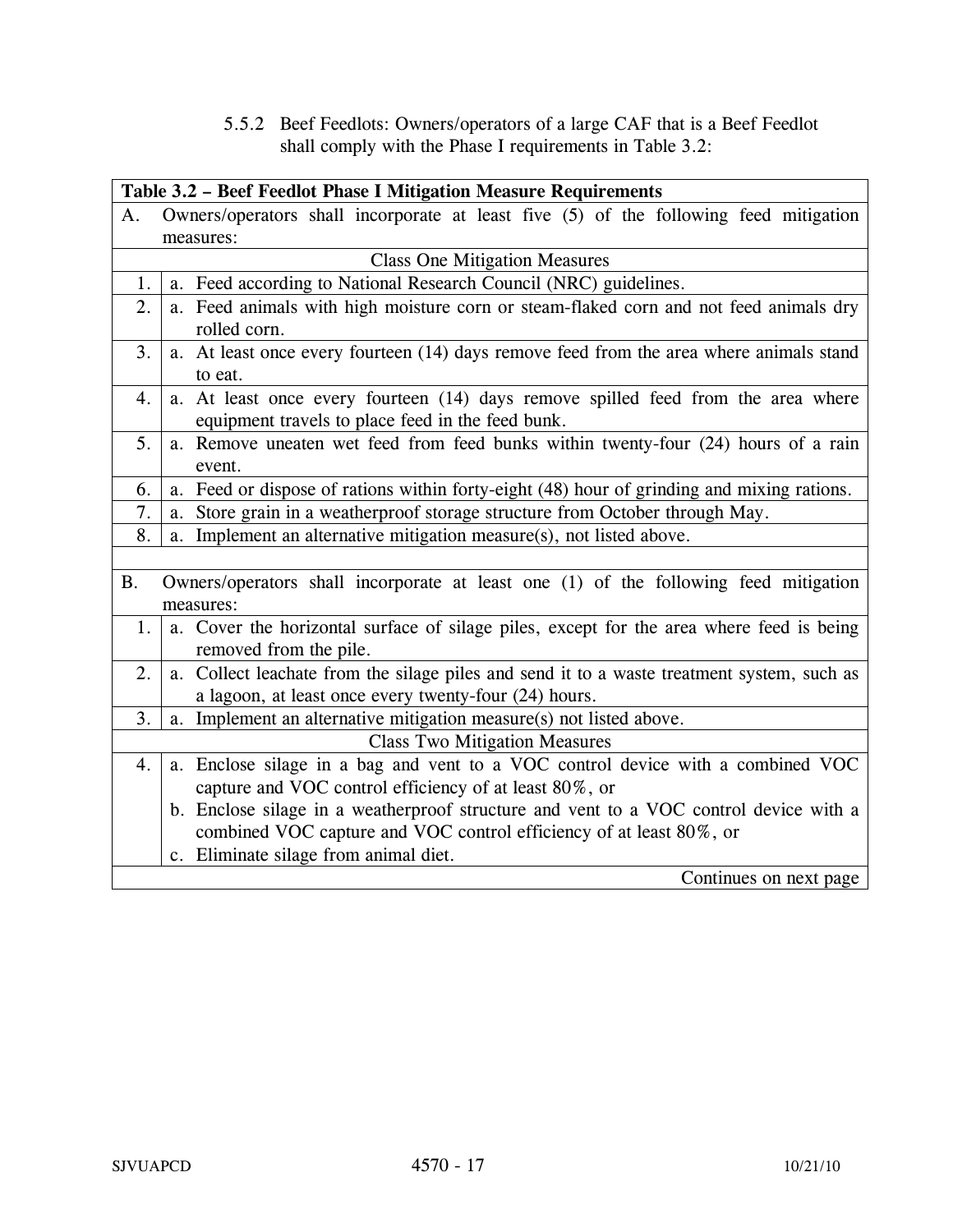5.5.2 Beef Feedlots: Owners/operators of a large CAF that is a Beef Feedlot shall comply with the Phase I requirements in Table 3.2:

| **Table 3.2 – Beef Feedlot Phase I Mitigation Measure Requirements** | |
|---|---|
| A. | Owners/operators shall incorporate at least five (5) of the following feed mitigation measures: |
| | Class One Mitigation Measures |
| 1. | a. Feed according to National Research Council (NRC) guidelines. |
| 2. | a. Feed animals with high moisture corn or steam-flaked corn and not feed animals dry rolled corn. |
| 3. | a. At least once every fourteen (14) days remove feed from the area where animals stand to eat. |
| 4. | a. At least once every fourteen (14) days remove spilled feed from the area where equipment travels to place feed in the feed bunk. |
| 5. | a. Remove uneaten wet feed from feed bunks within twenty-four (24) hours of a rain event. |
| 6. | a. Feed or dispose of rations within forty-eight (48) hour of grinding and mixing rations. |
| 7. | a. Store grain in a weatherproof storage structure from October through May. |
| 8. | a. Implement an alternative mitigation measure(s), not listed above. |
| | |
| B. | Owners/operators shall incorporate at least one (1) of the following feed mitigation measures: |
| 1. | a. Cover the horizontal surface of silage piles, except for the area where feed is being removed from the pile. |
| 2. | a. Collect leachate from the silage piles and send it to a waste treatment system, such as a lagoon, at least once every twenty-four (24) hours. |
| 3. | a. Implement an alternative mitigation measure(s) not listed above. |
| | Class Two Mitigation Measures |
| 4. | a. Enclose silage in a bag and vent to a VOC control device with a combined VOC capture and VOC control efficiency of at least 80%, or<br>b. Enclose silage in a weatherproof structure and vent to a VOC control device with a combined VOC capture and VOC control efficiency of at least 80%, or<br>c. Eliminate silage from animal diet. |
| | Continues on next page |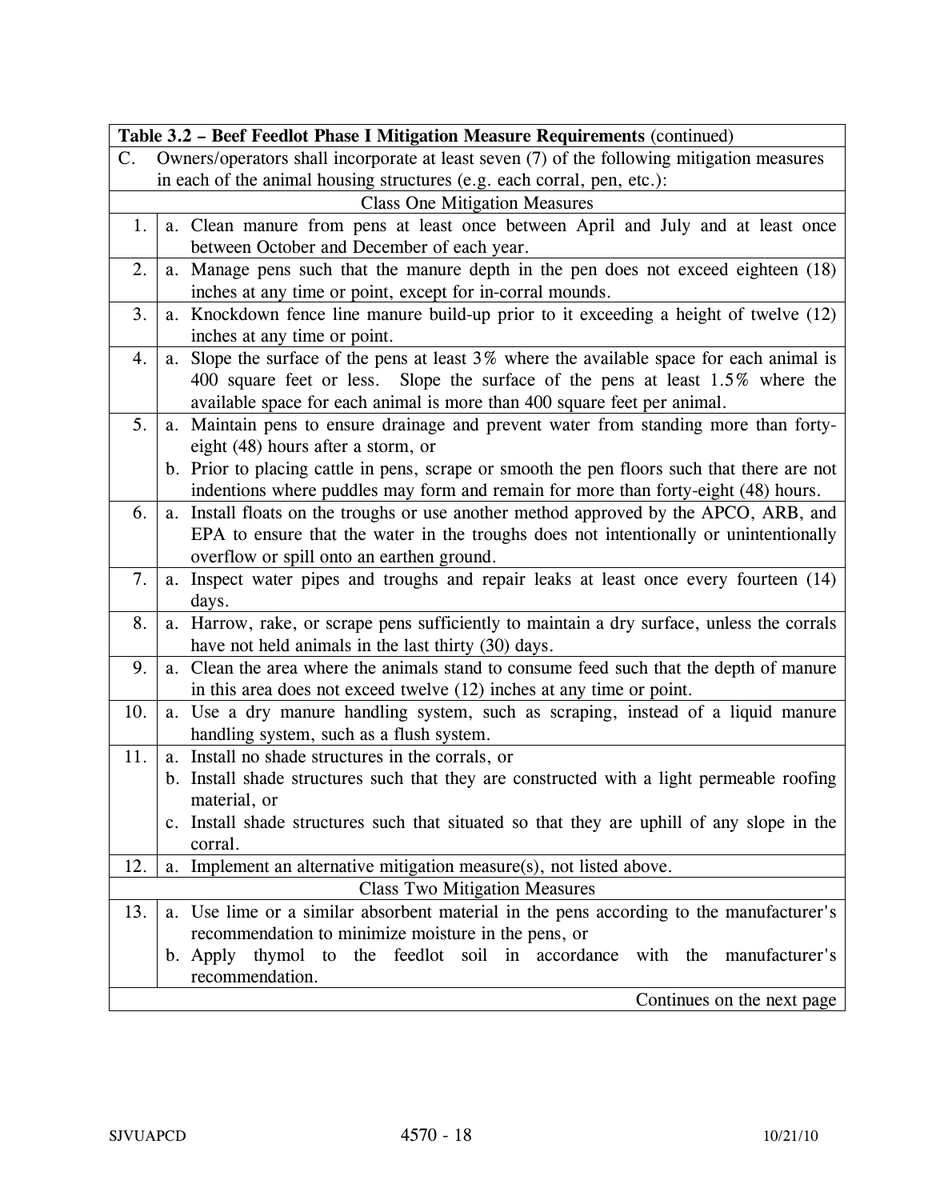| Table 3.2 – Beef Feedlot Phase I Mitigation Measure Requirements (continued) | |
|---|---|
| C. Owners/operators shall incorporate at least seven (7) of the following mitigation measures in each of the animal housing structures (e.g. each corral, pen, etc.): | |
| Class One Mitigation Measures | |
| 1. | a. Clean manure from pens at least once between April and July and at least once between October and December of each year. |
| 2. | a. Manage pens such that the manure depth in the pen does not exceed eighteen (18) inches at any time or point, except for in-corral mounds. |
| 3. | a. Knockdown fence line manure build-up prior to it exceeding a height of twelve (12) inches at any time or point. |
| 4. | a. Slope the surface of the pens at least 3% where the available space for each animal is 400 square feet or less. Slope the surface of the pens at least 1.5% where the available space for each animal is more than 400 square feet per animal. |
| 5. | a. Maintain pens to ensure drainage and prevent water from standing more than forty-eight (48) hours after a storm, or<br>b. Prior to placing cattle in pens, scrape or smooth the pen floors such that there are not indentions where puddles may form and remain for more than forty-eight (48) hours. |
| 6. | a. Install floats on the troughs or use another method approved by the APCO, ARB, and EPA to ensure that the water in the troughs does not intentionally or unintentionally overflow or spill onto an earthen ground. |
| 7. | a. Inspect water pipes and troughs and repair leaks at least once every fourteen (14) days. |
| 8. | a. Harrow, rake, or scrape pens sufficiently to maintain a dry surface, unless the corrals have not held animals in the last thirty (30) days. |
| 9. | a. Clean the area where the animals stand to consume feed such that the depth of manure in this area does not exceed twelve (12) inches at any time or point. |
| 10. | a. Use a dry manure handling system, such as scraping, instead of a liquid manure handling system, such as a flush system. |
| 11. | a. Install no shade structures in the corrals, or<br>b. Install shade structures such that they are constructed with a light permeable roofing material, or<br>c. Install shade structures such that situated so that they are uphill of any slope in the corral. |
| 12. | a. Implement an alternative mitigation measure(s), not listed above. |
| Class Two Mitigation Measures | |
| 13. | a. Use lime or a similar absorbent material in the pens according to the manufacturer's recommendation to minimize moisture in the pens, or<br>b. Apply thymol to the feedlot soil in accordance with the manufacturer's recommendation. |
| Continues on the next page | |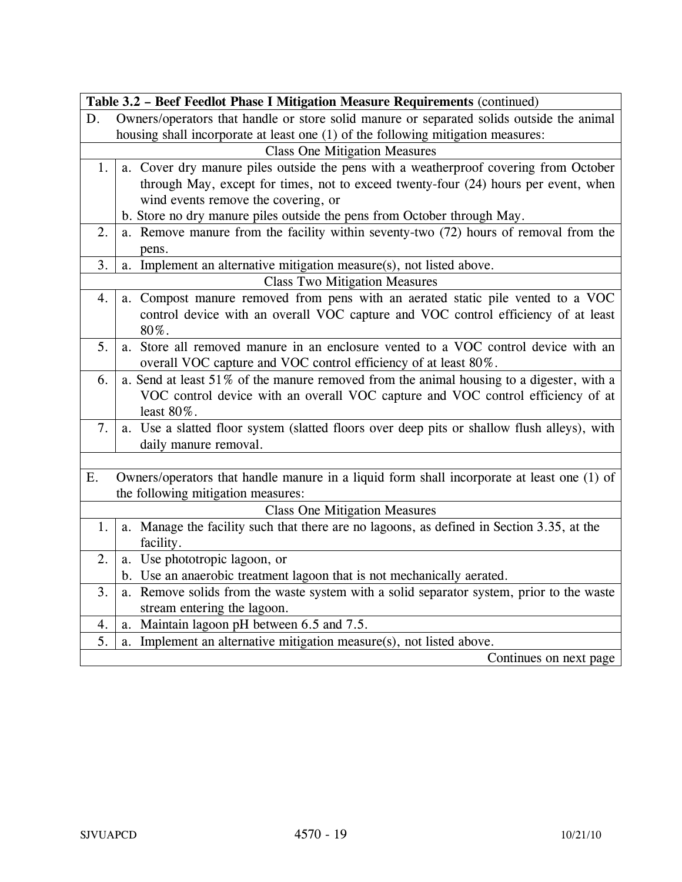| Table 3.2 – Beef Feedlot Phase I Mitigation Measure Requirements (continued) | |
|---|---|
| D. | Owners/operators that handle or store solid manure or separated solids outside the animal housing shall incorporate at least one (1) of the following mitigation measures: |
| | Class One Mitigation Measures |
| 1. | a. Cover dry manure piles outside the pens with a weatherproof covering from October through May, except for times, not to exceed twenty-four (24) hours per event, when wind events remove the covering, or<br>b. Store no dry manure piles outside the pens from October through May. |
| 2. | a. Remove manure from the facility within seventy-two (72) hours of removal from the pens. |
| 3. | a. Implement an alternative mitigation measure(s), not listed above. |
| | Class Two Mitigation Measures |
| 4. | a. Compost manure removed from pens with an aerated static pile vented to a VOC control device with an overall VOC capture and VOC control efficiency of at least 80%. |
| 5. | a. Store all removed manure in an enclosure vented to a VOC control device with an overall VOC capture and VOC control efficiency of at least 80%. |
| 6. | a. Send at least 51% of the manure removed from the animal housing to a digester, with a VOC control device with an overall VOC capture and VOC control efficiency of at least 80%. |
| 7. | a. Use a slatted floor system (slatted floors over deep pits or shallow flush alleys), with daily manure removal. |
| | |
| E. | Owners/operators that handle manure in a liquid form shall incorporate at least one (1) of the following mitigation measures: |
| | Class One Mitigation Measures |
| 1. | a. Manage the facility such that there are no lagoons, as defined in Section 3.35, at the facility. |
| 2. | a. Use phototropic lagoon, or<br>b. Use an anaerobic treatment lagoon that is not mechanically aerated. |
| 3. | a. Remove solids from the waste system with a solid separator system, prior to the waste stream entering the lagoon. |
| 4. | a. Maintain lagoon pH between 6.5 and 7.5. |
| 5. | a. Implement an alternative mitigation measure(s), not listed above. |
| | Continues on next page |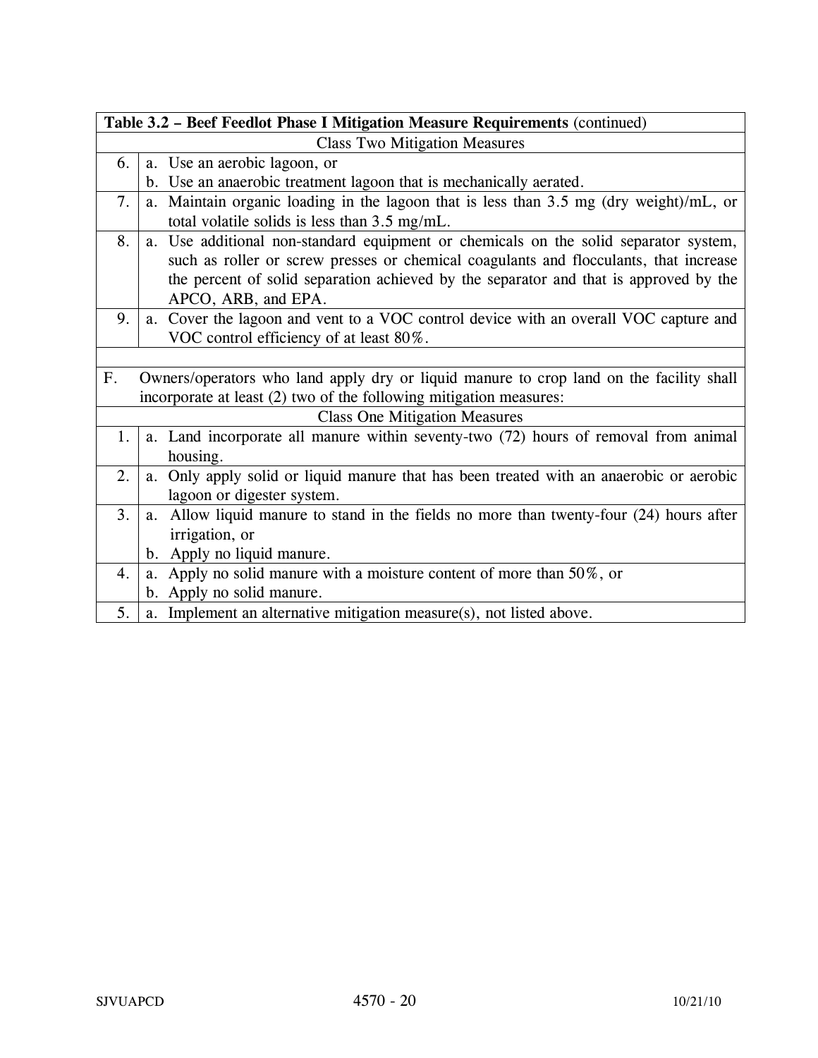| Table 3.2 – Beef Feedlot Phase I Mitigation Measure Requirements (continued) | |
|---|---|
| Class Two Mitigation Measures | |
| 6. | a. Use an aerobic lagoon, or<br>b. Use an anaerobic treatment lagoon that is mechanically aerated. |
| 7. | a. Maintain organic loading in the lagoon that is less than 3.5 mg (dry weight)/mL, or total volatile solids is less than 3.5 mg/mL. |
| 8. | a. Use additional non-standard equipment or chemicals on the solid separator system, such as roller or screw presses or chemical coagulants and flocculants, that increase the percent of solid separation achieved by the separator and that is approved by the APCO, ARB, and EPA. |
| 9. | a. Cover the lagoon and vent to a VOC control device with an overall VOC capture and VOC control efficiency of at least 80%. |
| | |
| F. | Owners/operators who land apply dry or liquid manure to crop land on the facility shall incorporate at least (2) two of the following mitigation measures: |
| Class One Mitigation Measures | |
| 1. | a. Land incorporate all manure within seventy-two (72) hours of removal from animal housing. |
| 2. | a. Only apply solid or liquid manure that has been treated with an anaerobic or aerobic lagoon or digester system. |
| 3. | a. Allow liquid manure to stand in the fields no more than twenty-four (24) hours after irrigation, or<br>b. Apply no liquid manure. |
| 4. | a. Apply no solid manure with a moisture content of more than 50%, or<br>b. Apply no solid manure. |
| 5. | a. Implement an alternative mitigation measure(s), not listed above. |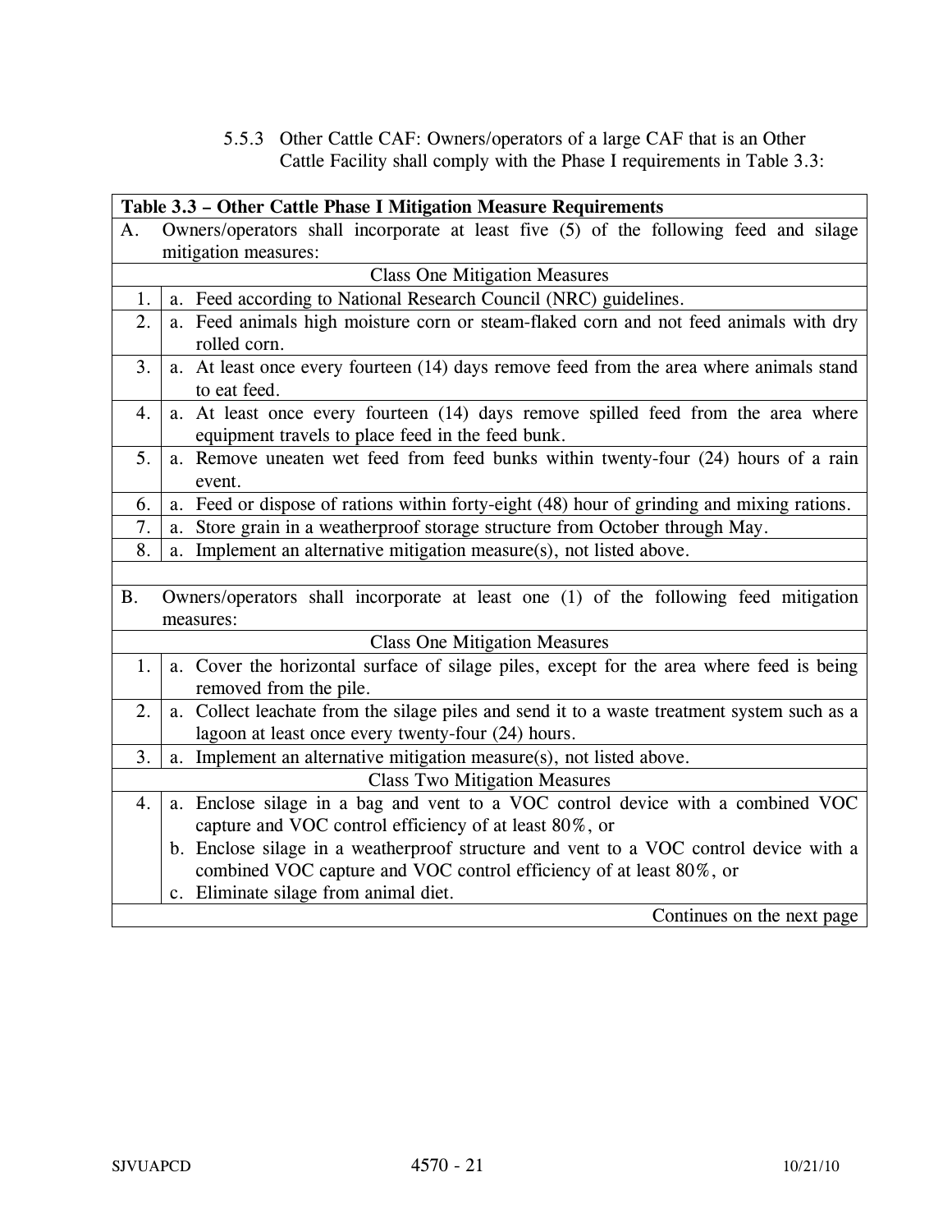5.5.3 Other Cattle CAF: Owners/operators of a large CAF that is an Other Cattle Facility shall comply with the Phase I requirements in Table 3.3:

| **Table 3.3 – Other Cattle Phase I Mitigation Measure Requirements** | |
|---|---|
| A. | Owners/operators shall incorporate at least five (5) of the following feed and silage mitigation measures: |
| | Class One Mitigation Measures |
| 1. | a. Feed according to National Research Council (NRC) guidelines. |
| 2. | a. Feed animals high moisture corn or steam-flaked corn and not feed animals with dry rolled corn. |
| 3. | a. At least once every fourteen (14) days remove feed from the area where animals stand to eat feed. |
| 4. | a. At least once every fourteen (14) days remove spilled feed from the area where equipment travels to place feed in the feed bunk. |
| 5. | a. Remove uneaten wet feed from feed bunks within twenty-four (24) hours of a rain event. |
| 6. | a. Feed or dispose of rations within forty-eight (48) hour of grinding and mixing rations. |
| 7. | a. Store grain in a weatherproof storage structure from October through May. |
| 8. | a. Implement an alternative mitigation measure(s), not listed above. |
| | |
| B. | Owners/operators shall incorporate at least one (1) of the following feed mitigation measures: |
| | Class One Mitigation Measures |
| 1. | a. Cover the horizontal surface of silage piles, except for the area where feed is being removed from the pile. |
| 2. | a. Collect leachate from the silage piles and send it to a waste treatment system such as a lagoon at least once every twenty-four (24) hours. |
| 3. | a. Implement an alternative mitigation measure(s), not listed above. |
| | Class Two Mitigation Measures |
| 4. | a. Enclose silage in a bag and vent to a VOC control device with a combined VOC capture and VOC control efficiency of at least 80%, or<br>b. Enclose silage in a weatherproof structure and vent to a VOC control device with a combined VOC capture and VOC control efficiency of at least 80%, or<br>c. Eliminate silage from animal diet. |
| | Continues on the next page |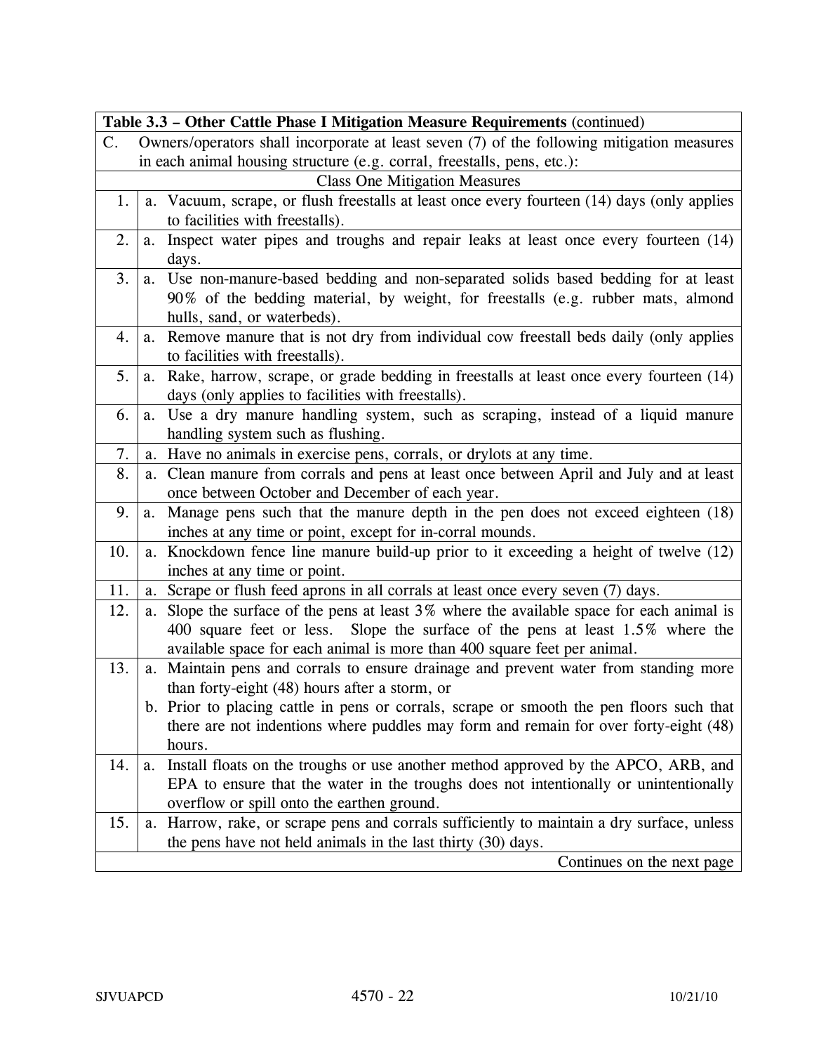| Table 3.3 – Other Cattle Phase I Mitigation Measure Requirements (continued) | |
|---|---|
| C. | Owners/operators shall incorporate at least seven (7) of the following mitigation measures in each animal housing structure (e.g. corral, freestalls, pens, etc.): |
| | Class One Mitigation Measures |
| 1. | a. Vacuum, scrape, or flush freestalls at least once every fourteen (14) days (only applies to facilities with freestalls). |
| 2. | a. Inspect water pipes and troughs and repair leaks at least once every fourteen (14) days. |
| 3. | a. Use non-manure-based bedding and non-separated solids based bedding for at least 90% of the bedding material, by weight, for freestalls (e.g. rubber mats, almond hulls, sand, or waterbeds). |
| 4. | a. Remove manure that is not dry from individual cow freestall beds daily (only applies to facilities with freestalls). |
| 5. | a. Rake, harrow, scrape, or grade bedding in freestalls at least once every fourteen (14) days (only applies to facilities with freestalls). |
| 6. | a. Use a dry manure handling system, such as scraping, instead of a liquid manure handling system such as flushing. |
| 7. | a. Have no animals in exercise pens, corrals, or drylots at any time. |
| 8. | a. Clean manure from corrals and pens at least once between April and July and at least once between October and December of each year. |
| 9. | a. Manage pens such that the manure depth in the pen does not exceed eighteen (18) inches at any time or point, except for in-corral mounds. |
| 10. | a. Knockdown fence line manure build-up prior to it exceeding a height of twelve (12) inches at any time or point. |
| 11. | a. Scrape or flush feed aprons in all corrals at least once every seven (7) days. |
| 12. | a. Slope the surface of the pens at least 3% where the available space for each animal is 400 square feet or less. Slope the surface of the pens at least 1.5% where the available space for each animal is more than 400 square feet per animal. |
| 13. | a. Maintain pens and corrals to ensure drainage and prevent water from standing more than forty-eight (48) hours after a storm, or<br>b. Prior to placing cattle in pens or corrals, scrape or smooth the pen floors such that there are not indentions where puddles may form and remain for over forty-eight (48) hours. |
| 14. | a. Install floats on the troughs or use another method approved by the APCO, ARB, and EPA to ensure that the water in the troughs does not intentionally or unintentionally overflow or spill onto the earthen ground. |
| 15. | a. Harrow, rake, or scrape pens and corrals sufficiently to maintain a dry surface, unless the pens have not held animals in the last thirty (30) days. |
| | Continues on the next page |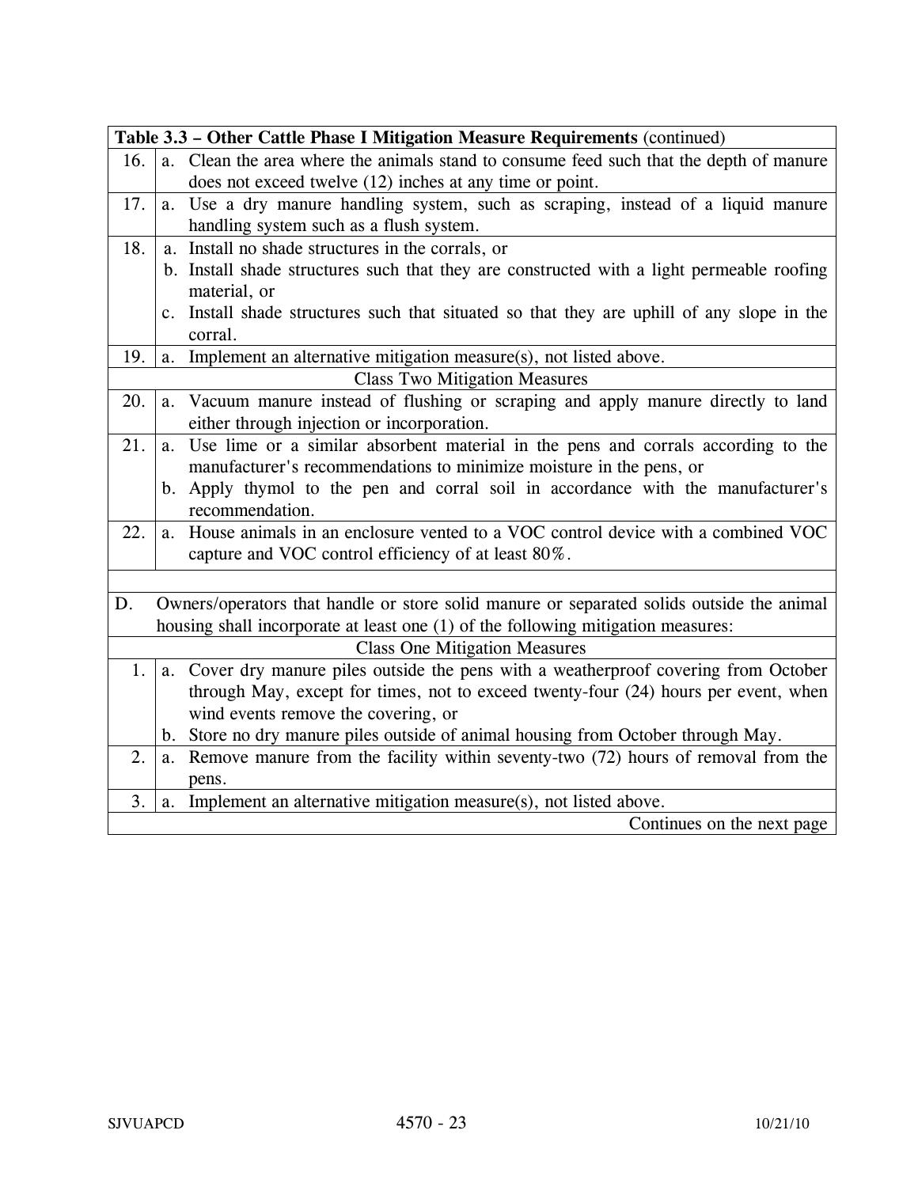| Table 3.3 – Other Cattle Phase I Mitigation Measure Requirements (continued) | |
|---|---|
| 16. | a. Clean the area where the animals stand to consume feed such that the depth of manure does not exceed twelve (12) inches at any time or point. |
| 17. | a. Use a dry manure handling system, such as scraping, instead of a liquid manure handling system such as a flush system. |
| 18. | a. Install no shade structures in the corrals, or<br>b. Install shade structures such that they are constructed with a light permeable roofing material, or<br>c. Install shade structures such that situated so that they are uphill of any slope in the corral. |
| 19. | a. Implement an alternative mitigation measure(s), not listed above. |
| Class Two Mitigation Measures | |
| 20. | a. Vacuum manure instead of flushing or scraping and apply manure directly to land either through injection or incorporation. |
| 21. | a. Use lime or a similar absorbent material in the pens and corrals according to the manufacturer's recommendations to minimize moisture in the pens, or<br>b. Apply thymol to the pen and corral soil in accordance with the manufacturer's recommendation. |
| 22. | a. House animals in an enclosure vented to a VOC control device with a combined VOC capture and VOC control efficiency of at least 80%. |
| | |
| D. | Owners/operators that handle or store solid manure or separated solids outside the animal housing shall incorporate at least one (1) of the following mitigation measures: |
| Class One Mitigation Measures | |
| 1. | a. Cover dry manure piles outside the pens with a weatherproof covering from October through May, except for times, not to exceed twenty-four (24) hours per event, when wind events remove the covering, or<br>b. Store no dry manure piles outside of animal housing from October through May. |
| 2. | a. Remove manure from the facility within seventy-two (72) hours of removal from the pens. |
| 3. | a. Implement an alternative mitigation measure(s), not listed above. |
| | Continues on the next page |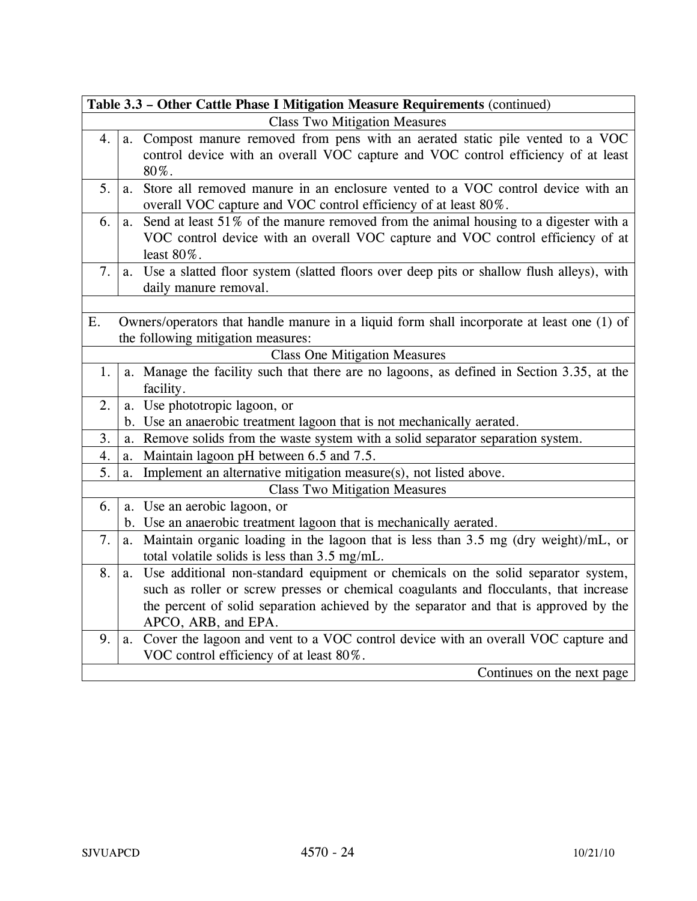| Table 3.3 – Other Cattle Phase I Mitigation Measure Requirements (continued) | | |
|---|---|---|
| | Class Two Mitigation Measures | |
| 4. | a. | Compost manure removed from pens with an aerated static pile vented to a VOC control device with an overall VOC capture and VOC control efficiency of at least 80%. |
| 5. | a. | Store all removed manure in an enclosure vented to a VOC control device with an overall VOC capture and VOC control efficiency of at least 80%. |
| 6. | a. | Send at least 51% of the manure removed from the animal housing to a digester with a VOC control device with an overall VOC capture and VOC control efficiency of at least 80%. |
| 7. | a. | Use a slatted floor system (slatted floors over deep pits or shallow flush alleys), with daily manure removal. |
| | | |
| E. | Owners/operators that handle manure in a liquid form shall incorporate at least one (1) of the following mitigation measures: | |
| | Class One Mitigation Measures | |
| 1. | a. | Manage the facility such that there are no lagoons, as defined in Section 3.35, at the facility. |
| 2. | a. | Use phototropic lagoon, or |
| | b. | Use an anaerobic treatment lagoon that is not mechanically aerated. |
| 3. | a. | Remove solids from the waste system with a solid separator separation system. |
| 4. | a. | Maintain lagoon pH between 6.5 and 7.5. |
| 5. | a. | Implement an alternative mitigation measure(s), not listed above. |
| | Class Two Mitigation Measures | |
| 6. | a. | Use an aerobic lagoon, or |
| | b. | Use an anaerobic treatment lagoon that is mechanically aerated. |
| 7. | a. | Maintain organic loading in the lagoon that is less than 3.5 mg (dry weight)/mL, or total volatile solids is less than 3.5 mg/mL. |
| 8. | a. | Use additional non-standard equipment or chemicals on the solid separator system, such as roller or screw presses or chemical coagulants and flocculants, that increase the percent of solid separation achieved by the separator and that is approved by the APCO, ARB, and EPA. |
| 9. | a. | Cover the lagoon and vent to a VOC control device with an overall VOC capture and VOC control efficiency of at least 80%. |
| | | Continues on the next page |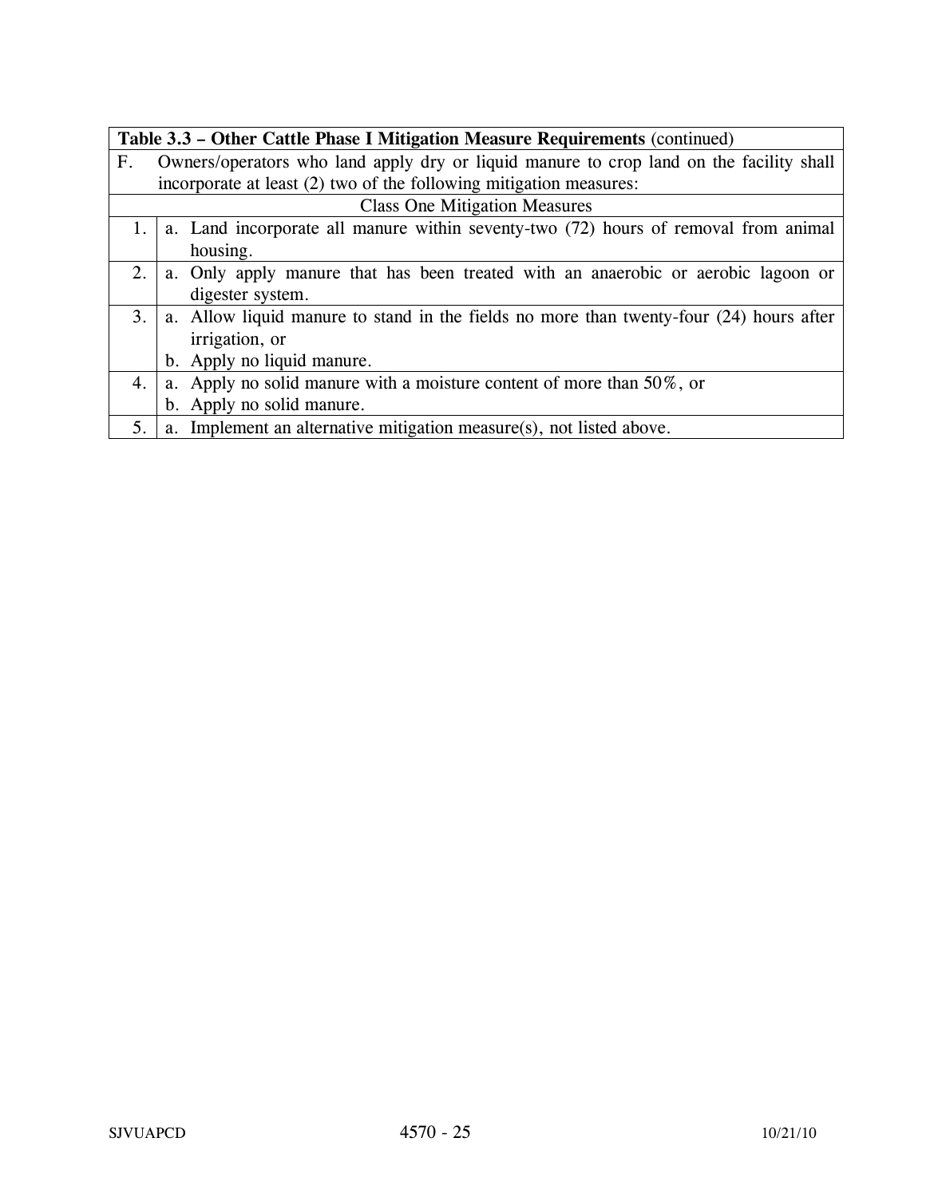| **Table 3.3 – Other Cattle Phase I Mitigation Measure Requirements** (continued) | |
|---|---|
| F. Owners/operators who land apply dry or liquid manure to crop land on the facility shall incorporate at least (2) two of the following mitigation measures: | |
| Class One Mitigation Measures | |
| 1. | a. Land incorporate all manure within seventy-two (72) hours of removal from animal housing. |
| 2. | a. Only apply manure that has been treated with an anaerobic or aerobic lagoon or digester system. |
| 3. | a. Allow liquid manure to stand in the fields no more than twenty-four (24) hours after irrigation, or<br>b. Apply no liquid manure. |
| 4. | a. Apply no solid manure with a moisture content of more than 50%, or<br>b. Apply no solid manure. |
| 5. | a. Implement an alternative mitigation measure(s), not listed above. |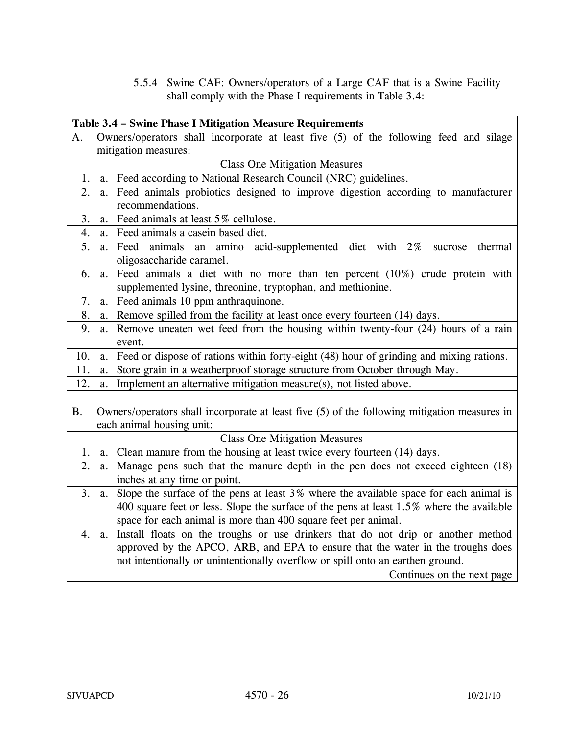5.5.4 Swine CAF: Owners/operators of a Large CAF that is a Swine Facility shall comply with the Phase I requirements in Table 3.4:

| **Table 3.4 – Swine Phase I Mitigation Measure Requirements** | | |
|---|---|---|
| A. | Owners/operators shall incorporate at least five (5) of the following feed and silage mitigation measures: | |
| | Class One Mitigation Measures | |
| 1. | a. | Feed according to National Research Council (NRC) guidelines. |
| 2. | a. | Feed animals probiotics designed to improve digestion according to manufacturer recommendations. |
| 3. | a. | Feed animals at least 5% cellulose. |
| 4. | a. | Feed animals a casein based diet. |
| 5. | a. | Feed animals an amino acid-supplemented diet with 2% sucrose thermal oligosaccharide caramel. |
| 6. | a. | Feed animals a diet with no more than ten percent (10%) crude protein with supplemented lysine, threonine, tryptophan, and methionine. |
| 7. | a. | Feed animals 10 ppm anthraquinone. |
| 8. | a. | Remove spilled from the facility at least once every fourteen (14) days. |
| 9. | a. | Remove uneaten wet feed from the housing within twenty-four (24) hours of a rain event. |
| 10. | a. | Feed or dispose of rations within forty-eight (48) hour of grinding and mixing rations. |
| 11. | a. | Store grain in a weatherproof storage structure from October through May. |
| 12. | a. | Implement an alternative mitigation measure(s), not listed above. |
| | | |
| B. | Owners/operators shall incorporate at least five (5) of the following mitigation measures in each animal housing unit: | |
| | Class One Mitigation Measures | |
| 1. | a. | Clean manure from the housing at least twice every fourteen (14) days. |
| 2. | a. | Manage pens such that the manure depth in the pen does not exceed eighteen (18) inches at any time or point. |
| 3. | a. | Slope the surface of the pens at least 3% where the available space for each animal is 400 square feet or less. Slope the surface of the pens at least 1.5% where the available space for each animal is more than 400 square feet per animal. |
| 4. | a. | Install floats on the troughs or use drinkers that do not drip or another method approved by the APCO, ARB, and EPA to ensure that the water in the troughs does not intentionally or unintentionally overflow or spill onto an earthen ground. |
| | | Continues on the next page |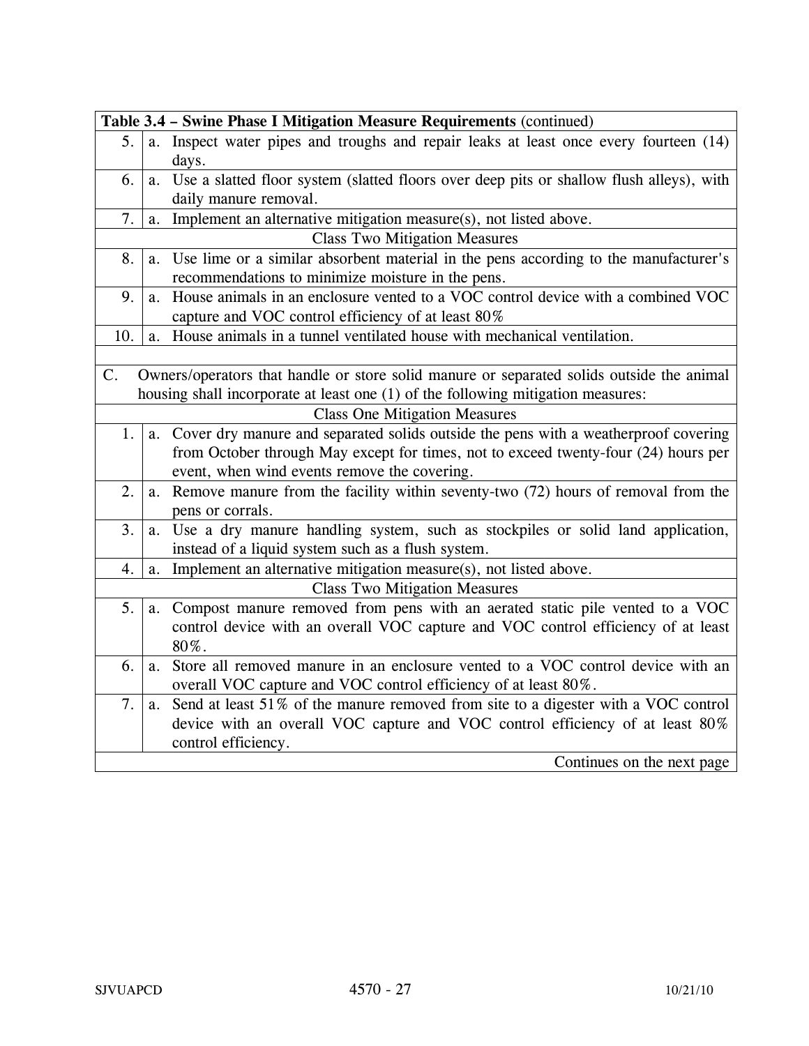| Table 3.4 – Swine Phase I Mitigation Measure Requirements (continued) | | |
|---|---|---|
| 5. | a. | Inspect water pipes and troughs and repair leaks at least once every fourteen (14) days. |
| 6. | a. | Use a slatted floor system (slatted floors over deep pits or shallow flush alleys), with daily manure removal. |
| 7. | a. | Implement an alternative mitigation measure(s), not listed above. |
| Class Two Mitigation Measures | | |
| 8. | a. | Use lime or a similar absorbent material in the pens according to the manufacturer's recommendations to minimize moisture in the pens. |
| 9. | a. | House animals in an enclosure vented to a VOC control device with a combined VOC capture and VOC control efficiency of at least 80% |
| 10. | a. | House animals in a tunnel ventilated house with mechanical ventilation. |
| | | |
| C. Owners/operators that handle or store solid manure or separated solids outside the animal housing shall incorporate at least one (1) of the following mitigation measures: | | |
| Class One Mitigation Measures | | |
| 1. | a. | Cover dry manure and separated solids outside the pens with a weatherproof covering from October through May except for times, not to exceed twenty-four (24) hours per event, when wind events remove the covering. |
| 2. | a. | Remove manure from the facility within seventy-two (72) hours of removal from the pens or corrals. |
| 3. | a. | Use a dry manure handling system, such as stockpiles or solid land application, instead of a liquid system such as a flush system. |
| 4. | a. | Implement an alternative mitigation measure(s), not listed above. |
| Class Two Mitigation Measures | | |
| 5. | a. | Compost manure removed from pens with an aerated static pile vented to a VOC control device with an overall VOC capture and VOC control efficiency of at least 80%. |
| 6. | a. | Store all removed manure in an enclosure vented to a VOC control device with an overall VOC capture and VOC control efficiency of at least 80%. |
| 7. | a. | Send at least 51% of the manure removed from site to a digester with a VOC control device with an overall VOC capture and VOC control efficiency of at least 80% control efficiency. |
| Continues on the next page | | |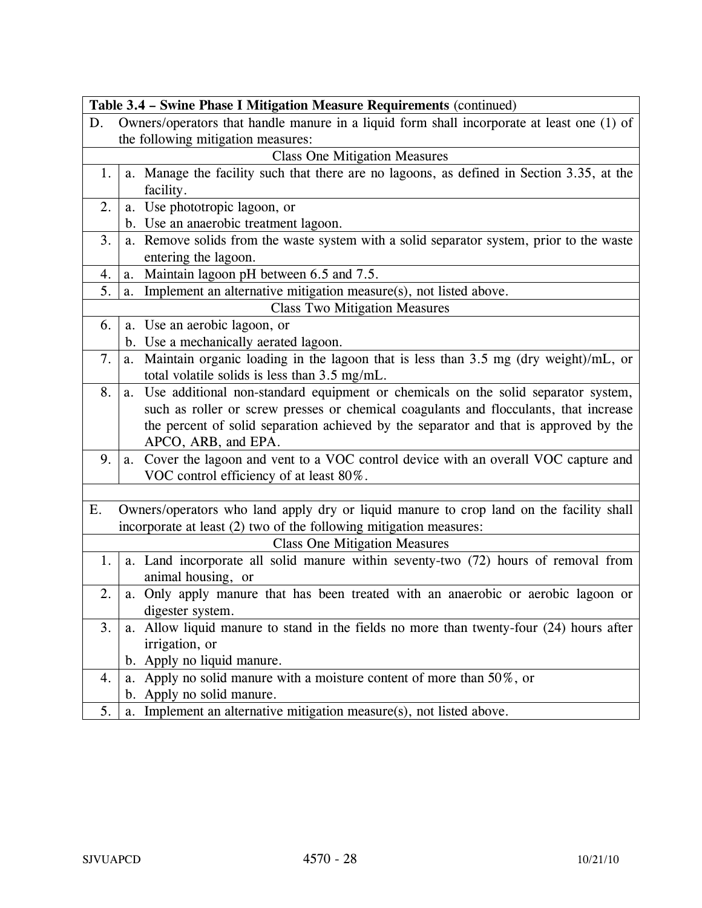| Table 3.4 – Swine Phase I Mitigation Measure Requirements (continued) | |
|---|---|
| D. Owners/operators that handle manure in a liquid form shall incorporate at least one (1) of the following mitigation measures: | |
| Class One Mitigation Measures | |
| 1. | a. Manage the facility such that there are no lagoons, as defined in Section 3.35, at the facility. |
| 2. | a. Use phototropic lagoon, or<br>b. Use an anaerobic treatment lagoon. |
| 3. | a. Remove solids from the waste system with a solid separator system, prior to the waste entering the lagoon. |
| 4. | a. Maintain lagoon pH between 6.5 and 7.5. |
| 5. | a. Implement an alternative mitigation measure(s), not listed above. |
| Class Two Mitigation Measures | |
| 6. | a. Use an aerobic lagoon, or<br>b. Use a mechanically aerated lagoon. |
| 7. | a. Maintain organic loading in the lagoon that is less than 3.5 mg (dry weight)/mL, or total volatile solids is less than 3.5 mg/mL. |
| 8. | a. Use additional non-standard equipment or chemicals on the solid separator system, such as roller or screw presses or chemical coagulants and flocculants, that increase the percent of solid separation achieved by the separator and that is approved by the APCO, ARB, and EPA. |
| 9. | a. Cover the lagoon and vent to a VOC control device with an overall VOC capture and VOC control efficiency of at least 80%. |
| | |
| E. Owners/operators who land apply dry or liquid manure to crop land on the facility shall incorporate at least (2) two of the following mitigation measures: | |
| Class One Mitigation Measures | |
| 1. | a. Land incorporate all solid manure within seventy-two (72) hours of removal from animal housing, or |
| 2. | a. Only apply manure that has been treated with an anaerobic or aerobic lagoon or digester system. |
| 3. | a. Allow liquid manure to stand in the fields no more than twenty-four (24) hours after irrigation, or<br>b. Apply no liquid manure. |
| 4. | a. Apply no solid manure with a moisture content of more than 50%, or<br>b. Apply no solid manure. |
| 5. | a. Implement an alternative mitigation measure(s), not listed above. |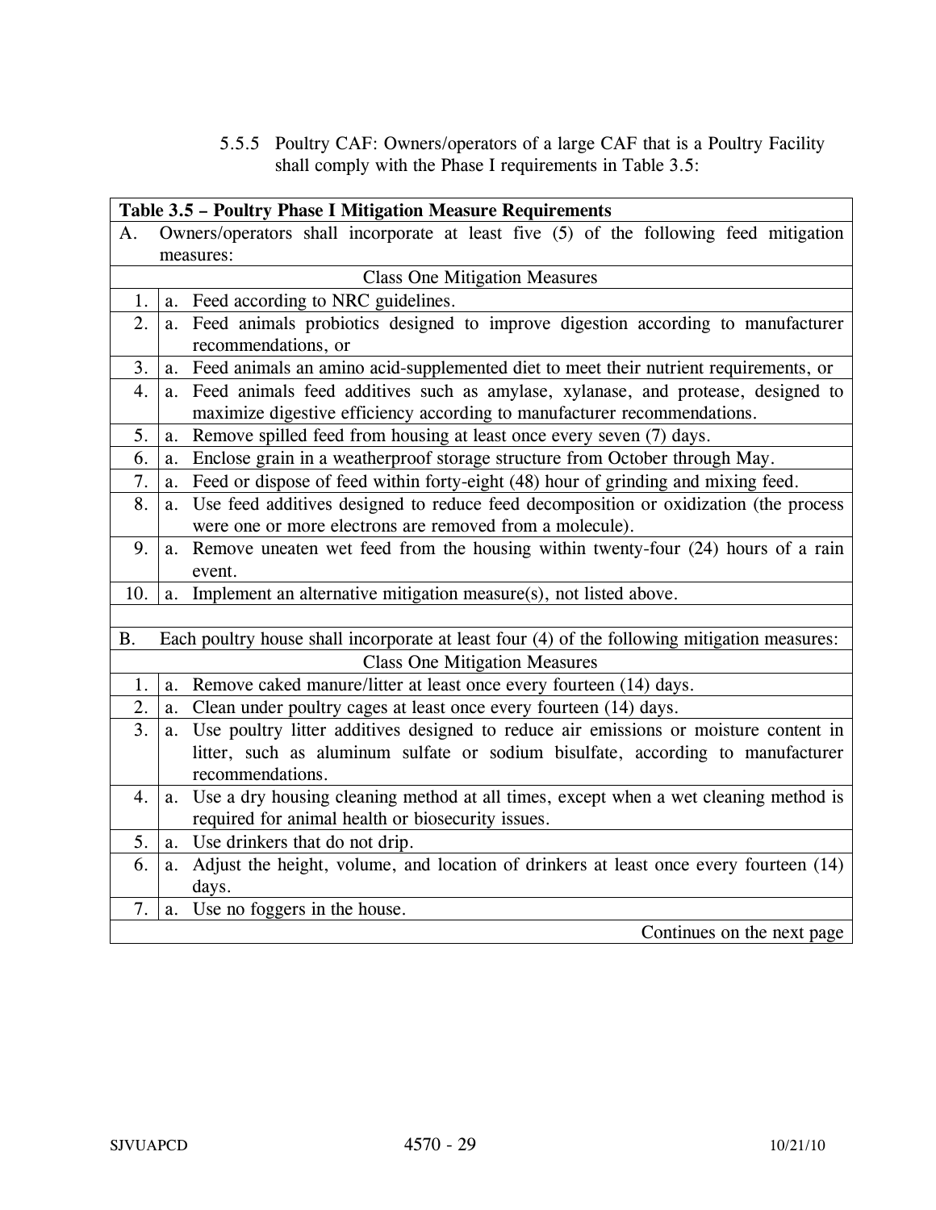5.5.5 Poultry CAF: Owners/operators of a large CAF that is a Poultry Facility shall comply with the Phase I requirements in Table 3.5:

| **Table 3.5 – Poultry Phase I Mitigation Measure Requirements** | |
|---|---|
| A. | Owners/operators shall incorporate at least five (5) of the following feed mitigation measures: |
| | Class One Mitigation Measures |
| 1. | a. Feed according to NRC guidelines. |
| 2. | a. Feed animals probiotics designed to improve digestion according to manufacturer recommendations, or |
| 3. | a. Feed animals an amino acid-supplemented diet to meet their nutrient requirements, or |
| 4. | a. Feed animals feed additives such as amylase, xylanase, and protease, designed to maximize digestive efficiency according to manufacturer recommendations. |
| 5. | a. Remove spilled feed from housing at least once every seven (7) days. |
| 6. | a. Enclose grain in a weatherproof storage structure from October through May. |
| 7. | a. Feed or dispose of feed within forty-eight (48) hour of grinding and mixing feed. |
| 8. | a. Use feed additives designed to reduce feed decomposition or oxidization (the process were one or more electrons are removed from a molecule). |
| 9. | a. Remove uneaten wet feed from the housing within twenty-four (24) hours of a rain event. |
| 10. | a. Implement an alternative mitigation measure(s), not listed above. |
| | |
| B. | Each poultry house shall incorporate at least four (4) of the following mitigation measures: |
| | Class One Mitigation Measures |
| 1. | a. Remove caked manure/litter at least once every fourteen (14) days. |
| 2. | a. Clean under poultry cages at least once every fourteen (14) days. |
| 3. | a. Use poultry litter additives designed to reduce air emissions or moisture content in litter, such as aluminum sulfate or sodium bisulfate, according to manufacturer recommendations. |
| 4. | a. Use a dry housing cleaning method at all times, except when a wet cleaning method is required for animal health or biosecurity issues. |
| 5. | a. Use drinkers that do not drip. |
| 6. | a. Adjust the height, volume, and location of drinkers at least once every fourteen (14) days. |
| 7. | a. Use no foggers in the house. |
| | Continues on the next page |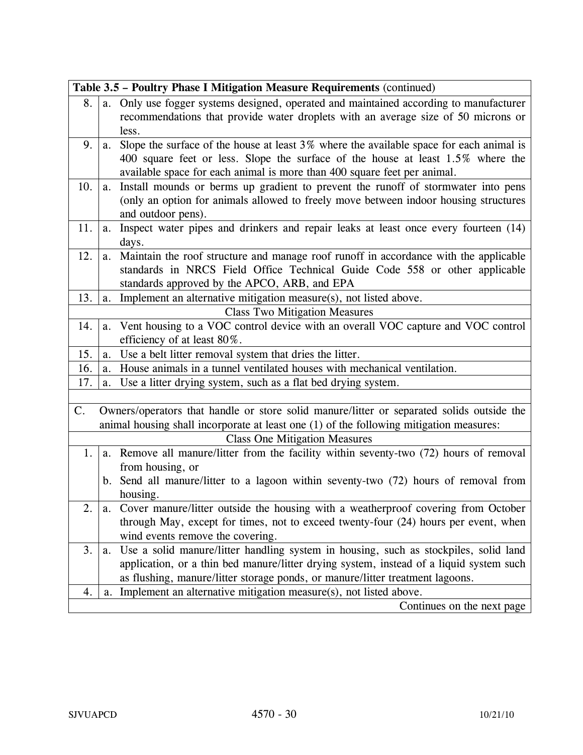| Table 3.5 – Poultry Phase I Mitigation Measure Requirements (continued) | |
|---|---|
| 8. | a. Only use fogger systems designed, operated and maintained according to manufacturer recommendations that provide water droplets with an average size of 50 microns or less. |
| 9. | a. Slope the surface of the house at least 3% where the available space for each animal is 400 square feet or less. Slope the surface of the house at least 1.5% where the available space for each animal is more than 400 square feet per animal. |
| 10. | a. Install mounds or berms up gradient to prevent the runoff of stormwater into pens (only an option for animals allowed to freely move between indoor housing structures and outdoor pens). |
| 11. | a. Inspect water pipes and drinkers and repair leaks at least once every fourteen (14) days. |
| 12. | a. Maintain the roof structure and manage roof runoff in accordance with the applicable standards in NRCS Field Office Technical Guide Code 558 or other applicable standards approved by the APCO, ARB, and EPA |
| 13. | a. Implement an alternative mitigation measure(s), not listed above. |
| Class Two Mitigation Measures | |
| 14. | a. Vent housing to a VOC control device with an overall VOC capture and VOC control efficiency of at least 80%. |
| 15. | a. Use a belt litter removal system that dries the litter. |
| 16. | a. House animals in a tunnel ventilated houses with mechanical ventilation. |
| 17. | a. Use a litter drying system, such as a flat bed drying system. |
| | |
| C. | Owners/operators that handle or store solid manure/litter or separated solids outside the animal housing shall incorporate at least one (1) of the following mitigation measures: |
| Class One Mitigation Measures | |
| 1. | a. Remove all manure/litter from the facility within seventy-two (72) hours of removal from housing, or<br>b. Send all manure/litter to a lagoon within seventy-two (72) hours of removal from housing. |
| 2. | a. Cover manure/litter outside the housing with a weatherproof covering from October through May, except for times, not to exceed twenty-four (24) hours per event, when wind events remove the covering. |
| 3. | a. Use a solid manure/litter handling system in housing, such as stockpiles, solid land application, or a thin bed manure/litter drying system, instead of a liquid system such as flushing, manure/litter storage ponds, or manure/litter treatment lagoons. |
| 4. | a. Implement an alternative mitigation measure(s), not listed above. |
| | Continues on the next page |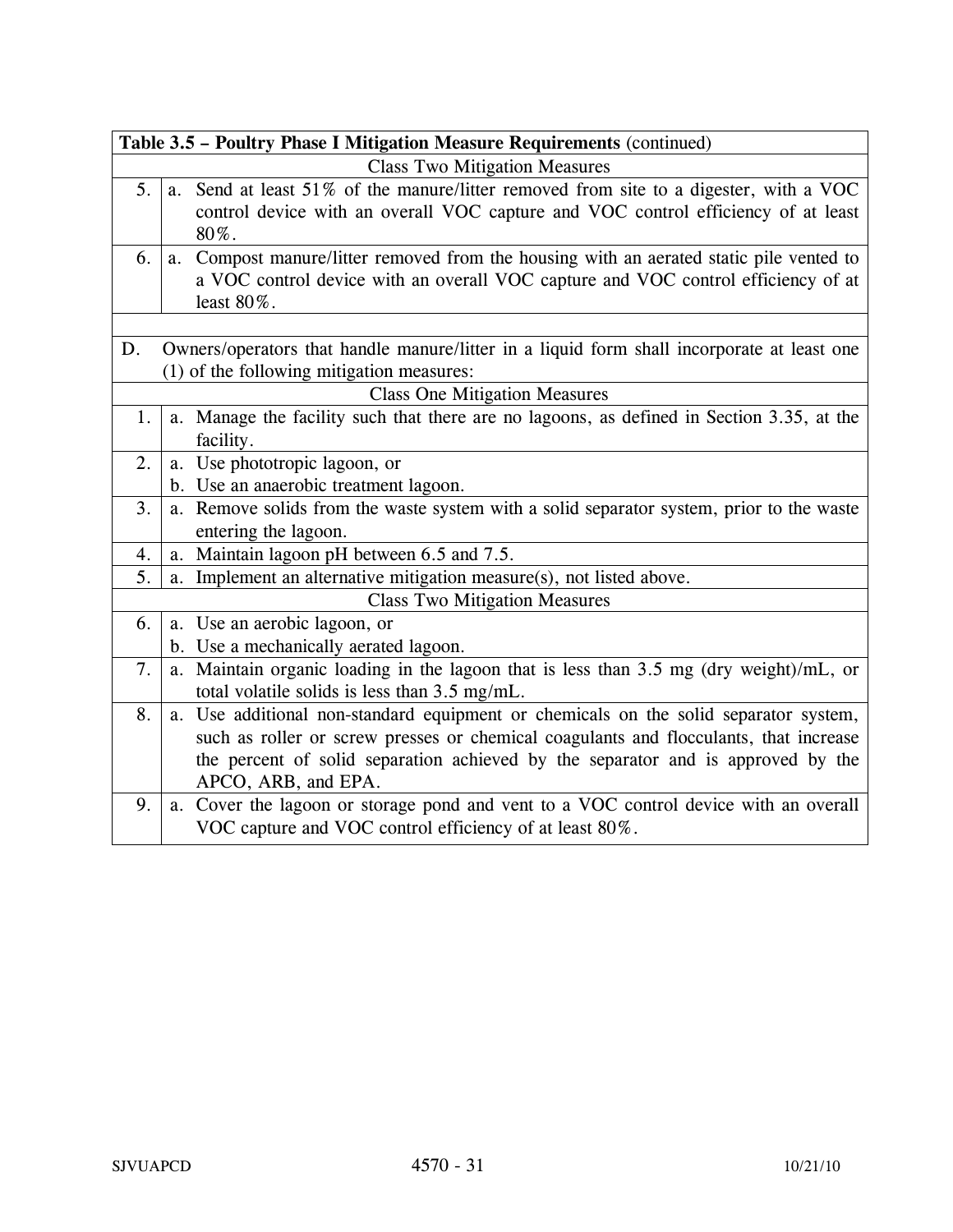| **Table 3.5 – Poultry Phase I Mitigation Measure Requirements** (continued) | |
|---|---|
| Class Two Mitigation Measures | |
| 5. | a. Send at least 51% of the manure/litter removed from site to a digester, with a VOC control device with an overall VOC capture and VOC control efficiency of at least 80%. |
| 6. | a. Compost manure/litter removed from the housing with an aerated static pile vented to a VOC control device with an overall VOC capture and VOC control efficiency of at least 80%. |
| | |
| D. | Owners/operators that handle manure/litter in a liquid form shall incorporate at least one (1) of the following mitigation measures: |
| Class One Mitigation Measures | |
| 1. | a. Manage the facility such that there are no lagoons, as defined in Section 3.35, at the facility. |
| 2. | a. Use phototropic lagoon, or<br>b. Use an anaerobic treatment lagoon. |
| 3. | a. Remove solids from the waste system with a solid separator system, prior to the waste entering the lagoon. |
| 4. | a. Maintain lagoon pH between 6.5 and 7.5. |
| 5. | a. Implement an alternative mitigation measure(s), not listed above. |
| Class Two Mitigation Measures | |
| 6. | a. Use an aerobic lagoon, or<br>b. Use a mechanically aerated lagoon. |
| 7. | a. Maintain organic loading in the lagoon that is less than 3.5 mg (dry weight)/mL, or total volatile solids is less than 3.5 mg/mL. |
| 8. | a. Use additional non-standard equipment or chemicals on the solid separator system, such as roller or screw presses or chemical coagulants and flocculants, that increase the percent of solid separation achieved by the separator and is approved by the APCO, ARB, and EPA. |
| 9. | a. Cover the lagoon or storage pond and vent to a VOC control device with an overall VOC capture and VOC control efficiency of at least 80%. |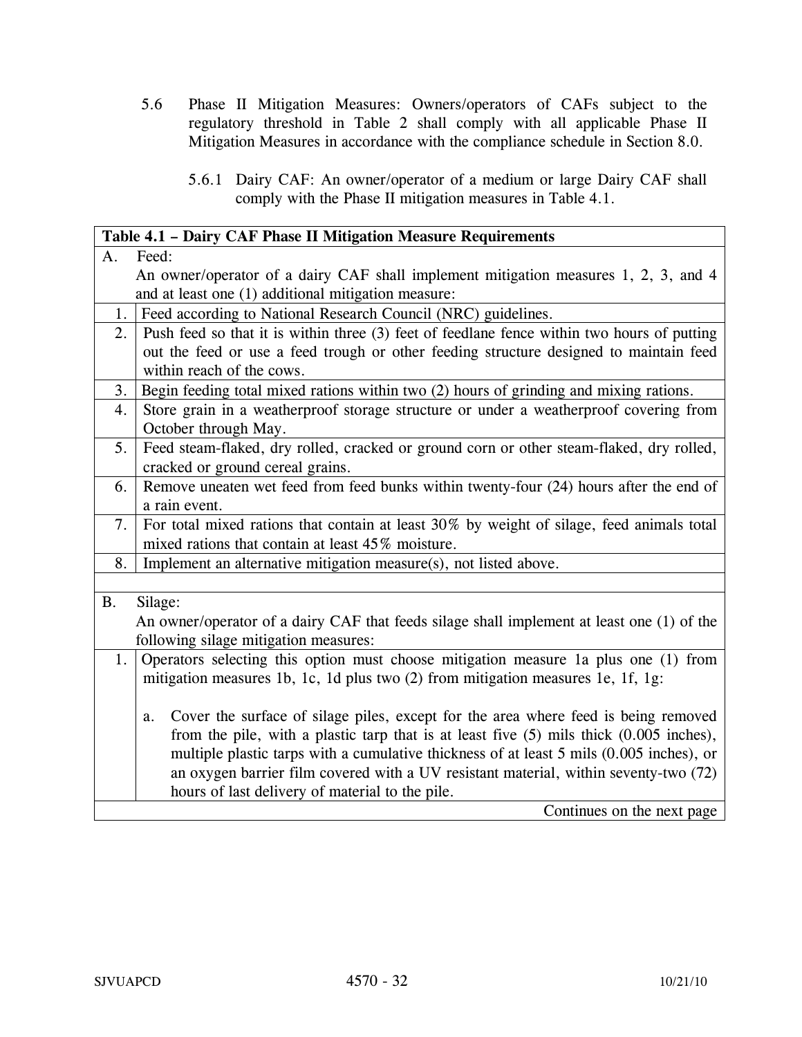5.6 Phase II Mitigation Measures: Owners/operators of CAFs subject to the regulatory threshold in Table 2 shall comply with all applicable Phase II Mitigation Measures in accordance with the compliance schedule in Section 8.0.

5.6.1 Dairy CAF: An owner/operator of a medium or large Dairy CAF shall comply with the Phase II mitigation measures in Table 4.1.

| **Table 4.1 – Dairy CAF Phase II Mitigation Measure Requirements** | |
|---|---|
| A. | Feed: An owner/operator of a dairy CAF shall implement mitigation measures 1, 2, 3, and 4 and at least one (1) additional mitigation measure: |
| 1. | Feed according to National Research Council (NRC) guidelines. |
| 2. | Push feed so that it is within three (3) feet of feedlane fence within two hours of putting out the feed or use a feed trough or other feeding structure designed to maintain feed within reach of the cows. |
| 3. | Begin feeding total mixed rations within two (2) hours of grinding and mixing rations. |
| 4. | Store grain in a weatherproof storage structure or under a weatherproof covering from October through May. |
| 5. | Feed steam-flaked, dry rolled, cracked or ground corn or other steam-flaked, dry rolled, cracked or ground cereal grains. |
| 6. | Remove uneaten wet feed from feed bunks within twenty-four (24) hours after the end of a rain event. |
| 7. | For total mixed rations that contain at least 30% by weight of silage, feed animals total mixed rations that contain at least 45% moisture. |
| 8. | Implement an alternative mitigation measure(s), not listed above. |
| | |
| B. | Silage: An owner/operator of a dairy CAF that feeds silage shall implement at least one (1) of the following silage mitigation measures: |
| 1. | Operators selecting this option must choose mitigation measure 1a plus one (1) from mitigation measures 1b, 1c, 1d plus two (2) from mitigation measures 1e, 1f, 1g: <br><br> a. Cover the surface of silage piles, except for the area where feed is being removed from the pile, with a plastic tarp that is at least five (5) mils thick (0.005 inches), multiple plastic tarps with a cumulative thickness of at least 5 mils (0.005 inches), or an oxygen barrier film covered with a UV resistant material, within seventy-two (72) hours of last delivery of material to the pile. |
| | Continues on the next page |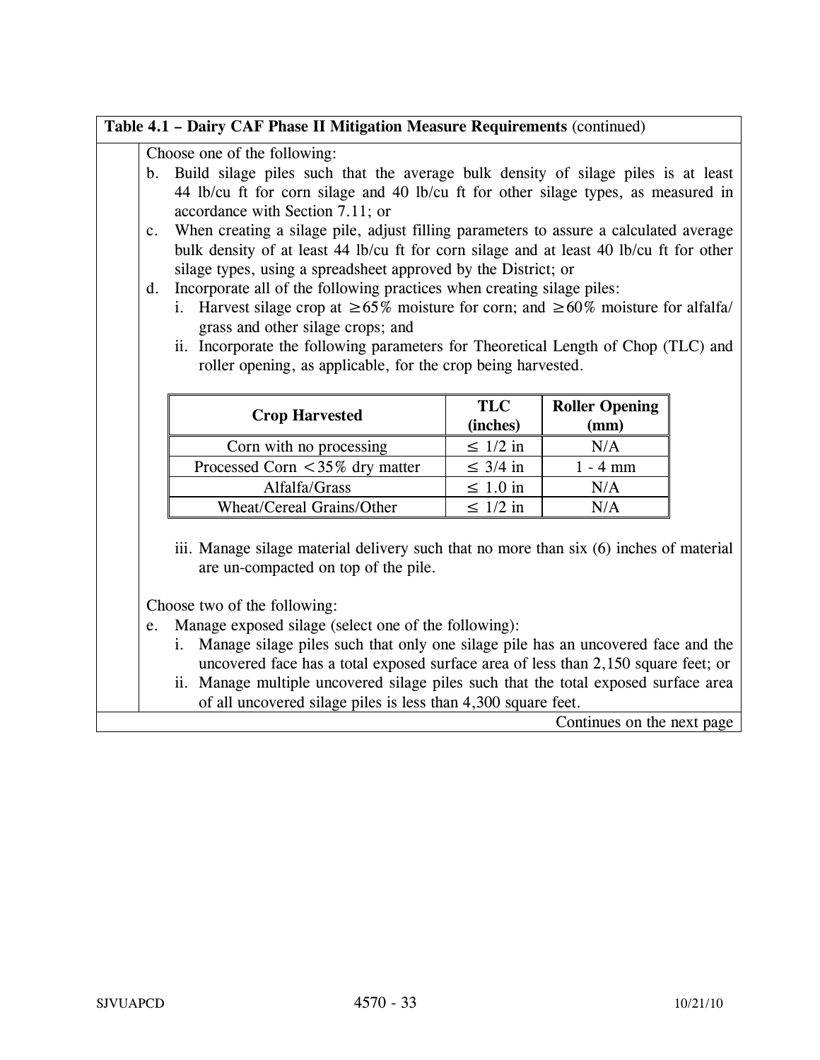**Table 4.1 – Dairy CAF Phase II Mitigation Measure Requirements** (continued)

Choose one of the following:

b. Build silage piles such that the average bulk density of silage piles is at least 44 lb/cu ft for corn silage and 40 lb/cu ft for other silage types, as measured in accordance with Section 7.11; or

c. When creating a silage pile, adjust filling parameters to assure a calculated average bulk density of at least 44 lb/cu ft for corn silage and at least 40 lb/cu ft for other silage types, using a spreadsheet approved by the District; or

d. Incorporate all of the following practices when creating silage piles:

   i. Harvest silage crop at ≥65% moisture for corn; and ≥60% moisture for alfalfa/grass and other silage crops; and

   ii. Incorporate the following parameters for Theoretical Length of Chop (TLC) and roller opening, as applicable, for the crop being harvested.

| Crop Harvested | TLC (inches) | Roller Opening (mm) |
|---|---|---|
| Corn with no processing | ≤ 1/2 in | N/A |
| Processed Corn <35% dry matter | ≤ 3/4 in | 1 - 4 mm |
| Alfalfa/Grass | ≤ 1.0 in | N/A |
| Wheat/Cereal Grains/Other | ≤ 1/2 in | N/A |

   iii. Manage silage material delivery such that no more than six (6) inches of material are un-compacted on top of the pile.

Choose two of the following:

e. Manage exposed silage (select one of the following):

   i. Manage silage piles such that only one silage pile has an uncovered face and the uncovered face has a total exposed surface area of less than 2,150 square feet; or

   ii. Manage multiple uncovered silage piles such that the total exposed surface area of all uncovered silage piles is less than 4,300 square feet.

Continues on the next page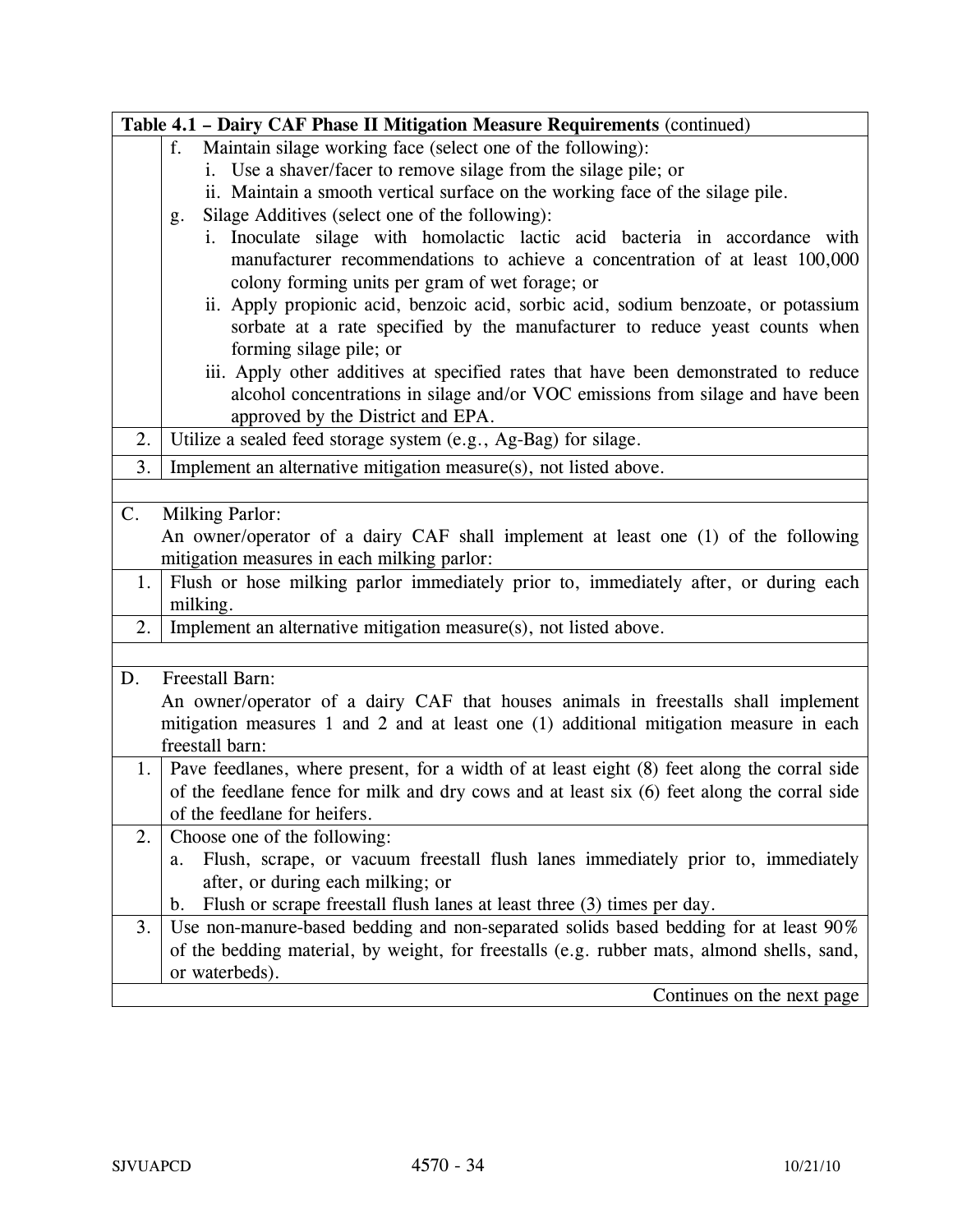| Table 4.1 – Dairy CAF Phase II Mitigation Measure Requirements (continued) | |
|---|---|
| | f. Maintain silage working face (select one of the following):<br>i. Use a shaver/facer to remove silage from the silage pile; or<br>ii. Maintain a smooth vertical surface on the working face of the silage pile.<br>g. Silage Additives (select one of the following):<br>i. Inoculate silage with homolactic lactic acid bacteria in accordance with manufacturer recommendations to achieve a concentration of at least 100,000 colony forming units per gram of wet forage; or<br>ii. Apply propionic acid, benzoic acid, sorbic acid, sodium benzoate, or potassium sorbate at a rate specified by the manufacturer to reduce yeast counts when forming silage pile; or<br>iii. Apply other additives at specified rates that have been demonstrated to reduce alcohol concentrations in silage and/or VOC emissions from silage and have been approved by the District and EPA. |
| 2. | Utilize a sealed feed storage system (e.g., Ag-Bag) for silage. |
| 3. | Implement an alternative mitigation measure(s), not listed above. |
| | |
| C. | Milking Parlor:<br>An owner/operator of a dairy CAF shall implement at least one (1) of the following mitigation measures in each milking parlor: |
| 1. | Flush or hose milking parlor immediately prior to, immediately after, or during each milking. |
| 2. | Implement an alternative mitigation measure(s), not listed above. |
| | |
| D. | Freestall Barn:<br>An owner/operator of a dairy CAF that houses animals in freestalls shall implement mitigation measures 1 and 2 and at least one (1) additional mitigation measure in each freestall barn: |
| 1. | Pave feedlanes, where present, for a width of at least eight (8) feet along the corral side of the feedlane fence for milk and dry cows and at least six (6) feet along the corral side of the feedlane for heifers. |
| 2. | Choose one of the following:<br>a. Flush, scrape, or vacuum freestall flush lanes immediately prior to, immediately after, or during each milking; or<br>b. Flush or scrape freestall flush lanes at least three (3) times per day. |
| 3. | Use non-manure-based bedding and non-separated solids based bedding for at least 90% of the bedding material, by weight, for freestalls (e.g. rubber mats, almond shells, sand, or waterbeds). |
| | Continues on the next page |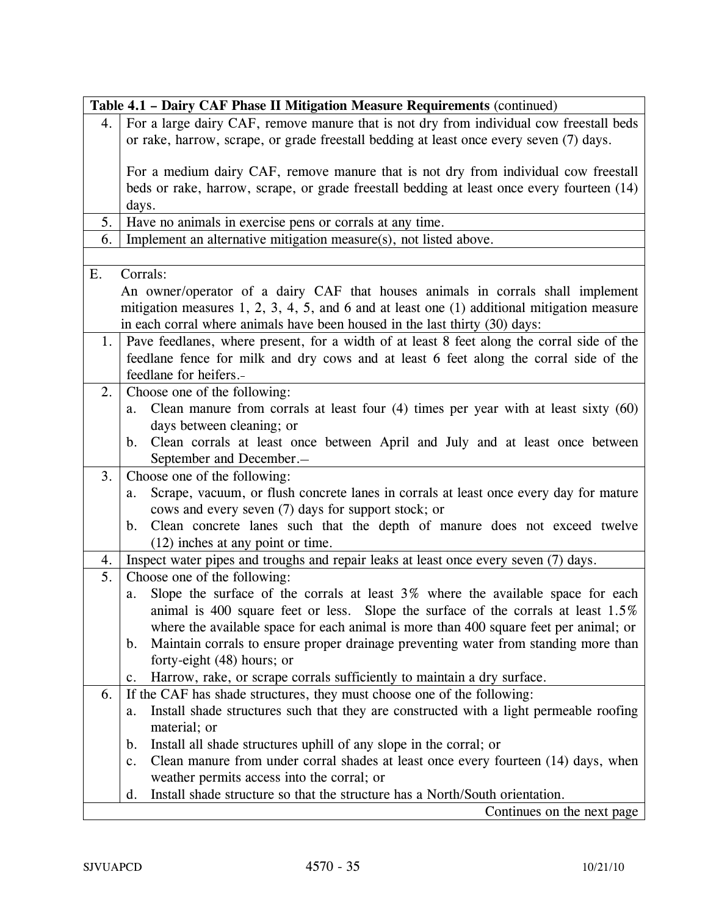| **Table 4.1 – Dairy CAF Phase II Mitigation Measure Requirements** (continued) | |
|---|---|
| 4. | For a large dairy CAF, remove manure that is not dry from individual cow freestall beds or rake, harrow, scrape, or grade freestall bedding at least once every seven (7) days.<br><br>For a medium dairy CAF, remove manure that is not dry from individual cow freestall beds or rake, harrow, scrape, or grade freestall bedding at least once every fourteen (14) days. |
| 5. | Have no animals in exercise pens or corrals at any time. |
| 6. | Implement an alternative mitigation measure(s), not listed above. |
| | |
| E. | Corrals:<br>An owner/operator of a dairy CAF that houses animals in corrals shall implement mitigation measures 1, 2, 3, 4, 5, and 6 and at least one (1) additional mitigation measure in each corral where animals have been housed in the last thirty (30) days: |
| 1. | Pave feedlanes, where present, for a width of at least 8 feet along the corral side of the feedlane fence for milk and dry cows and at least 6 feet along the corral side of the feedlane for heifers. |
| 2. | Choose one of the following:<br>a. Clean manure from corrals at least four (4) times per year with at least sixty (60) days between cleaning; or<br>b. Clean corrals at least once between April and July and at least once between September and December. |
| 3. | Choose one of the following:<br>a. Scrape, vacuum, or flush concrete lanes in corrals at least once every day for mature cows and every seven (7) days for support stock; or<br>b. Clean concrete lanes such that the depth of manure does not exceed twelve (12) inches at any point or time. |
| 4. | Inspect water pipes and troughs and repair leaks at least once every seven (7) days. |
| 5. | Choose one of the following:<br>a. Slope the surface of the corrals at least 3% where the available space for each animal is 400 square feet or less. Slope the surface of the corrals at least 1.5% where the available space for each animal is more than 400 square feet per animal; or<br>b. Maintain corrals to ensure proper drainage preventing water from standing more than forty-eight (48) hours; or<br>c. Harrow, rake, or scrape corrals sufficiently to maintain a dry surface. |
| 6. | If the CAF has shade structures, they must choose one of the following:<br>a. Install shade structures such that they are constructed with a light permeable roofing material; or<br>b. Install all shade structures uphill of any slope in the corral; or<br>c. Clean manure from under corral shades at least once every fourteen (14) days, when weather permits access into the corral; or<br>d. Install shade structure so that the structure has a North/South orientation. |
| | Continues on the next page |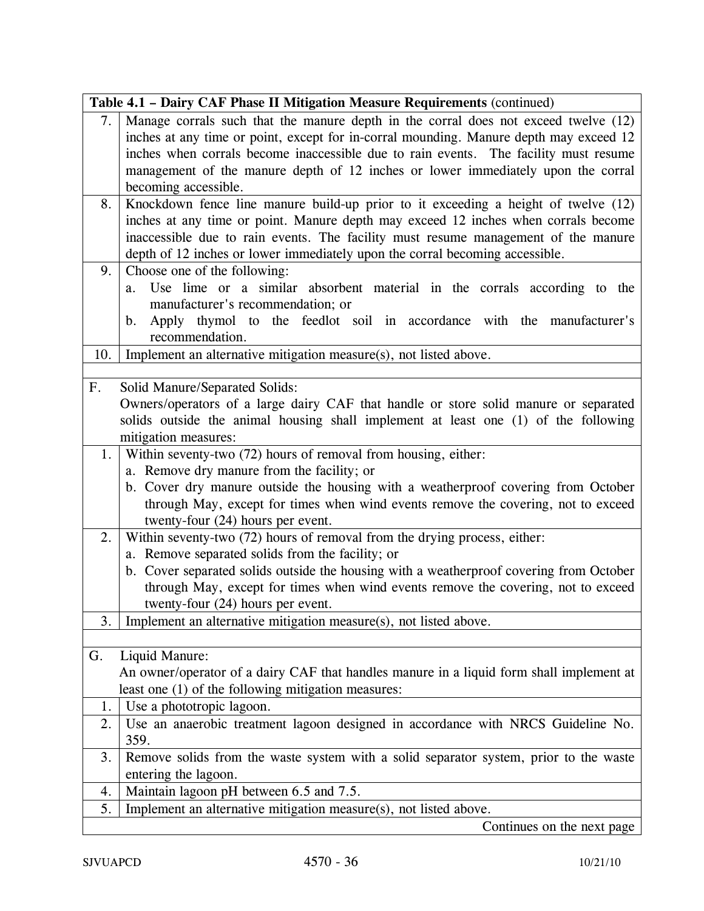| Table 4.1 – Dairy CAF Phase II Mitigation Measure Requirements (continued) | |
|---|---|
| 7. | Manage corrals such that the manure depth in the corral does not exceed twelve (12) inches at any time or point, except for in-corral mounding. Manure depth may exceed 12 inches when corrals become inaccessible due to rain events. The facility must resume management of the manure depth of 12 inches or lower immediately upon the corral becoming accessible. |
| 8. | Knockdown fence line manure build-up prior to it exceeding a height of twelve (12) inches at any time or point. Manure depth may exceed 12 inches when corrals become inaccessible due to rain events. The facility must resume management of the manure depth of 12 inches or lower immediately upon the corral becoming accessible. |
| 9. | Choose one of the following:<br>a. Use lime or a similar absorbent material in the corrals according to the manufacturer's recommendation; or<br>b. Apply thymol to the feedlot soil in accordance with the manufacturer's recommendation. |
| 10. | Implement an alternative mitigation measure(s), not listed above. |
| | |
| F. | Solid Manure/Separated Solids:<br>Owners/operators of a large dairy CAF that handle or store solid manure or separated solids outside the animal housing shall implement at least one (1) of the following mitigation measures: |
| 1. | Within seventy-two (72) hours of removal from housing, either:<br>a. Remove dry manure from the facility; or<br>b. Cover dry manure outside the housing with a weatherproof covering from October through May, except for times when wind events remove the covering, not to exceed twenty-four (24) hours per event. |
| 2. | Within seventy-two (72) hours of removal from the drying process, either:<br>a. Remove separated solids from the facility; or<br>b. Cover separated solids outside the housing with a weatherproof covering from October through May, except for times when wind events remove the covering, not to exceed twenty-four (24) hours per event. |
| 3. | Implement an alternative mitigation measure(s), not listed above. |
| | |
| G. | Liquid Manure:<br>An owner/operator of a dairy CAF that handles manure in a liquid form shall implement at least one (1) of the following mitigation measures: |
| 1. | Use a phototropic lagoon. |
| 2. | Use an anaerobic treatment lagoon designed in accordance with NRCS Guideline No. 359. |
| 3. | Remove solids from the waste system with a solid separator system, prior to the waste entering the lagoon. |
| 4. | Maintain lagoon pH between 6.5 and 7.5. |
| 5. | Implement an alternative mitigation measure(s), not listed above. |
| | Continues on the next page |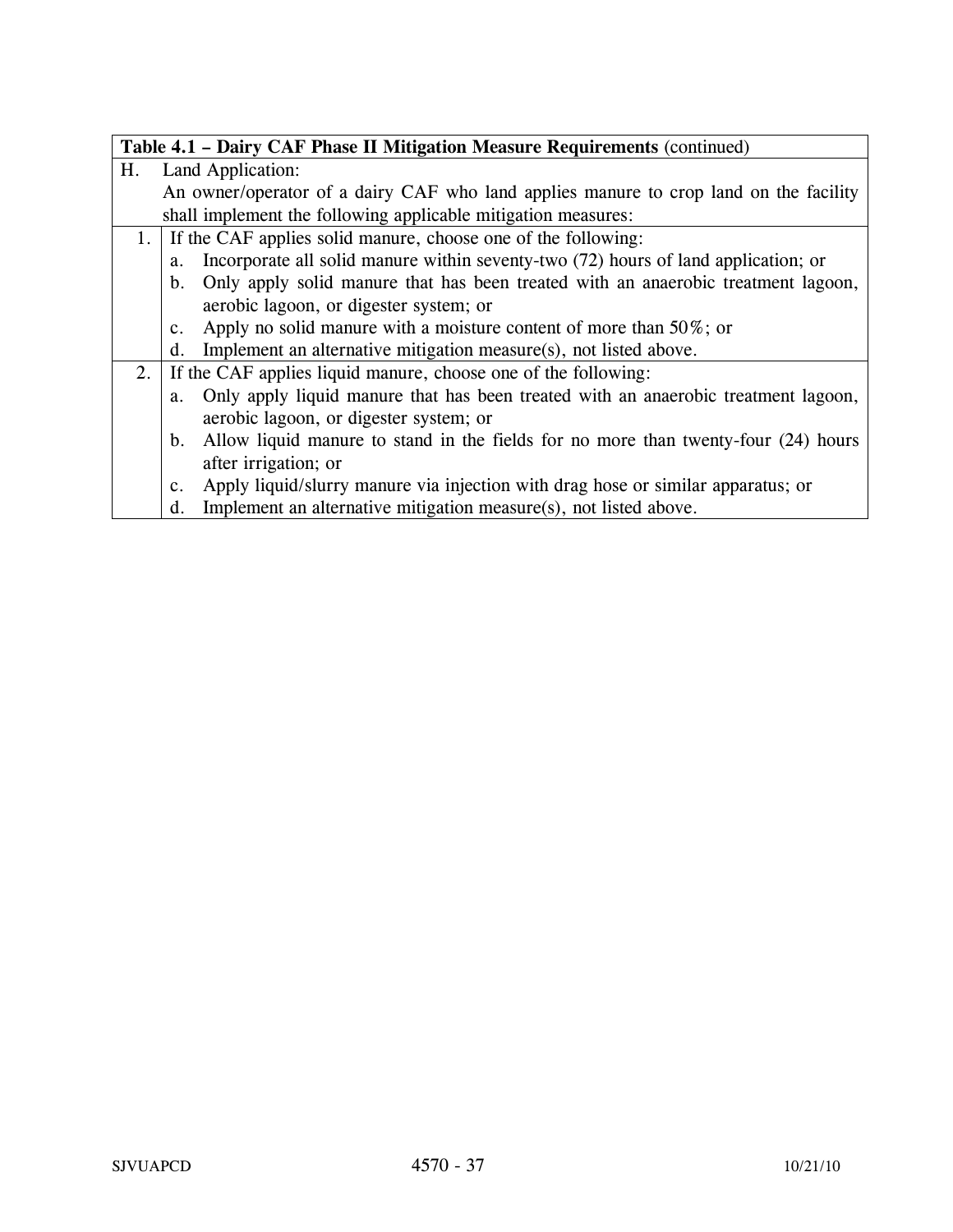| Table 4.1 – Dairy CAF Phase II Mitigation Measure Requirements (continued) | |
|---|---|
| H. | Land Application:<br>An owner/operator of a dairy CAF who land applies manure to crop land on the facility shall implement the following applicable mitigation measures: |
| 1. | If the CAF applies solid manure, choose one of the following:<br>a. Incorporate all solid manure within seventy-two (72) hours of land application; or<br>b. Only apply solid manure that has been treated with an anaerobic treatment lagoon, aerobic lagoon, or digester system; or<br>c. Apply no solid manure with a moisture content of more than 50%; or<br>d. Implement an alternative mitigation measure(s), not listed above. |
| 2. | If the CAF applies liquid manure, choose one of the following:<br>a. Only apply liquid manure that has been treated with an anaerobic treatment lagoon, aerobic lagoon, or digester system; or<br>b. Allow liquid manure to stand in the fields for no more than twenty-four (24) hours after irrigation; or<br>c. Apply liquid/slurry manure via injection with drag hose or similar apparatus; or<br>d. Implement an alternative mitigation measure(s), not listed above. |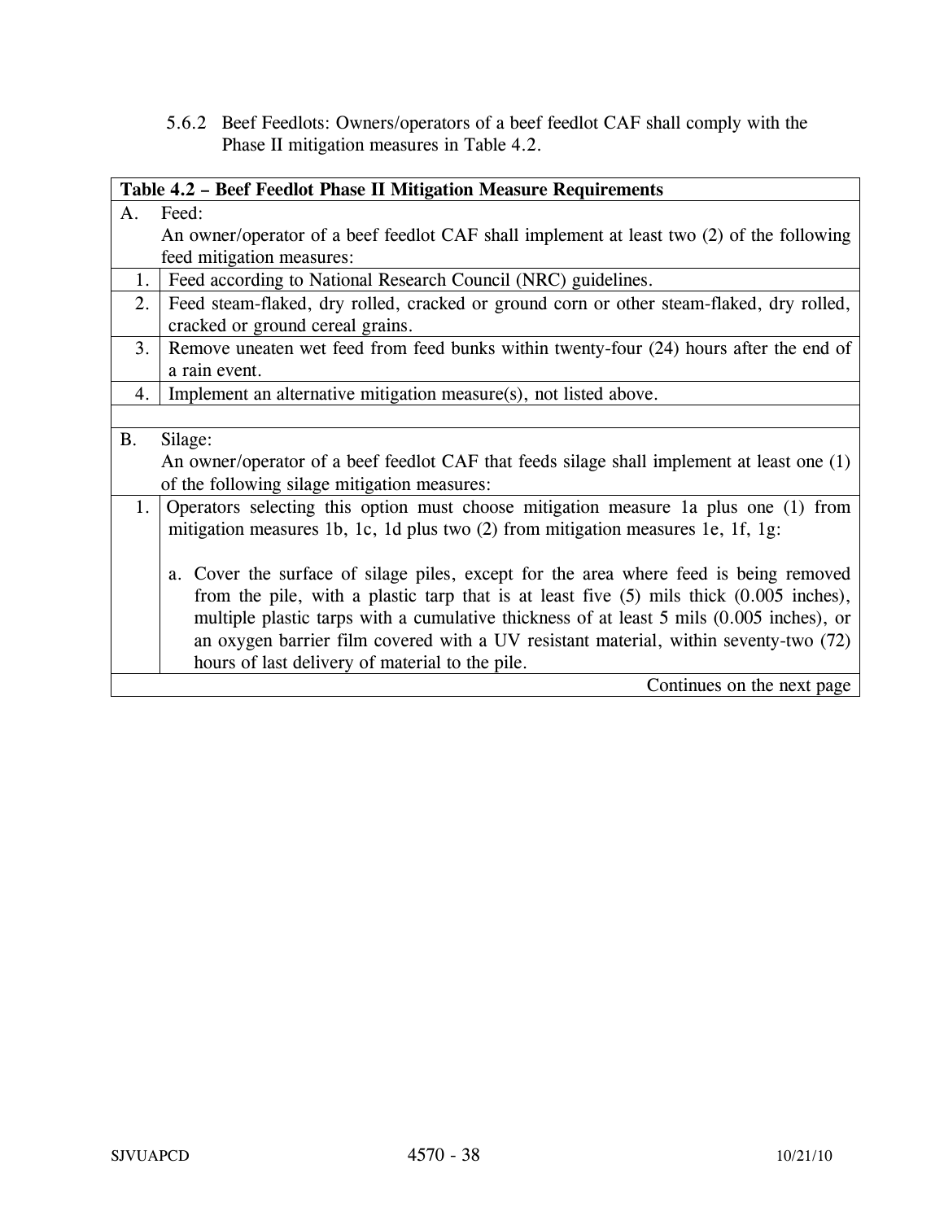5.6.2 Beef Feedlots: Owners/operators of a beef feedlot CAF shall comply with the Phase II mitigation measures in Table 4.2.

| **Table 4.2 – Beef Feedlot Phase II Mitigation Measure Requirements** | |
|---|---|
| A. | Feed: An owner/operator of a beef feedlot CAF shall implement at least two (2) of the following feed mitigation measures: |
| 1. | Feed according to National Research Council (NRC) guidelines. |
| 2. | Feed steam-flaked, dry rolled, cracked or ground corn or other steam-flaked, dry rolled, cracked or ground cereal grains. |
| 3. | Remove uneaten wet feed from feed bunks within twenty-four (24) hours after the end of a rain event. |
| 4. | Implement an alternative mitigation measure(s), not listed above. |
| | |
| B. | Silage: An owner/operator of a beef feedlot CAF that feeds silage shall implement at least one (1) of the following silage mitigation measures: |
| 1. | Operators selecting this option must choose mitigation measure 1a plus one (1) from mitigation measures 1b, 1c, 1d plus two (2) from mitigation measures 1e, 1f, 1g: <br><br> a. Cover the surface of silage piles, except for the area where feed is being removed from the pile, with a plastic tarp that is at least five (5) mils thick (0.005 inches), multiple plastic tarps with a cumulative thickness of at least 5 mils (0.005 inches), or an oxygen barrier film covered with a UV resistant material, within seventy-two (72) hours of last delivery of material to the pile. |
| | Continues on the next page |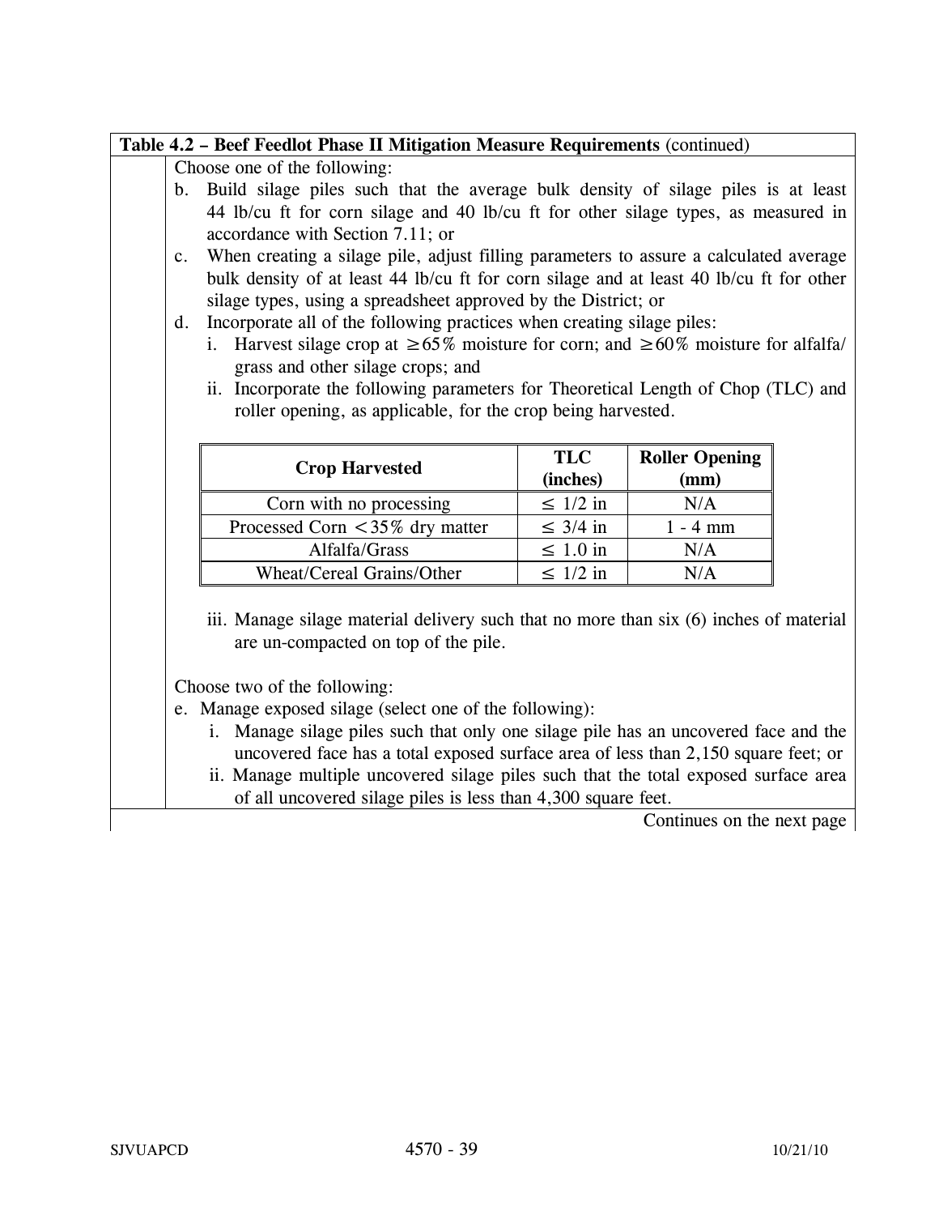**Table 4.2 – Beef Feedlot Phase II Mitigation Measure Requirements** (continued)

Choose one of the following:

b. Build silage piles such that the average bulk density of silage piles is at least 44 lb/cu ft for corn silage and 40 lb/cu ft for other silage types, as measured in accordance with Section 7.11; or

c. When creating a silage pile, adjust filling parameters to assure a calculated average bulk density of at least 44 lb/cu ft for corn silage and at least 40 lb/cu ft for other silage types, using a spreadsheet approved by the District; or

d. Incorporate all of the following practices when creating silage piles:

   i. Harvest silage crop at ≥65% moisture for corn; and ≥60% moisture for alfalfa/grass and other silage crops; and

   ii. Incorporate the following parameters for Theoretical Length of Chop (TLC) and roller opening, as applicable, for the crop being harvested.

| Crop Harvested | TLC (inches) | Roller Opening (mm) |
|---|---|---|
| Corn with no processing | ≤ 1/2 in | N/A |
| Processed Corn <35% dry matter | ≤ 3/4 in | 1 - 4 mm |
| Alfalfa/Grass | ≤ 1.0 in | N/A |
| Wheat/Cereal Grains/Other | ≤ 1/2 in | N/A |

   iii. Manage silage material delivery such that no more than six (6) inches of material are un-compacted on top of the pile.

Choose two of the following:

e. Manage exposed silage (select one of the following):

   i. Manage silage piles such that only one silage pile has an uncovered face and the uncovered face has a total exposed surface area of less than 2,150 square feet; or

   ii. Manage multiple uncovered silage piles such that the total exposed surface area of all uncovered silage piles is less than 4,300 square feet.

Continues on the next page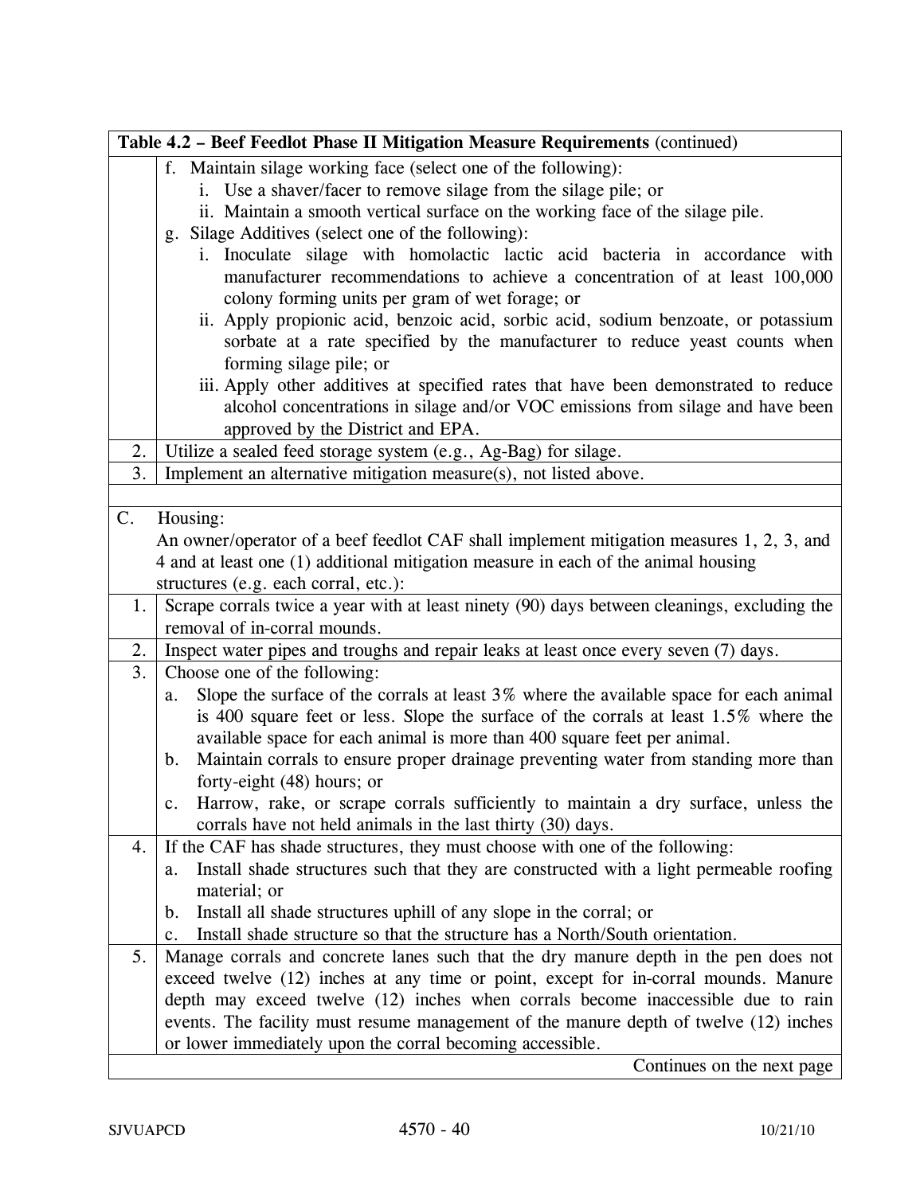| Table 4.2 – Beef Feedlot Phase II Mitigation Measure Requirements (continued) | |
|---|---|
| | f. Maintain silage working face (select one of the following):<br>i. Use a shaver/facer to remove silage from the silage pile; or<br>ii. Maintain a smooth vertical surface on the working face of the silage pile.<br>g. Silage Additives (select one of the following):<br>i. Inoculate silage with homolactic lactic acid bacteria in accordance with manufacturer recommendations to achieve a concentration of at least 100,000 colony forming units per gram of wet forage; or<br>ii. Apply propionic acid, benzoic acid, sorbic acid, sodium benzoate, or potassium sorbate at a rate specified by the manufacturer to reduce yeast counts when forming silage pile; or<br>iii. Apply other additives at specified rates that have been demonstrated to reduce alcohol concentrations in silage and/or VOC emissions from silage and have been approved by the District and EPA. |
| 2. | Utilize a sealed feed storage system (e.g., Ag-Bag) for silage. |
| 3. | Implement an alternative mitigation measure(s), not listed above. |
| | |
| C. | Housing:<br>An owner/operator of a beef feedlot CAF shall implement mitigation measures 1, 2, 3, and 4 and at least one (1) additional mitigation measure in each of the animal housing structures (e.g. each corral, etc.): |
| 1. | Scrape corrals twice a year with at least ninety (90) days between cleanings, excluding the removal of in-corral mounds. |
| 2. | Inspect water pipes and troughs and repair leaks at least once every seven (7) days. |
| 3. | Choose one of the following:<br>a. Slope the surface of the corrals at least 3% where the available space for each animal is 400 square feet or less. Slope the surface of the corrals at least 1.5% where the available space for each animal is more than 400 square feet per animal.<br>b. Maintain corrals to ensure proper drainage preventing water from standing more than forty-eight (48) hours; or<br>c. Harrow, rake, or scrape corrals sufficiently to maintain a dry surface, unless the corrals have not held animals in the last thirty (30) days. |
| 4. | If the CAF has shade structures, they must choose with one of the following:<br>a. Install shade structures such that they are constructed with a light permeable roofing material; or<br>b. Install all shade structures uphill of any slope in the corral; or<br>c. Install shade structure so that the structure has a North/South orientation. |
| 5. | Manage corrals and concrete lanes such that the dry manure depth in the pen does not exceed twelve (12) inches at any time or point, except for in-corral mounds. Manure depth may exceed twelve (12) inches when corrals become inaccessible due to rain events. The facility must resume management of the manure depth of twelve (12) inches or lower immediately upon the corral becoming accessible. |
| | Continues on the next page |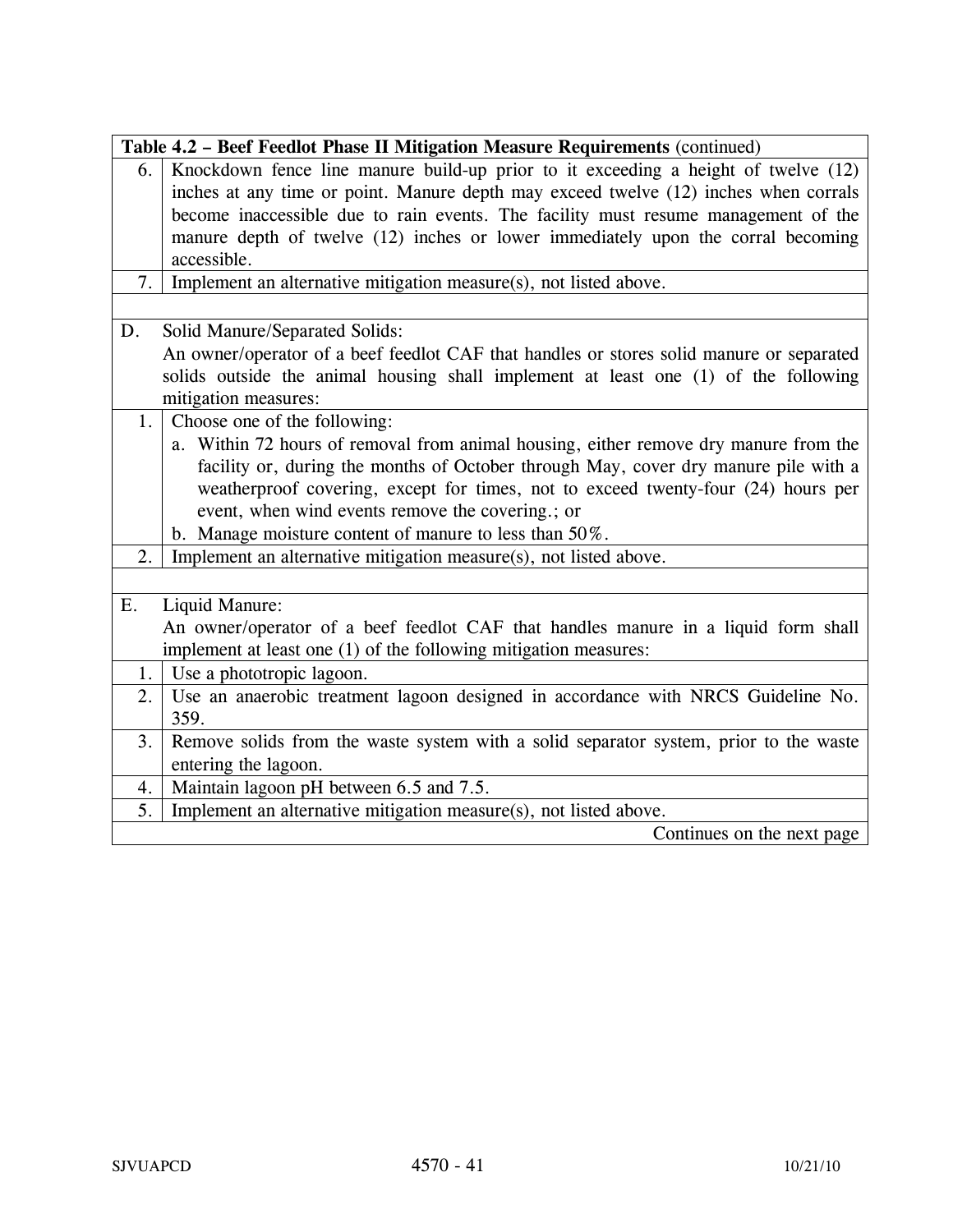| Table 4.2 – Beef Feedlot Phase II Mitigation Measure Requirements (continued) | |
|---|---|
| 6. | Knockdown fence line manure build-up prior to it exceeding a height of twelve (12) inches at any time or point. Manure depth may exceed twelve (12) inches when corrals become inaccessible due to rain events. The facility must resume management of the manure depth of twelve (12) inches or lower immediately upon the corral becoming accessible. |
| 7. | Implement an alternative mitigation measure(s), not listed above. |
| | |
| D. | Solid Manure/Separated Solids: An owner/operator of a beef feedlot CAF that handles or stores solid manure or separated solids outside the animal housing shall implement at least one (1) of the following mitigation measures: |
| 1. | Choose one of the following: a. Within 72 hours of removal from animal housing, either remove dry manure from the facility or, during the months of October through May, cover dry manure pile with a weatherproof covering, except for times, not to exceed twenty-four (24) hours per event, when wind events remove the covering.; or b. Manage moisture content of manure to less than 50%. |
| 2. | Implement an alternative mitigation measure(s), not listed above. |
| | |
| E. | Liquid Manure: An owner/operator of a beef feedlot CAF that handles manure in a liquid form shall implement at least one (1) of the following mitigation measures: |
| 1. | Use a phototropic lagoon. |
| 2. | Use an anaerobic treatment lagoon designed in accordance with NRCS Guideline No. 359. |
| 3. | Remove solids from the waste system with a solid separator system, prior to the waste entering the lagoon. |
| 4. | Maintain lagoon pH between 6.5 and 7.5. |
| 5. | Implement an alternative mitigation measure(s), not listed above. |
| | Continues on the next page |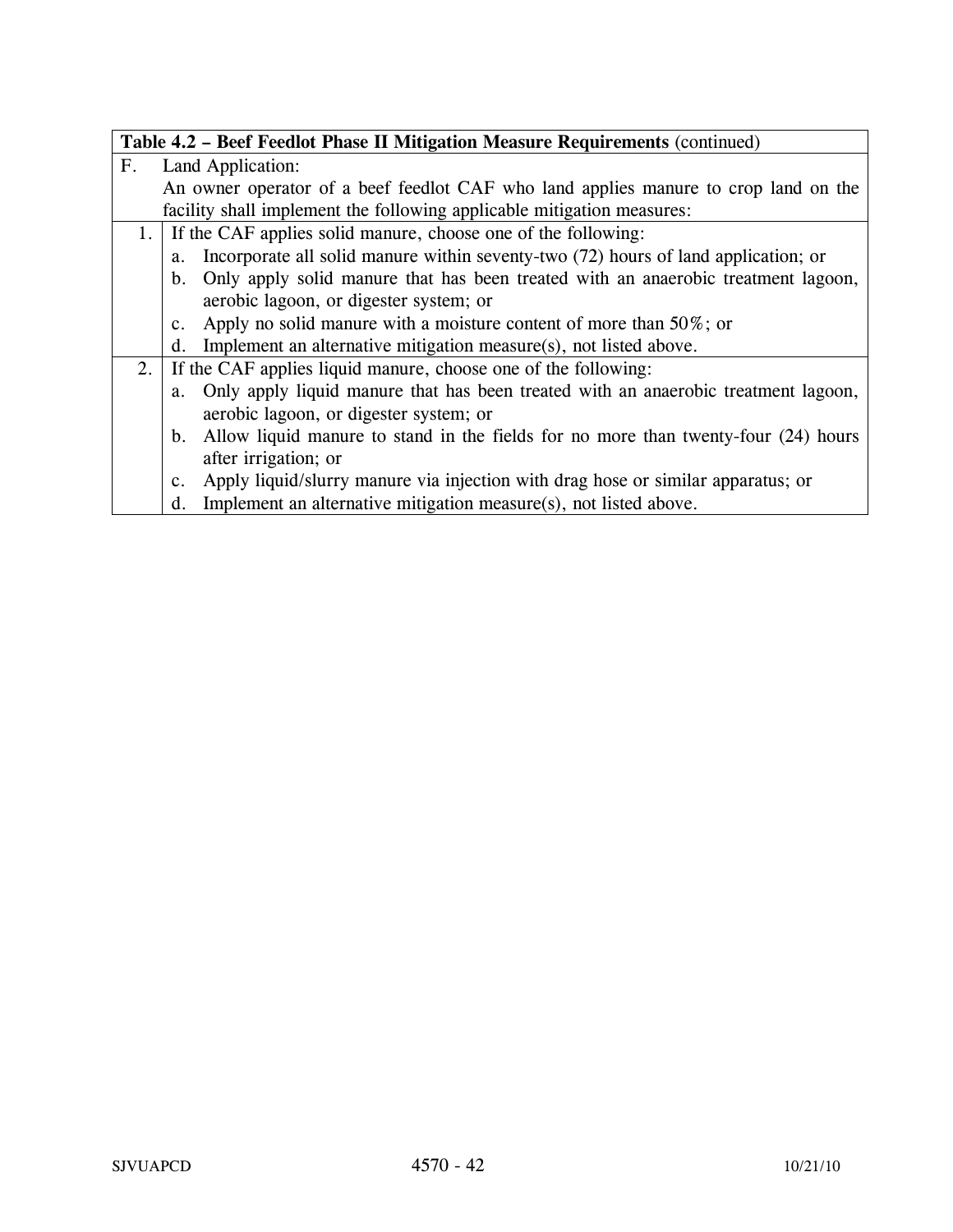| Table 4.2 – Beef Feedlot Phase II Mitigation Measure Requirements (continued) | |
|---|---|
| F. | Land Application:<br>An owner operator of a beef feedlot CAF who land applies manure to crop land on the facility shall implement the following applicable mitigation measures: |
| 1. | If the CAF applies solid manure, choose one of the following:<br>a. Incorporate all solid manure within seventy-two (72) hours of land application; or<br>b. Only apply solid manure that has been treated with an anaerobic treatment lagoon, aerobic lagoon, or digester system; or<br>c. Apply no solid manure with a moisture content of more than 50%; or<br>d. Implement an alternative mitigation measure(s), not listed above. |
| 2. | If the CAF applies liquid manure, choose one of the following:<br>a. Only apply liquid manure that has been treated with an anaerobic treatment lagoon, aerobic lagoon, or digester system; or<br>b. Allow liquid manure to stand in the fields for no more than twenty-four (24) hours after irrigation; or<br>c. Apply liquid/slurry manure via injection with drag hose or similar apparatus; or<br>d. Implement an alternative mitigation measure(s), not listed above. |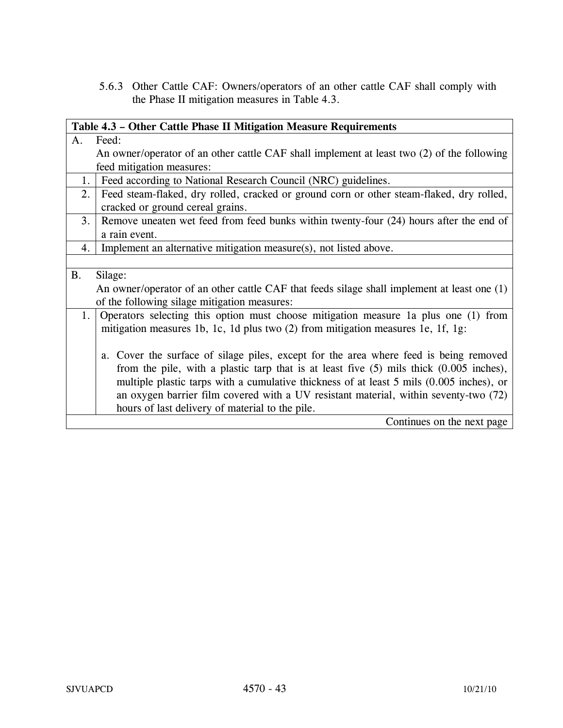5.6.3 Other Cattle CAF: Owners/operators of an other cattle CAF shall comply with the Phase II mitigation measures in Table 4.3.

| **Table 4.3 – Other Cattle Phase II Mitigation Measure Requirements** | |
|---|---|
| A. | Feed:<br>An owner/operator of an other cattle CAF shall implement at least two (2) of the following feed mitigation measures: |
| 1. | Feed according to National Research Council (NRC) guidelines. |
| 2. | Feed steam-flaked, dry rolled, cracked or ground corn or other steam-flaked, dry rolled, cracked or ground cereal grains. |
| 3. | Remove uneaten wet feed from feed bunks within twenty-four (24) hours after the end of a rain event. |
| 4. | Implement an alternative mitigation measure(s), not listed above. |
| | |
| B. | Silage:<br>An owner/operator of an other cattle CAF that feeds silage shall implement at least one (1) of the following silage mitigation measures: |
| 1. | Operators selecting this option must choose mitigation measure 1a plus one (1) from mitigation measures 1b, 1c, 1d plus two (2) from mitigation measures 1e, 1f, 1g:<br><br>a. Cover the surface of silage piles, except for the area where feed is being removed from the pile, with a plastic tarp that is at least five (5) mils thick (0.005 inches), multiple plastic tarps with a cumulative thickness of at least 5 mils (0.005 inches), or an oxygen barrier film covered with a UV resistant material, within seventy-two (72) hours of last delivery of material to the pile. |
| | Continues on the next page |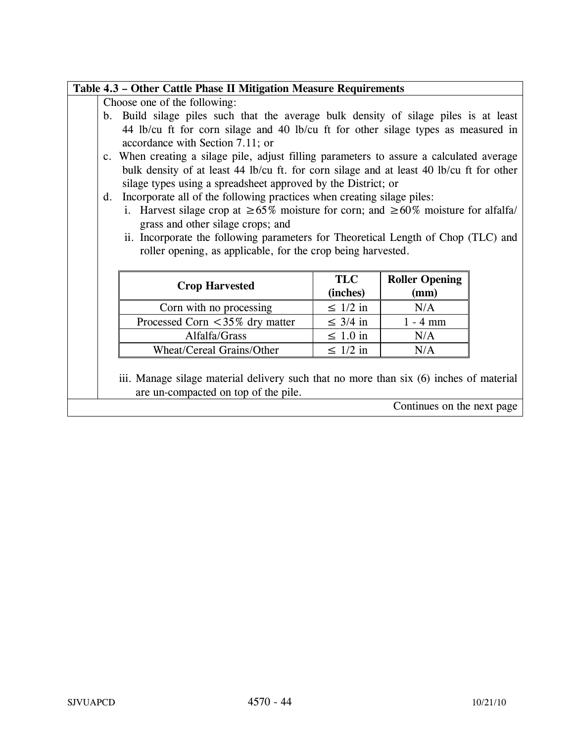**Table 4.3 – Other Cattle Phase II Mitigation Measure Requirements**

Choose one of the following:

b. Build silage piles such that the average bulk density of silage piles is at least 44 lb/cu ft for corn silage and 40 lb/cu ft for other silage types as measured in accordance with Section 7.11; or

c. When creating a silage pile, adjust filling parameters to assure a calculated average bulk density of at least 44 lb/cu ft. for corn silage and at least 40 lb/cu ft for other silage types using a spreadsheet approved by the District; or

d. Incorporate all of the following practices when creating silage piles:

   i. Harvest silage crop at ≥65% moisture for corn; and ≥60% moisture for alfalfa/ grass and other silage crops; and

   ii. Incorporate the following parameters for Theoretical Length of Chop (TLC) and roller opening, as applicable, for the crop being harvested.

| Crop Harvested | TLC (inches) | Roller Opening (mm) |
|---|---|---|
| Corn with no processing | ≤ 1/2 in | N/A |
| Processed Corn <35% dry matter | ≤ 3/4 in | 1 - 4 mm |
| Alfalfa/Grass | ≤ 1.0 in | N/A |
| Wheat/Cereal Grains/Other | ≤ 1/2 in | N/A |

   iii. Manage silage material delivery such that no more than six (6) inches of material are un-compacted on top of the pile.

Continues on the next page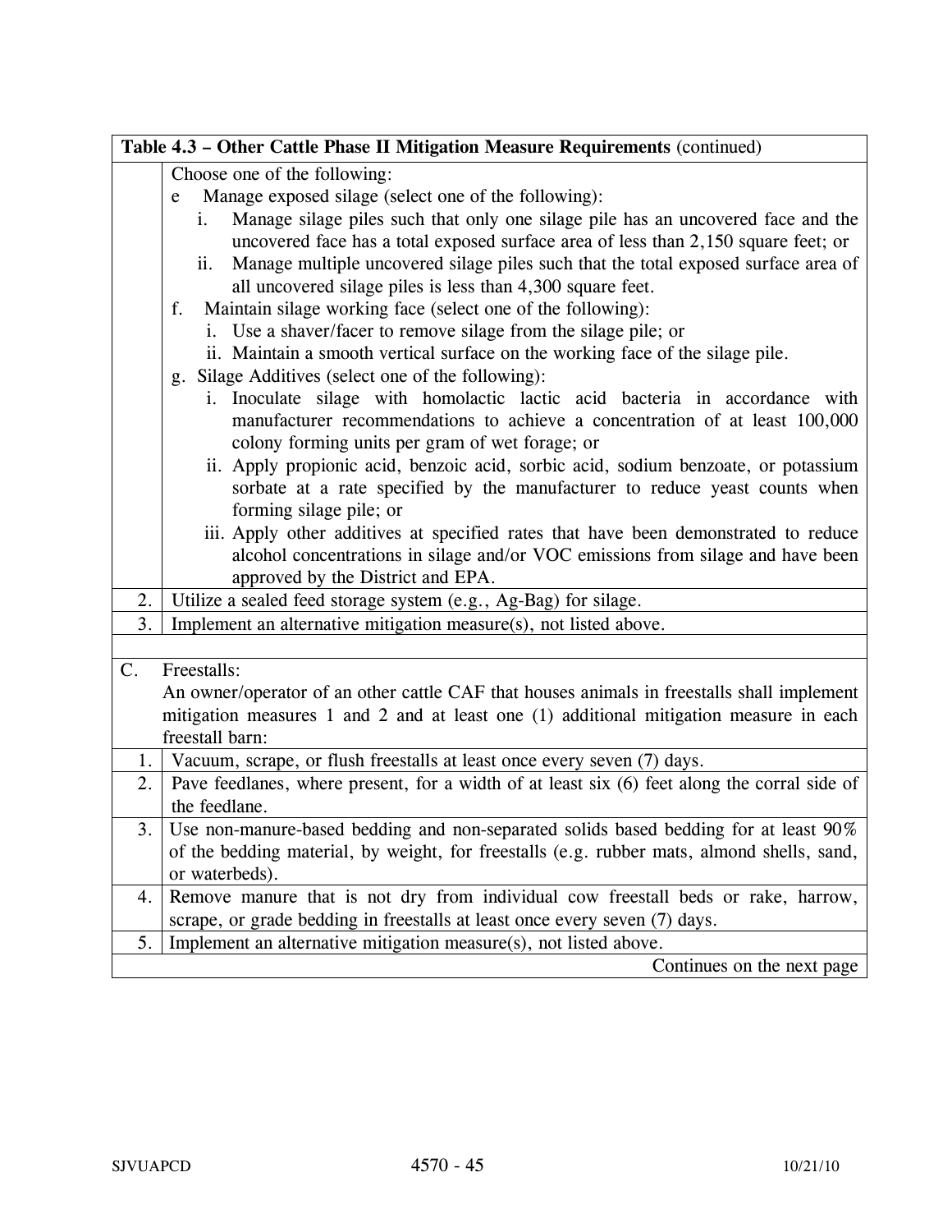| Table 4.3 – Other Cattle Phase II Mitigation Measure Requirements (continued) | |
|---|---|
| | Choose one of the following:<br>e Manage exposed silage (select one of the following):<br>i. Manage silage piles such that only one silage pile has an uncovered face and the uncovered face has a total exposed surface area of less than 2,150 square feet; or<br>ii. Manage multiple uncovered silage piles such that the total exposed surface area of all uncovered silage piles is less than 4,300 square feet.<br>f. Maintain silage working face (select one of the following):<br>i. Use a shaver/facer to remove silage from the silage pile; or<br>ii. Maintain a smooth vertical surface on the working face of the silage pile.<br>g. Silage Additives (select one of the following):<br>i. Inoculate silage with homolactic lactic acid bacteria in accordance with manufacturer recommendations to achieve a concentration of at least 100,000 colony forming units per gram of wet forage; or<br>ii. Apply propionic acid, benzoic acid, sorbic acid, sodium benzoate, or potassium sorbate at a rate specified by the manufacturer to reduce yeast counts when forming silage pile; or<br>iii. Apply other additives at specified rates that have been demonstrated to reduce alcohol concentrations in silage and/or VOC emissions from silage and have been approved by the District and EPA. |
| 2. | Utilize a sealed feed storage system (e.g., Ag-Bag) for silage. |
| 3. | Implement an alternative mitigation measure(s), not listed above. |
| | |
| C. | Freestalls:<br>An owner/operator of an other cattle CAF that houses animals in freestalls shall implement mitigation measures 1 and 2 and at least one (1) additional mitigation measure in each freestall barn: |
| 1. | Vacuum, scrape, or flush freestalls at least once every seven (7) days. |
| 2. | Pave feedlanes, where present, for a width of at least six (6) feet along the corral side of the feedlane. |
| 3. | Use non-manure-based bedding and non-separated solids based bedding for at least 90% of the bedding material, by weight, for freestalls (e.g. rubber mats, almond shells, sand, or waterbeds). |
| 4. | Remove manure that is not dry from individual cow freestall beds or rake, harrow, scrape, or grade bedding in freestalls at least once every seven (7) days. |
| 5. | Implement an alternative mitigation measure(s), not listed above. |
| | Continues on the next page |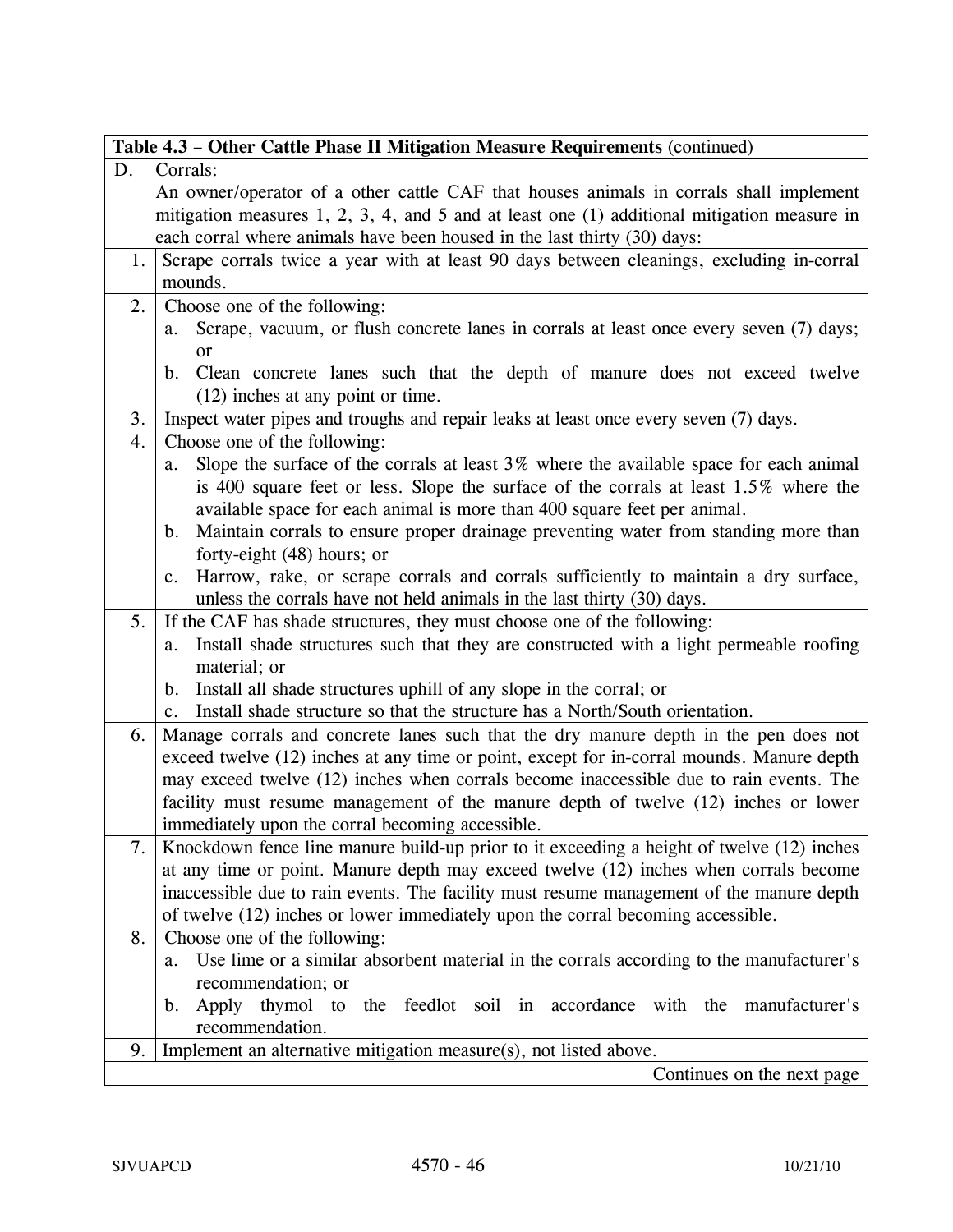| **Table 4.3 – Other Cattle Phase II Mitigation Measure Requirements** (continued) | |
|---|---|
| D. | Corrals:<br>An owner/operator of a other cattle CAF that houses animals in corrals shall implement mitigation measures 1, 2, 3, 4, and 5 and at least one (1) additional mitigation measure in each corral where animals have been housed in the last thirty (30) days: |
| 1. | Scrape corrals twice a year with at least 90 days between cleanings, excluding in-corral mounds. |
| 2. | Choose one of the following:<br>a. Scrape, vacuum, or flush concrete lanes in corrals at least once every seven (7) days; or<br>b. Clean concrete lanes such that the depth of manure does not exceed twelve (12) inches at any point or time. |
| 3. | Inspect water pipes and troughs and repair leaks at least once every seven (7) days. |
| 4. | Choose one of the following:<br>a. Slope the surface of the corrals at least 3% where the available space for each animal is 400 square feet or less. Slope the surface of the corrals at least 1.5% where the available space for each animal is more than 400 square feet per animal.<br>b. Maintain corrals to ensure proper drainage preventing water from standing more than forty-eight (48) hours; or<br>c. Harrow, rake, or scrape corrals and corrals sufficiently to maintain a dry surface, unless the corrals have not held animals in the last thirty (30) days. |
| 5. | If the CAF has shade structures, they must choose one of the following:<br>a. Install shade structures such that they are constructed with a light permeable roofing material; or<br>b. Install all shade structures uphill of any slope in the corral; or<br>c. Install shade structure so that the structure has a North/South orientation. |
| 6. | Manage corrals and concrete lanes such that the dry manure depth in the pen does not exceed twelve (12) inches at any time or point, except for in-corral mounds. Manure depth may exceed twelve (12) inches when corrals become inaccessible due to rain events. The facility must resume management of the manure depth of twelve (12) inches or lower immediately upon the corral becoming accessible. |
| 7. | Knockdown fence line manure build-up prior to it exceeding a height of twelve (12) inches at any time or point. Manure depth may exceed twelve (12) inches when corrals become inaccessible due to rain events. The facility must resume management of the manure depth of twelve (12) inches or lower immediately upon the corral becoming accessible. |
| 8. | Choose one of the following:<br>a. Use lime or a similar absorbent material in the corrals according to the manufacturer's recommendation; or<br>b. Apply thymol to the feedlot soil in accordance with the manufacturer's recommendation. |
| 9. | Implement an alternative mitigation measure(s), not listed above. |
| | Continues on the next page |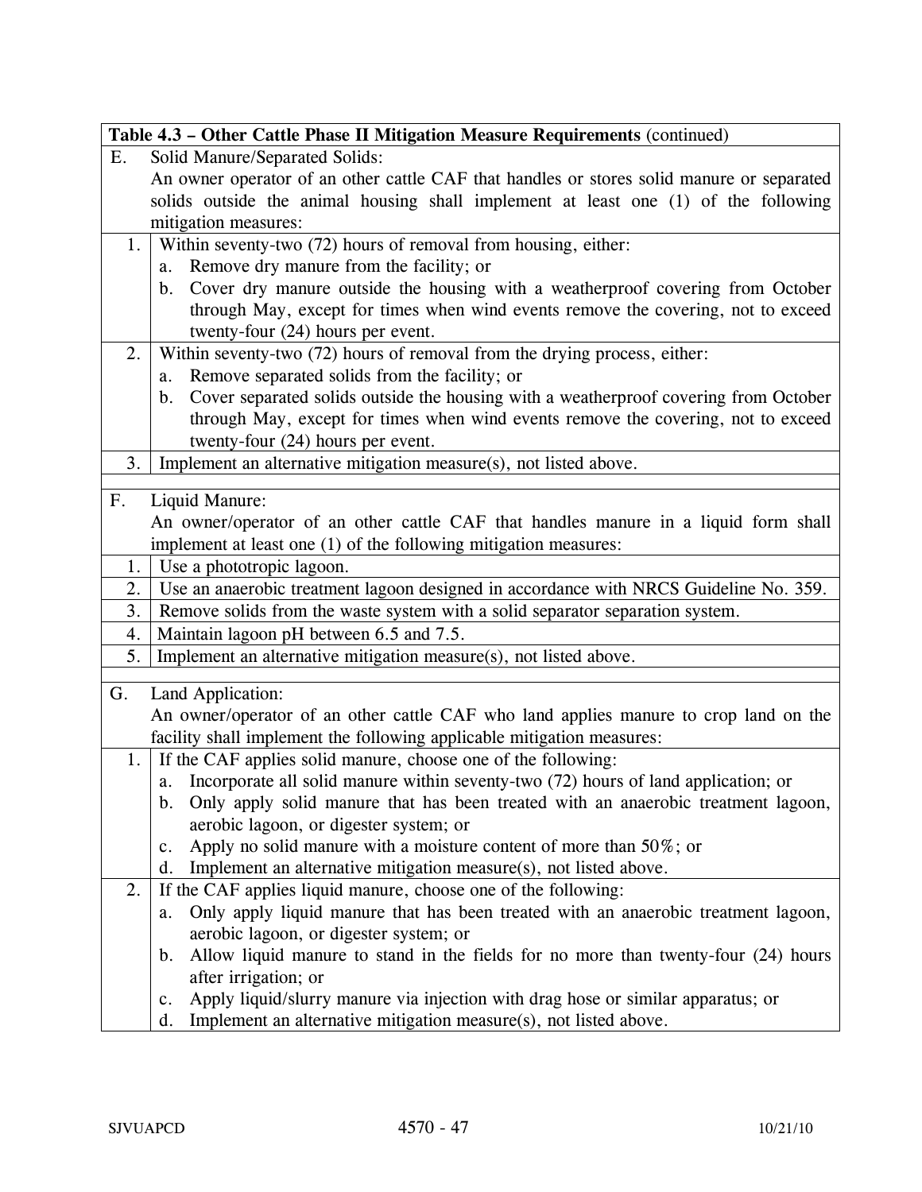| Table 4.3 – Other Cattle Phase II Mitigation Measure Requirements (continued) | |
|---|---|
| E. | Solid Manure/Separated Solids:<br>An owner operator of an other cattle CAF that handles or stores solid manure or separated solids outside the animal housing shall implement at least one (1) of the following mitigation measures: |
| 1. | Within seventy-two (72) hours of removal from housing, either:<br>a. Remove dry manure from the facility; or<br>b. Cover dry manure outside the housing with a weatherproof covering from October through May, except for times when wind events remove the covering, not to exceed twenty-four (24) hours per event. |
| 2. | Within seventy-two (72) hours of removal from the drying process, either:<br>a. Remove separated solids from the facility; or<br>b. Cover separated solids outside the housing with a weatherproof covering from October through May, except for times when wind events remove the covering, not to exceed twenty-four (24) hours per event. |
| 3. | Implement an alternative mitigation measure(s), not listed above. |
| | |
| F. | Liquid Manure:<br>An owner/operator of an other cattle CAF that handles manure in a liquid form shall implement at least one (1) of the following mitigation measures: |
| 1. | Use a phototropic lagoon. |
| 2. | Use an anaerobic treatment lagoon designed in accordance with NRCS Guideline No. 359. |
| 3. | Remove solids from the waste system with a solid separator separation system. |
| 4. | Maintain lagoon pH between 6.5 and 7.5. |
| 5. | Implement an alternative mitigation measure(s), not listed above. |
| | |
| G. | Land Application:<br>An owner/operator of an other cattle CAF who land applies manure to crop land on the facility shall implement the following applicable mitigation measures: |
| 1. | If the CAF applies solid manure, choose one of the following:<br>a. Incorporate all solid manure within seventy-two (72) hours of land application; or<br>b. Only apply solid manure that has been treated with an anaerobic treatment lagoon, aerobic lagoon, or digester system; or<br>c. Apply no solid manure with a moisture content of more than 50%; or<br>d. Implement an alternative mitigation measure(s), not listed above. |
| 2. | If the CAF applies liquid manure, choose one of the following:<br>a. Only apply liquid manure that has been treated with an anaerobic treatment lagoon, aerobic lagoon, or digester system; or<br>b. Allow liquid manure to stand in the fields for no more than twenty-four (24) hours after irrigation; or<br>c. Apply liquid/slurry manure via injection with drag hose or similar apparatus; or<br>d. Implement an alternative mitigation measure(s), not listed above. |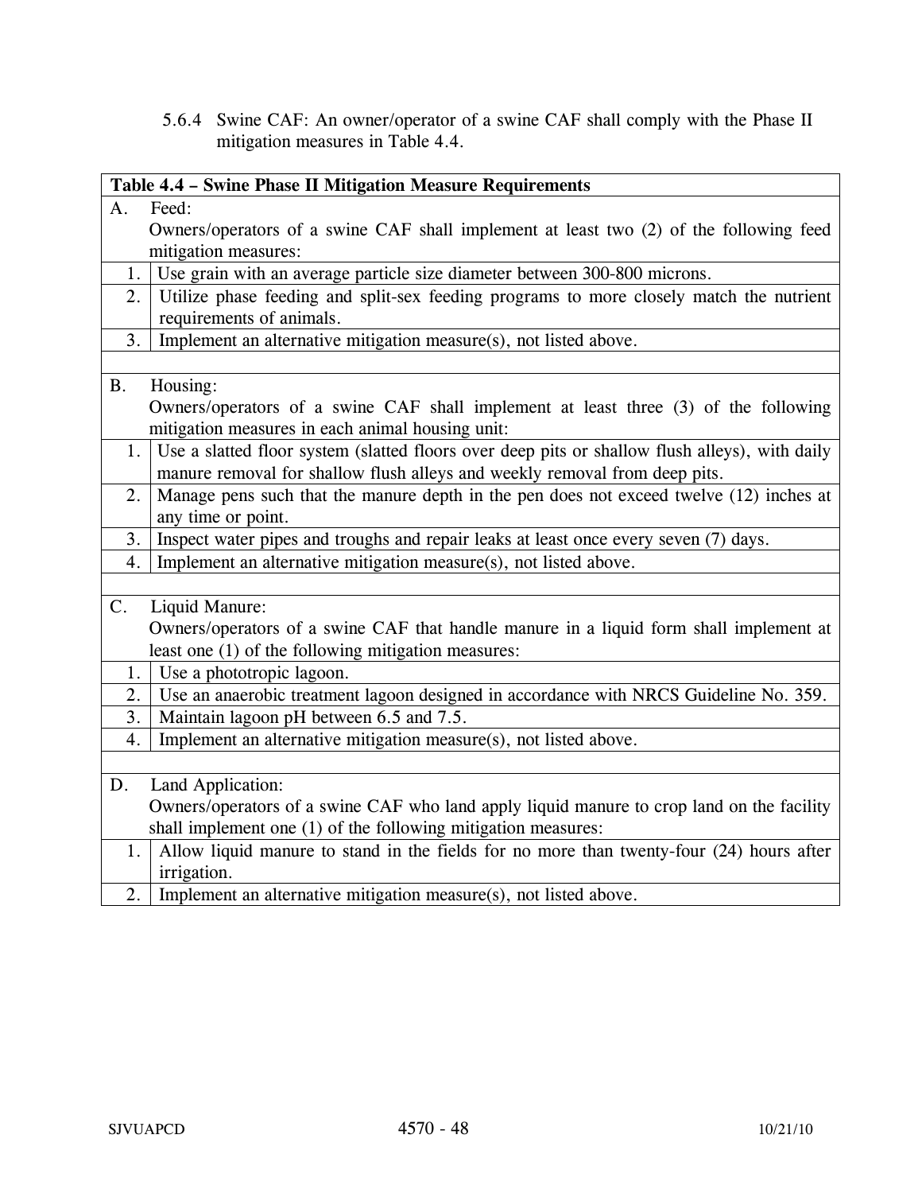5.6.4 Swine CAF: An owner/operator of a swine CAF shall comply with the Phase II mitigation measures in Table 4.4.

| **Table 4.4 – Swine Phase II Mitigation Measure Requirements** | |
|---|---|
| **A. Feed:** Owners/operators of a swine CAF shall implement at least two (2) of the following feed mitigation measures: | |
| 1. | Use grain with an average particle size diameter between 300-800 microns. |
| 2. | Utilize phase feeding and split-sex feeding programs to more closely match the nutrient requirements of animals. |
| 3. | Implement an alternative mitigation measure(s), not listed above. |
| | |
| **B. Housing:** Owners/operators of a swine CAF shall implement at least three (3) of the following mitigation measures in each animal housing unit: | |
| 1. | Use a slatted floor system (slatted floors over deep pits or shallow flush alleys), with daily manure removal for shallow flush alleys and weekly removal from deep pits. |
| 2. | Manage pens such that the manure depth in the pen does not exceed twelve (12) inches at any time or point. |
| 3. | Inspect water pipes and troughs and repair leaks at least once every seven (7) days. |
| 4. | Implement an alternative mitigation measure(s), not listed above. |
| | |
| **C. Liquid Manure:** Owners/operators of a swine CAF that handle manure in a liquid form shall implement at least one (1) of the following mitigation measures: | |
| 1. | Use a phototropic lagoon. |
| 2. | Use an anaerobic treatment lagoon designed in accordance with NRCS Guideline No. 359. |
| 3. | Maintain lagoon pH between 6.5 and 7.5. |
| 4. | Implement an alternative mitigation measure(s), not listed above. |
| | |
| **D. Land Application:** Owners/operators of a swine CAF who land apply liquid manure to crop land on the facility shall implement one (1) of the following mitigation measures: | |
| 1. | Allow liquid manure to stand in the fields for no more than twenty-four (24) hours after irrigation. |
| 2. | Implement an alternative mitigation measure(s), not listed above. |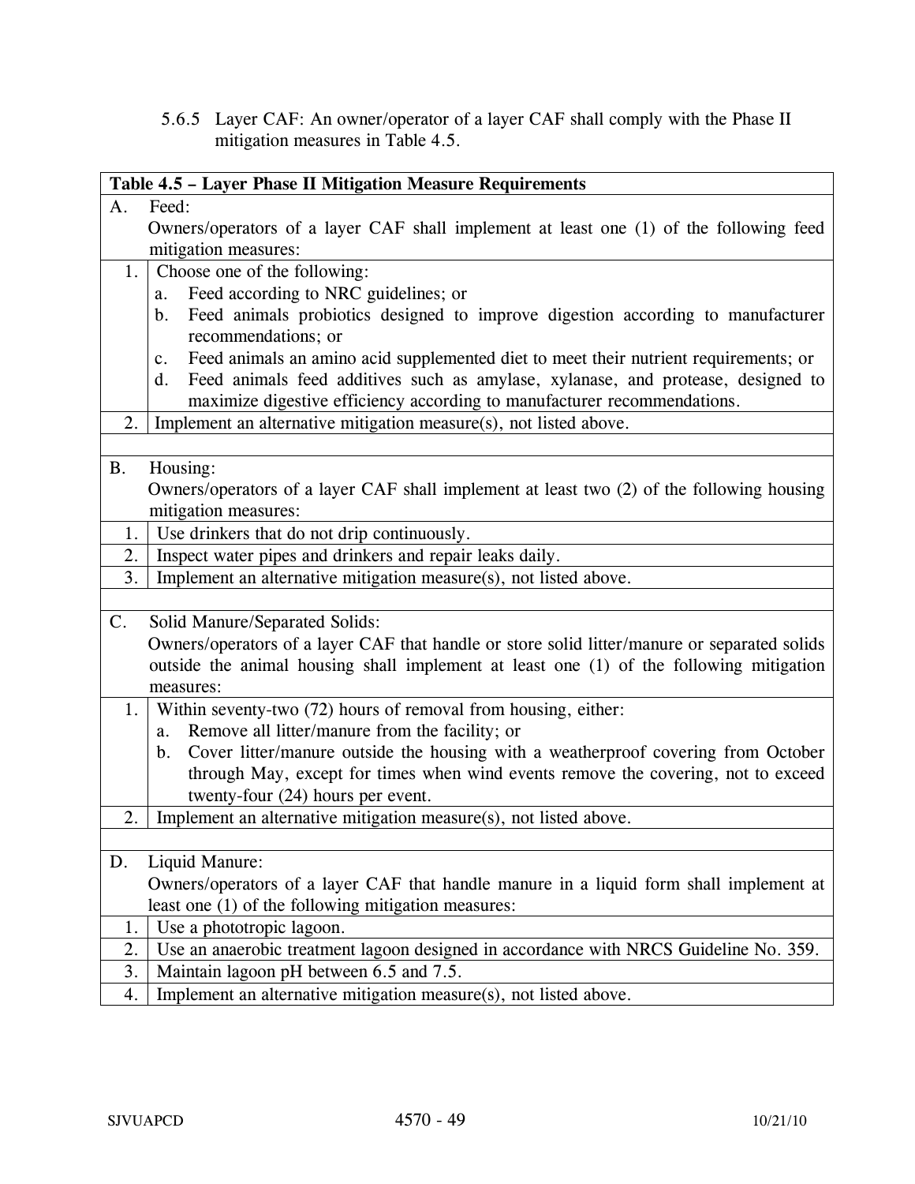5.6.5 Layer CAF: An owner/operator of a layer CAF shall comply with the Phase II mitigation measures in Table 4.5.

| **Table 4.5 – Layer Phase II Mitigation Measure Requirements** | |
|---|---|
| A. | Feed: Owners/operators of a layer CAF shall implement at least one (1) of the following feed mitigation measures: |
| 1. | Choose one of the following: a. Feed according to NRC guidelines; or b. Feed animals probiotics designed to improve digestion according to manufacturer recommendations; or c. Feed animals an amino acid supplemented diet to meet their nutrient requirements; or d. Feed animals feed additives such as amylase, xylanase, and protease, designed to maximize digestive efficiency according to manufacturer recommendations. |
| 2. | Implement an alternative mitigation measure(s), not listed above. |
| | |
| B. | Housing: Owners/operators of a layer CAF shall implement at least two (2) of the following housing mitigation measures: |
| 1. | Use drinkers that do not drip continuously. |
| 2. | Inspect water pipes and drinkers and repair leaks daily. |
| 3. | Implement an alternative mitigation measure(s), not listed above. |
| | |
| C. | Solid Manure/Separated Solids: Owners/operators of a layer CAF that handle or store solid litter/manure or separated solids outside the animal housing shall implement at least one (1) of the following mitigation measures: |
| 1. | Within seventy-two (72) hours of removal from housing, either: a. Remove all litter/manure from the facility; or b. Cover litter/manure outside the housing with a weatherproof covering from October through May, except for times when wind events remove the covering, not to exceed twenty-four (24) hours per event. |
| 2. | Implement an alternative mitigation measure(s), not listed above. |
| | |
| D. | Liquid Manure: Owners/operators of a layer CAF that handle manure in a liquid form shall implement at least one (1) of the following mitigation measures: |
| 1. | Use a phototropic lagoon. |
| 2. | Use an anaerobic treatment lagoon designed in accordance with NRCS Guideline No. 359. |
| 3. | Maintain lagoon pH between 6.5 and 7.5. |
| 4. | Implement an alternative mitigation measure(s), not listed above. |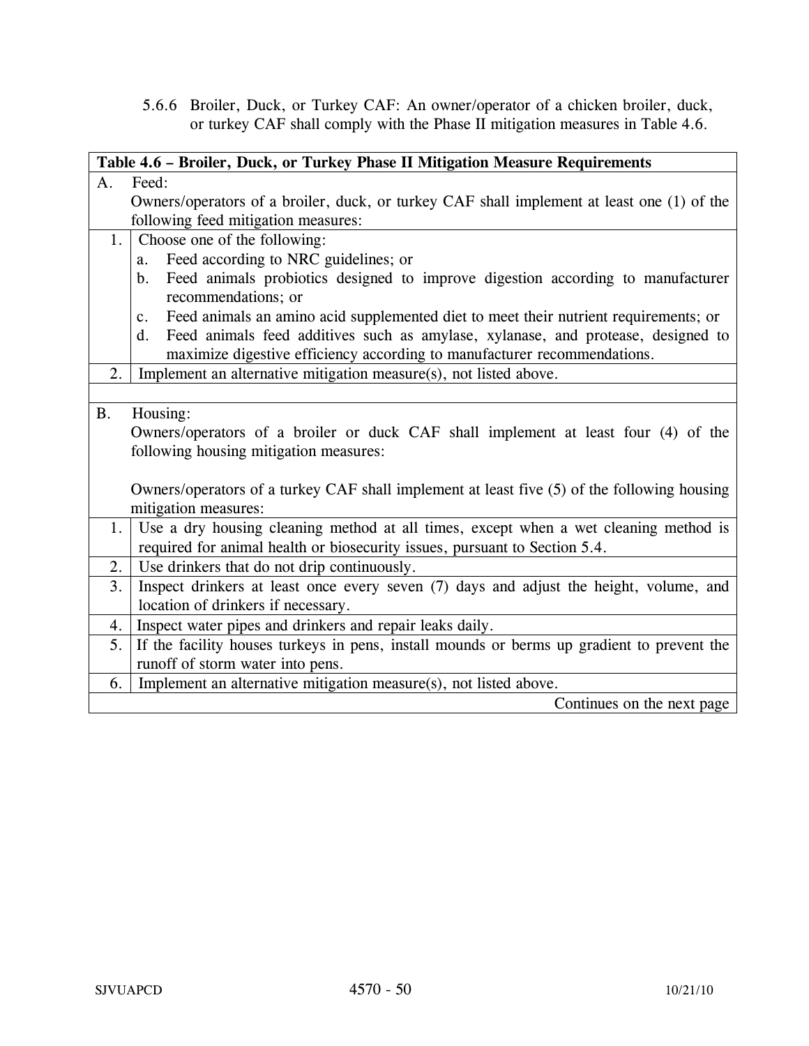5.6.6 Broiler, Duck, or Turkey CAF: An owner/operator of a chicken broiler, duck, or turkey CAF shall comply with the Phase II mitigation measures in Table 4.6.

| Table 4.6 – Broiler, Duck, or Turkey Phase II Mitigation Measure Requirements | |
|---|---|
| A. | Feed:<br>Owners/operators of a broiler, duck, or turkey CAF shall implement at least one (1) of the following feed mitigation measures: |
| 1. | Choose one of the following:<br>a. Feed according to NRC guidelines; or<br>b. Feed animals probiotics designed to improve digestion according to manufacturer recommendations; or<br>c. Feed animals an amino acid supplemented diet to meet their nutrient requirements; or<br>d. Feed animals feed additives such as amylase, xylanase, and protease, designed to maximize digestive efficiency according to manufacturer recommendations. |
| 2. | Implement an alternative mitigation measure(s), not listed above. |
| | |
| B. | Housing:<br>Owners/operators of a broiler or duck CAF shall implement at least four (4) of the following housing mitigation measures:<br><br>Owners/operators of a turkey CAF shall implement at least five (5) of the following housing mitigation measures: |
| 1. | Use a dry housing cleaning method at all times, except when a wet cleaning method is required for animal health or biosecurity issues, pursuant to Section 5.4. |
| 2. | Use drinkers that do not drip continuously. |
| 3. | Inspect drinkers at least once every seven (7) days and adjust the height, volume, and location of drinkers if necessary. |
| 4. | Inspect water pipes and drinkers and repair leaks daily. |
| 5. | If the facility houses turkeys in pens, install mounds or berms up gradient to prevent the runoff of storm water into pens. |
| 6. | Implement an alternative mitigation measure(s), not listed above. |
| | Continues on the next page |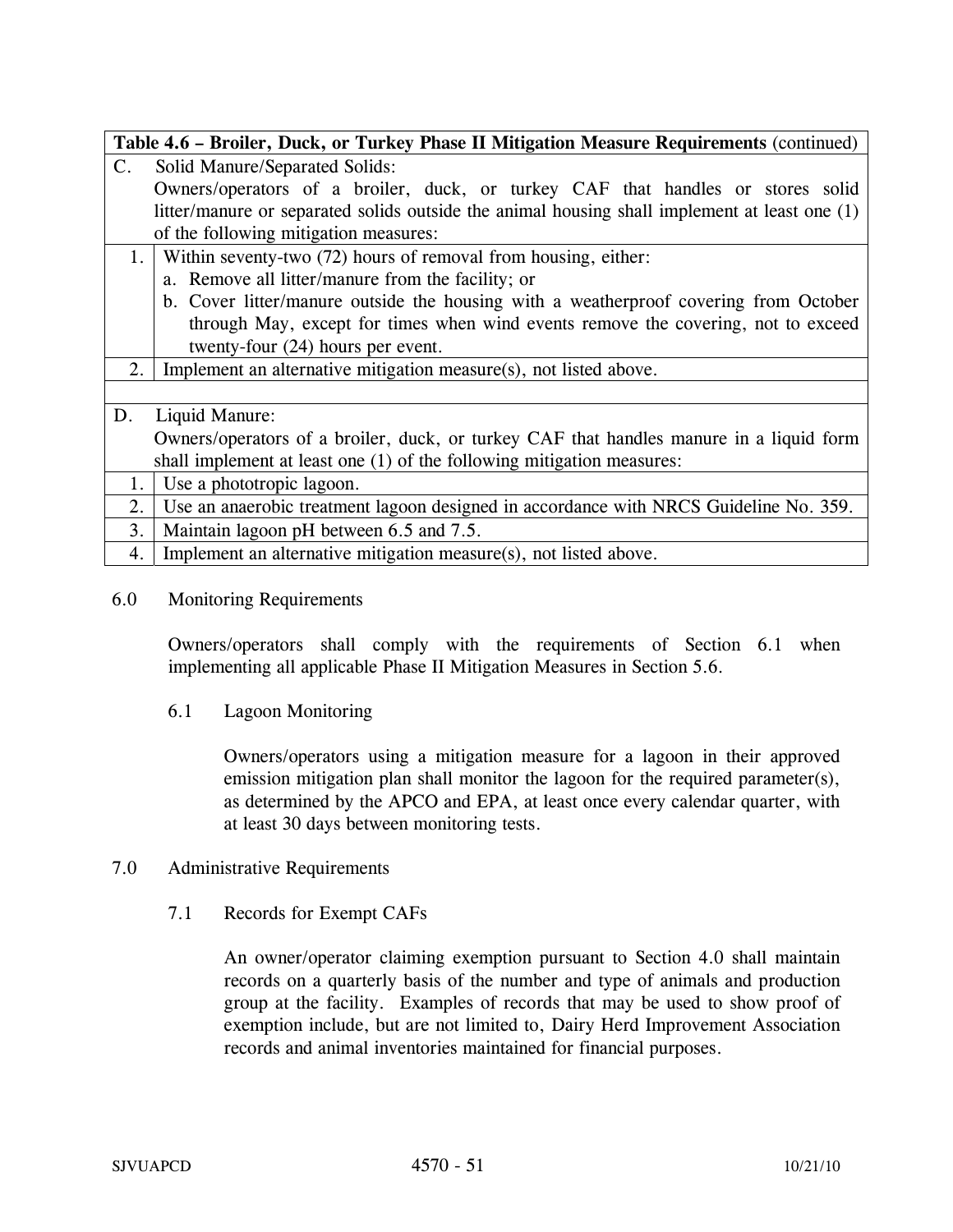| Table 4.6 – Broiler, Duck, or Turkey Phase II Mitigation Measure Requirements (continued) | |
|---|---|
| C. | Solid Manure/Separated Solids: Owners/operators of a broiler, duck, or turkey CAF that handles or stores solid litter/manure or separated solids outside the animal housing shall implement at least one (1) of the following mitigation measures: |
| 1. | Within seventy-two (72) hours of removal from housing, either: a. Remove all litter/manure from the facility; or b. Cover litter/manure outside the housing with a weatherproof covering from October through May, except for times when wind events remove the covering, not to exceed twenty-four (24) hours per event. |
| 2. | Implement an alternative mitigation measure(s), not listed above. |
| | |
| D. | Liquid Manure: Owners/operators of a broiler, duck, or turkey CAF that handles manure in a liquid form shall implement at least one (1) of the following mitigation measures: |
| 1. | Use a phototropic lagoon. |
| 2. | Use an anaerobic treatment lagoon designed in accordance with NRCS Guideline No. 359. |
| 3. | Maintain lagoon pH between 6.5 and 7.5. |
| 4. | Implement an alternative mitigation measure(s), not listed above. |

## 6.0 Monitoring Requirements

Owners/operators shall comply with the requirements of Section 6.1 when implementing all applicable Phase II Mitigation Measures in Section 5.6.

### 6.1 Lagoon Monitoring

Owners/operators using a mitigation measure for a lagoon in their approved emission mitigation plan shall monitor the lagoon for the required parameter(s), as determined by the APCO and EPA, at least once every calendar quarter, with at least 30 days between monitoring tests.

## 7.0 Administrative Requirements

### 7.1 Records for Exempt CAFs

An owner/operator claiming exemption pursuant to Section 4.0 shall maintain records on a quarterly basis of the number and type of animals and production group at the facility. Examples of records that may be used to show proof of exemption include, but are not limited to, Dairy Herd Improvement Association records and animal inventories maintained for financial purposes.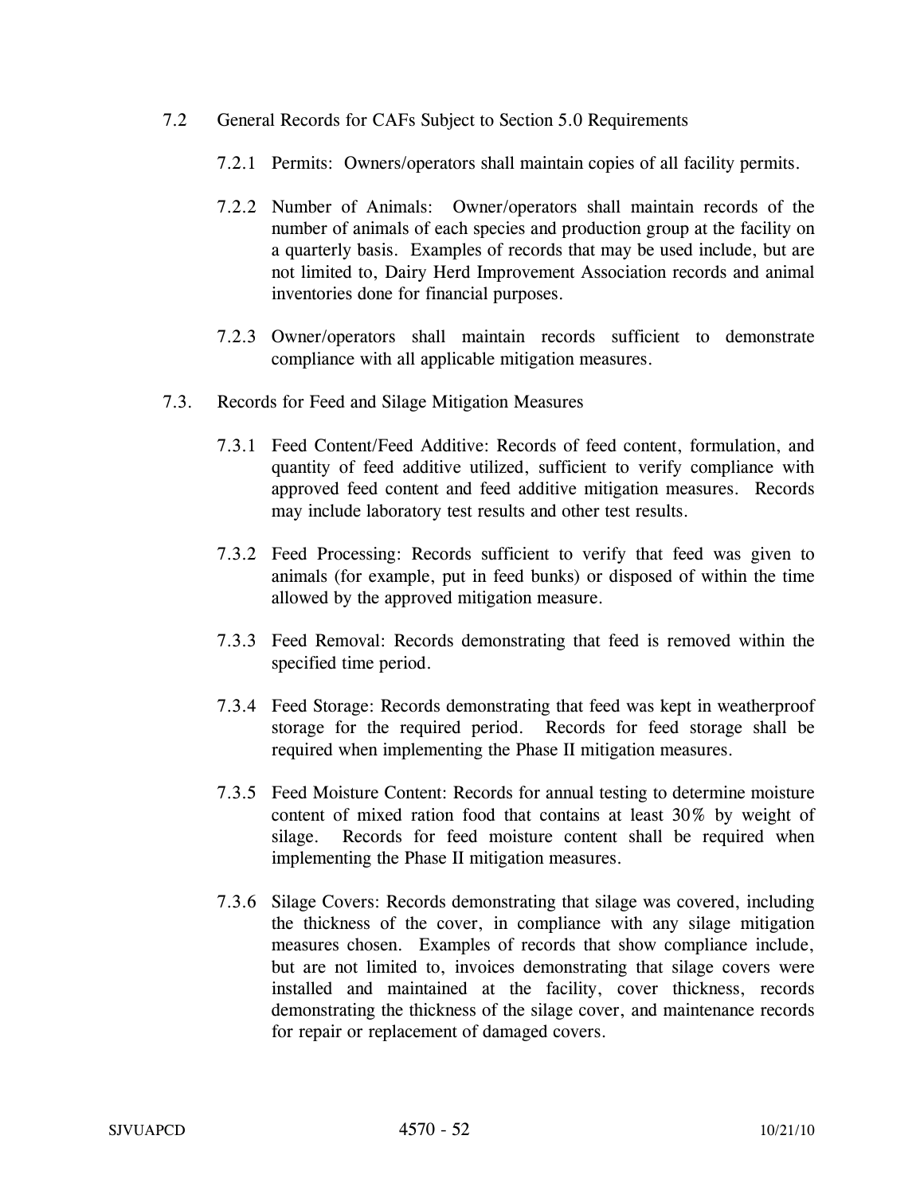7.2 General Records for CAFs Subject to Section 5.0 Requirements

7.2.1 Permits: Owners/operators shall maintain copies of all facility permits.

7.2.2 Number of Animals: Owner/operators shall maintain records of the number of animals of each species and production group at the facility on a quarterly basis. Examples of records that may be used include, but are not limited to, Dairy Herd Improvement Association records and animal inventories done for financial purposes.

7.2.3 Owner/operators shall maintain records sufficient to demonstrate compliance with all applicable mitigation measures.

7.3. Records for Feed and Silage Mitigation Measures

7.3.1 Feed Content/Feed Additive: Records of feed content, formulation, and quantity of feed additive utilized, sufficient to verify compliance with approved feed content and feed additive mitigation measures. Records may include laboratory test results and other test results.

7.3.2 Feed Processing: Records sufficient to verify that feed was given to animals (for example, put in feed bunks) or disposed of within the time allowed by the approved mitigation measure.

7.3.3 Feed Removal: Records demonstrating that feed is removed within the specified time period.

7.3.4 Feed Storage: Records demonstrating that feed was kept in weatherproof storage for the required period. Records for feed storage shall be required when implementing the Phase II mitigation measures.

7.3.5 Feed Moisture Content: Records for annual testing to determine moisture content of mixed ration food that contains at least 30% by weight of silage. Records for feed moisture content shall be required when implementing the Phase II mitigation measures.

7.3.6 Silage Covers: Records demonstrating that silage was covered, including the thickness of the cover, in compliance with any silage mitigation measures chosen. Examples of records that show compliance include, but are not limited to, invoices demonstrating that silage covers were installed and maintained at the facility, cover thickness, records demonstrating the thickness of the silage cover, and maintenance records for repair or replacement of damaged covers.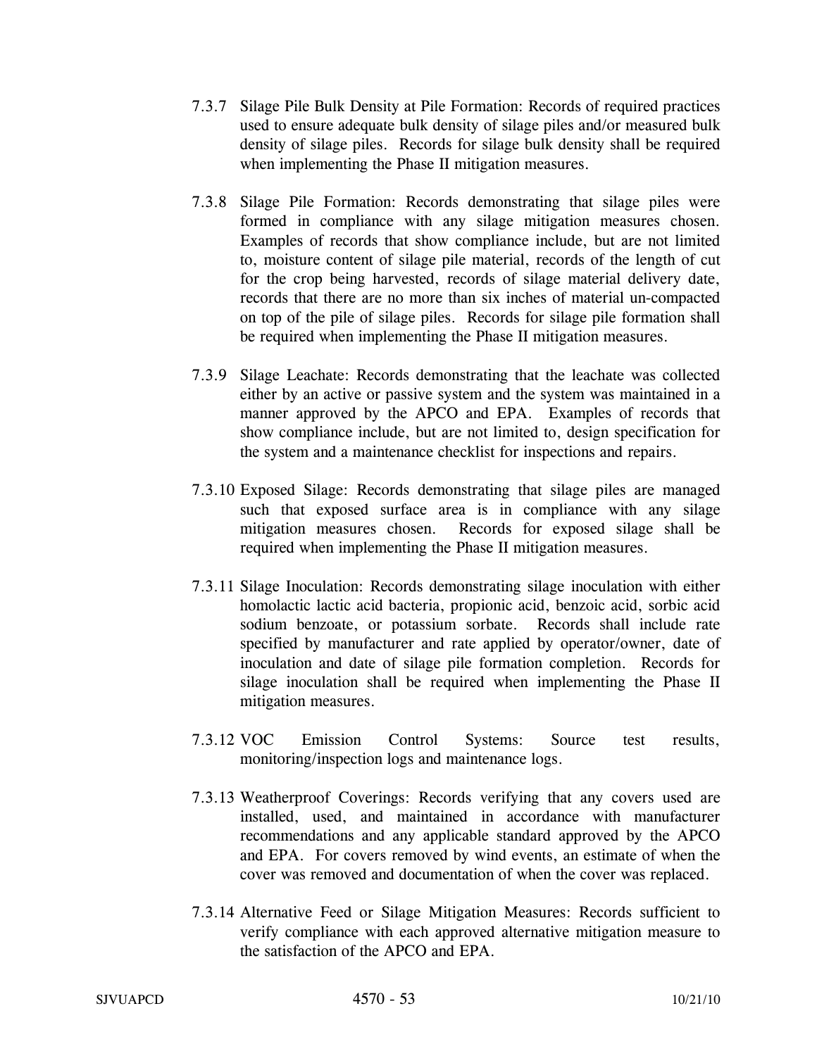7.3.7 Silage Pile Bulk Density at Pile Formation: Records of required practices used to ensure adequate bulk density of silage piles and/or measured bulk density of silage piles. Records for silage bulk density shall be required when implementing the Phase II mitigation measures.

7.3.8 Silage Pile Formation: Records demonstrating that silage piles were formed in compliance with any silage mitigation measures chosen. Examples of records that show compliance include, but are not limited to, moisture content of silage pile material, records of the length of cut for the crop being harvested, records of silage material delivery date, records that there are no more than six inches of material un-compacted on top of the pile of silage piles. Records for silage pile formation shall be required when implementing the Phase II mitigation measures.

7.3.9 Silage Leachate: Records demonstrating that the leachate was collected either by an active or passive system and the system was maintained in a manner approved by the APCO and EPA. Examples of records that show compliance include, but are not limited to, design specification for the system and a maintenance checklist for inspections and repairs.

7.3.10 Exposed Silage: Records demonstrating that silage piles are managed such that exposed surface area is in compliance with any silage mitigation measures chosen. Records for exposed silage shall be required when implementing the Phase II mitigation measures.

7.3.11 Silage Inoculation: Records demonstrating silage inoculation with either homolactic lactic acid bacteria, propionic acid, benzoic acid, sorbic acid sodium benzoate, or potassium sorbate. Records shall include rate specified by manufacturer and rate applied by operator/owner, date of inoculation and date of silage pile formation completion. Records for silage inoculation shall be required when implementing the Phase II mitigation measures.

7.3.12 VOC Emission Control Systems: Source test results, monitoring/inspection logs and maintenance logs.

7.3.13 Weatherproof Coverings: Records verifying that any covers used are installed, used, and maintained in accordance with manufacturer recommendations and any applicable standard approved by the APCO and EPA. For covers removed by wind events, an estimate of when the cover was removed and documentation of when the cover was replaced.

7.3.14 Alternative Feed or Silage Mitigation Measures: Records sufficient to verify compliance with each approved alternative mitigation measure to the satisfaction of the APCO and EPA.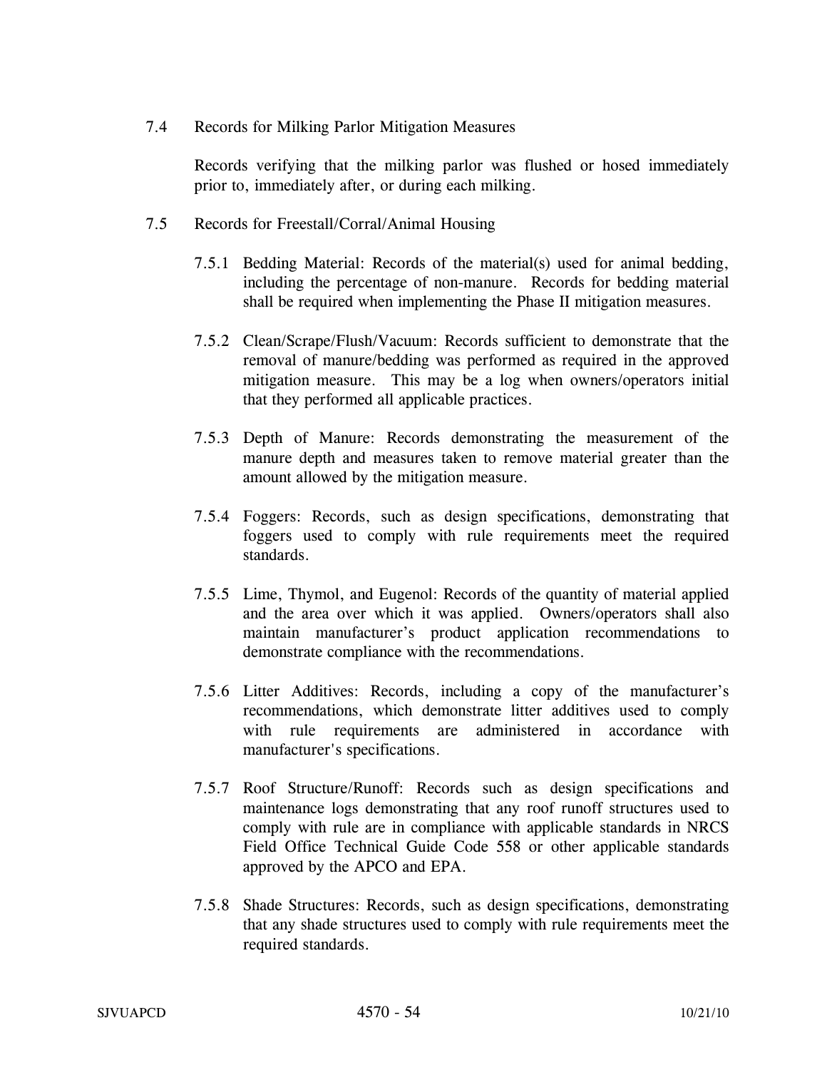7.4 Records for Milking Parlor Mitigation Measures

Records verifying that the milking parlor was flushed or hosed immediately prior to, immediately after, or during each milking.

7.5 Records for Freestall/Corral/Animal Housing

7.5.1 Bedding Material: Records of the material(s) used for animal bedding, including the percentage of non-manure. Records for bedding material shall be required when implementing the Phase II mitigation measures.

7.5.2 Clean/Scrape/Flush/Vacuum: Records sufficient to demonstrate that the removal of manure/bedding was performed as required in the approved mitigation measure. This may be a log when owners/operators initial that they performed all applicable practices.

7.5.3 Depth of Manure: Records demonstrating the measurement of the manure depth and measures taken to remove material greater than the amount allowed by the mitigation measure.

7.5.4 Foggers: Records, such as design specifications, demonstrating that foggers used to comply with rule requirements meet the required standards.

7.5.5 Lime, Thymol, and Eugenol: Records of the quantity of material applied and the area over which it was applied. Owners/operators shall also maintain manufacturer's product application recommendations to demonstrate compliance with the recommendations.

7.5.6 Litter Additives: Records, including a copy of the manufacturer's recommendations, which demonstrate litter additives used to comply with rule requirements are administered in accordance with manufacturer's specifications.

7.5.7 Roof Structure/Runoff: Records such as design specifications and maintenance logs demonstrating that any roof runoff structures used to comply with rule are in compliance with applicable standards in NRCS Field Office Technical Guide Code 558 or other applicable standards approved by the APCO and EPA.

7.5.8 Shade Structures: Records, such as design specifications, demonstrating that any shade structures used to comply with rule requirements meet the required standards.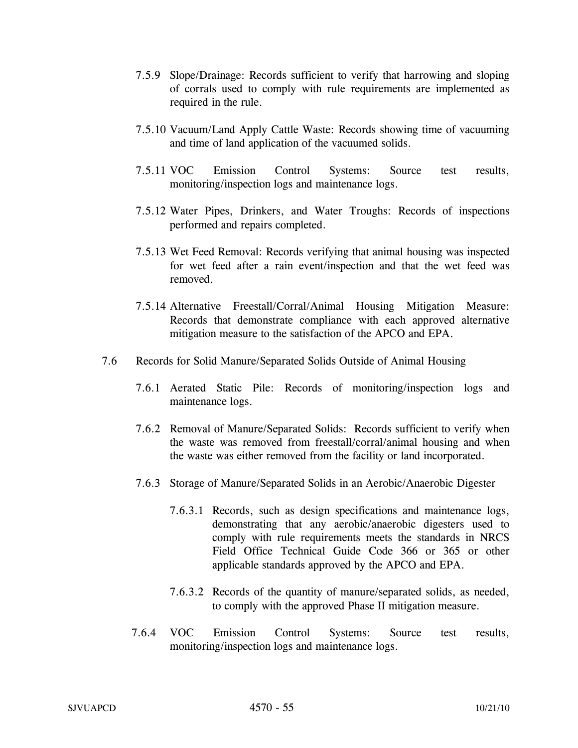7.5.9 Slope/Drainage: Records sufficient to verify that harrowing and sloping of corrals used to comply with rule requirements are implemented as required in the rule.

7.5.10 Vacuum/Land Apply Cattle Waste: Records showing time of vacuuming and time of land application of the vacuumed solids.

7.5.11 VOC Emission Control Systems: Source test results, monitoring/inspection logs and maintenance logs.

7.5.12 Water Pipes, Drinkers, and Water Troughs: Records of inspections performed and repairs completed.

7.5.13 Wet Feed Removal: Records verifying that animal housing was inspected for wet feed after a rain event/inspection and that the wet feed was removed.

7.5.14 Alternative Freestall/Corral/Animal Housing Mitigation Measure: Records that demonstrate compliance with each approved alternative mitigation measure to the satisfaction of the APCO and EPA.

7.6 Records for Solid Manure/Separated Solids Outside of Animal Housing

7.6.1 Aerated Static Pile: Records of monitoring/inspection logs and maintenance logs.

7.6.2 Removal of Manure/Separated Solids: Records sufficient to verify when the waste was removed from freestall/corral/animal housing and when the waste was either removed from the facility or land incorporated.

7.6.3 Storage of Manure/Separated Solids in an Aerobic/Anaerobic Digester

7.6.3.1 Records, such as design specifications and maintenance logs, demonstrating that any aerobic/anaerobic digesters used to comply with rule requirements meets the standards in NRCS Field Office Technical Guide Code 366 or 365 or other applicable standards approved by the APCO and EPA.

7.6.3.2 Records of the quantity of manure/separated solids, as needed, to comply with the approved Phase II mitigation measure.

7.6.4 VOC Emission Control Systems: Source test results, monitoring/inspection logs and maintenance logs.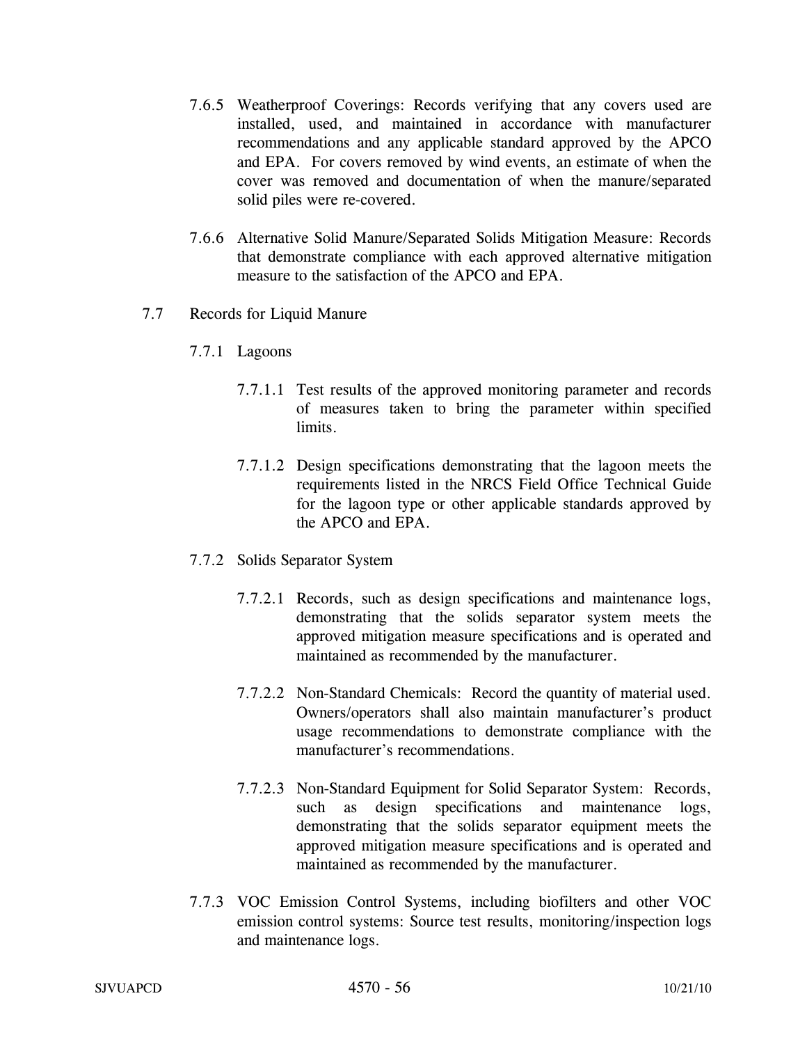7.6.5 Weatherproof Coverings: Records verifying that any covers used are installed, used, and maintained in accordance with manufacturer recommendations and any applicable standard approved by the APCO and EPA. For covers removed by wind events, an estimate of when the cover was removed and documentation of when the manure/separated solid piles were re-covered.

7.6.6 Alternative Solid Manure/Separated Solids Mitigation Measure: Records that demonstrate compliance with each approved alternative mitigation measure to the satisfaction of the APCO and EPA.

7.7 Records for Liquid Manure

7.7.1 Lagoons

7.7.1.1 Test results of the approved monitoring parameter and records of measures taken to bring the parameter within specified limits.

7.7.1.2 Design specifications demonstrating that the lagoon meets the requirements listed in the NRCS Field Office Technical Guide for the lagoon type or other applicable standards approved by the APCO and EPA.

7.7.2 Solids Separator System

7.7.2.1 Records, such as design specifications and maintenance logs, demonstrating that the solids separator system meets the approved mitigation measure specifications and is operated and maintained as recommended by the manufacturer.

7.7.2.2 Non-Standard Chemicals: Record the quantity of material used. Owners/operators shall also maintain manufacturer's product usage recommendations to demonstrate compliance with the manufacturer's recommendations.

7.7.2.3 Non-Standard Equipment for Solid Separator System: Records, such as design specifications and maintenance logs, demonstrating that the solids separator equipment meets the approved mitigation measure specifications and is operated and maintained as recommended by the manufacturer.

7.7.3 VOC Emission Control Systems, including biofilters and other VOC emission control systems: Source test results, monitoring/inspection logs and maintenance logs.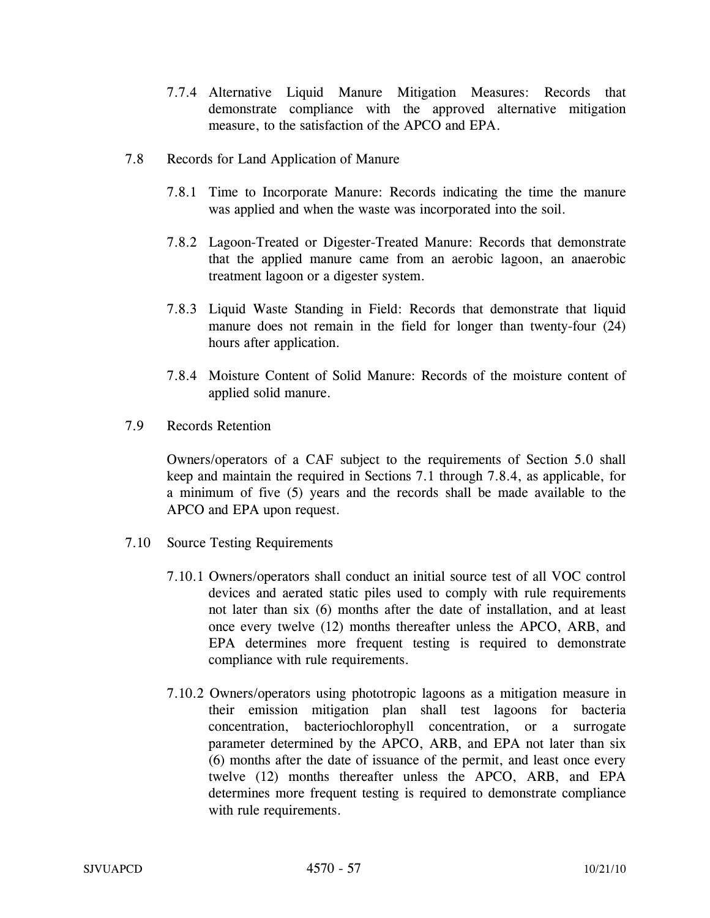7.7.4 Alternative Liquid Manure Mitigation Measures: Records that demonstrate compliance with the approved alternative mitigation measure, to the satisfaction of the APCO and EPA.

7.8 Records for Land Application of Manure

7.8.1 Time to Incorporate Manure: Records indicating the time the manure was applied and when the waste was incorporated into the soil.

7.8.2 Lagoon-Treated or Digester-Treated Manure: Records that demonstrate that the applied manure came from an aerobic lagoon, an anaerobic treatment lagoon or a digester system.

7.8.3 Liquid Waste Standing in Field: Records that demonstrate that liquid manure does not remain in the field for longer than twenty-four (24) hours after application.

7.8.4 Moisture Content of Solid Manure: Records of the moisture content of applied solid manure.

7.9 Records Retention

Owners/operators of a CAF subject to the requirements of Section 5.0 shall keep and maintain the required in Sections 7.1 through 7.8.4, as applicable, for a minimum of five (5) years and the records shall be made available to the APCO and EPA upon request.

7.10 Source Testing Requirements

7.10.1 Owners/operators shall conduct an initial source test of all VOC control devices and aerated static piles used to comply with rule requirements not later than six (6) months after the date of installation, and at least once every twelve (12) months thereafter unless the APCO, ARB, and EPA determines more frequent testing is required to demonstrate compliance with rule requirements.

7.10.2 Owners/operators using phototropic lagoons as a mitigation measure in their emission mitigation plan shall test lagoons for bacteria concentration, bacteriochlorophyll concentration, or a surrogate parameter determined by the APCO, ARB, and EPA not later than six (6) months after the date of issuance of the permit, and least once every twelve (12) months thereafter unless the APCO, ARB, and EPA determines more frequent testing is required to demonstrate compliance with rule requirements.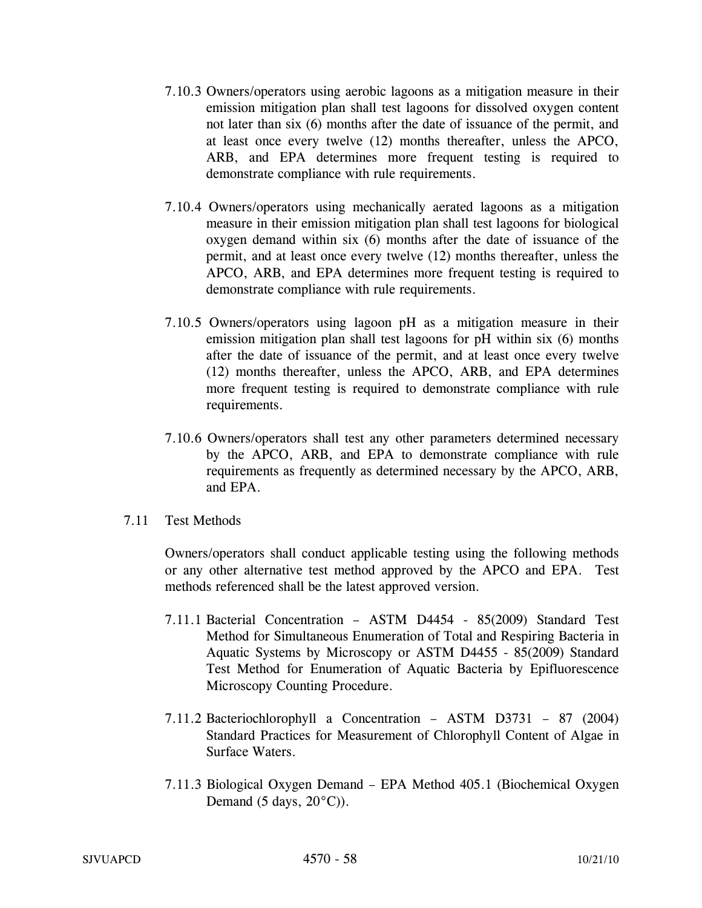7.10.3 Owners/operators using aerobic lagoons as a mitigation measure in their emission mitigation plan shall test lagoons for dissolved oxygen content not later than six (6) months after the date of issuance of the permit, and at least once every twelve (12) months thereafter, unless the APCO, ARB, and EPA determines more frequent testing is required to demonstrate compliance with rule requirements.

7.10.4 Owners/operators using mechanically aerated lagoons as a mitigation measure in their emission mitigation plan shall test lagoons for biological oxygen demand within six (6) months after the date of issuance of the permit, and at least once every twelve (12) months thereafter, unless the APCO, ARB, and EPA determines more frequent testing is required to demonstrate compliance with rule requirements.

7.10.5 Owners/operators using lagoon pH as a mitigation measure in their emission mitigation plan shall test lagoons for pH within six (6) months after the date of issuance of the permit, and at least once every twelve (12) months thereafter, unless the APCO, ARB, and EPA determines more frequent testing is required to demonstrate compliance with rule requirements.

7.10.6 Owners/operators shall test any other parameters determined necessary by the APCO, ARB, and EPA to demonstrate compliance with rule requirements as frequently as determined necessary by the APCO, ARB, and EPA.

7.11 Test Methods

Owners/operators shall conduct applicable testing using the following methods or any other alternative test method approved by the APCO and EPA. Test methods referenced shall be the latest approved version.

7.11.1 Bacterial Concentration – ASTM D4454 - 85(2009) Standard Test Method for Simultaneous Enumeration of Total and Respiring Bacteria in Aquatic Systems by Microscopy or ASTM D4455 - 85(2009) Standard Test Method for Enumeration of Aquatic Bacteria by Epifluorescence Microscopy Counting Procedure.

7.11.2 Bacteriochlorophyll a Concentration – ASTM D3731 – 87 (2004) Standard Practices for Measurement of Chlorophyll Content of Algae in Surface Waters.

7.11.3 Biological Oxygen Demand – EPA Method 405.1 (Biochemical Oxygen Demand (5 days, 20°C)).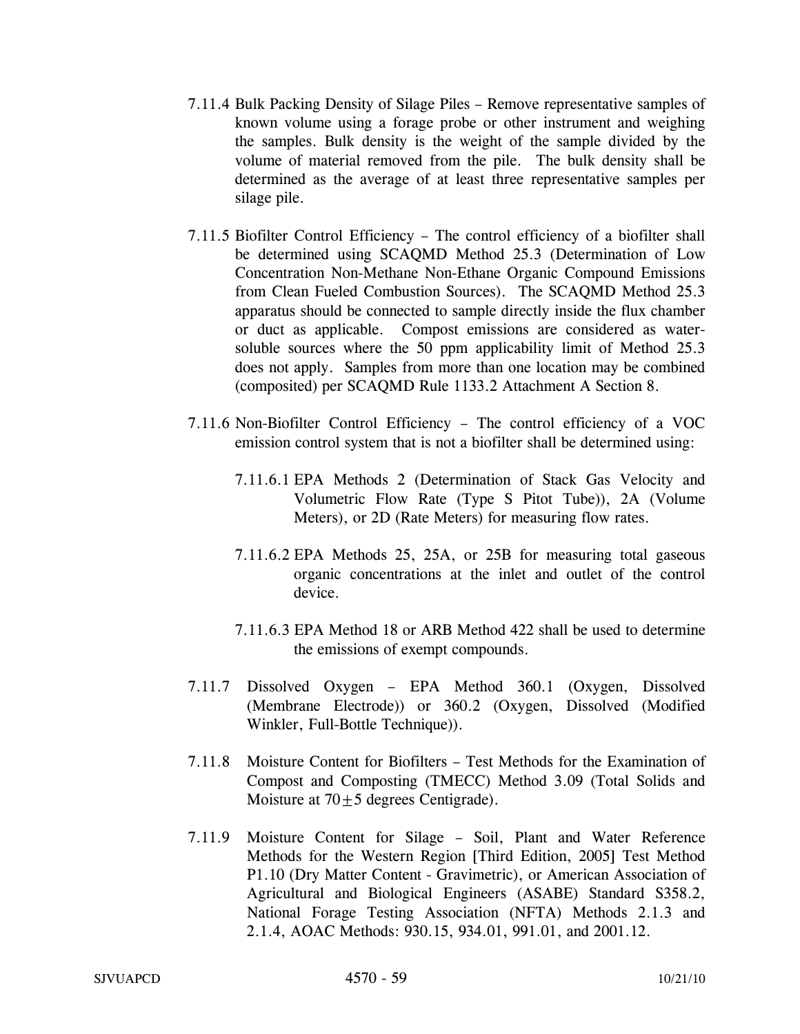7.11.4 Bulk Packing Density of Silage Piles – Remove representative samples of known volume using a forage probe or other instrument and weighing the samples. Bulk density is the weight of the sample divided by the volume of material removed from the pile. The bulk density shall be determined as the average of at least three representative samples per silage pile.

7.11.5 Biofilter Control Efficiency – The control efficiency of a biofilter shall be determined using SCAQMD Method 25.3 (Determination of Low Concentration Non-Methane Non-Ethane Organic Compound Emissions from Clean Fueled Combustion Sources). The SCAQMD Method 25.3 apparatus should be connected to sample directly inside the flux chamber or duct as applicable. Compost emissions are considered as water-soluble sources where the 50 ppm applicability limit of Method 25.3 does not apply. Samples from more than one location may be combined (composited) per SCAQMD Rule 1133.2 Attachment A Section 8.

7.11.6 Non-Biofilter Control Efficiency – The control efficiency of a VOC emission control system that is not a biofilter shall be determined using:

7.11.6.1 EPA Methods 2 (Determination of Stack Gas Velocity and Volumetric Flow Rate (Type S Pitot Tube)), 2A (Volume Meters), or 2D (Rate Meters) for measuring flow rates.

7.11.6.2 EPA Methods 25, 25A, or 25B for measuring total gaseous organic concentrations at the inlet and outlet of the control device.

7.11.6.3 EPA Method 18 or ARB Method 422 shall be used to determine the emissions of exempt compounds.

7.11.7 Dissolved Oxygen – EPA Method 360.1 (Oxygen, Dissolved (Membrane Electrode)) or 360.2 (Oxygen, Dissolved (Modified Winkler, Full-Bottle Technique)).

7.11.8 Moisture Content for Biofilters – Test Methods for the Examination of Compost and Composting (TMECC) Method 3.09 (Total Solids and Moisture at $70 \pm 5$ degrees Centigrade).

7.11.9 Moisture Content for Silage – Soil, Plant and Water Reference Methods for the Western Region [Third Edition, 2005] Test Method P1.10 (Dry Matter Content - Gravimetric), or American Association of Agricultural and Biological Engineers (ASABE) Standard S358.2, National Forage Testing Association (NFTA) Methods 2.1.3 and 2.1.4, AOAC Methods: 930.15, 934.01, 991.01, and 2001.12.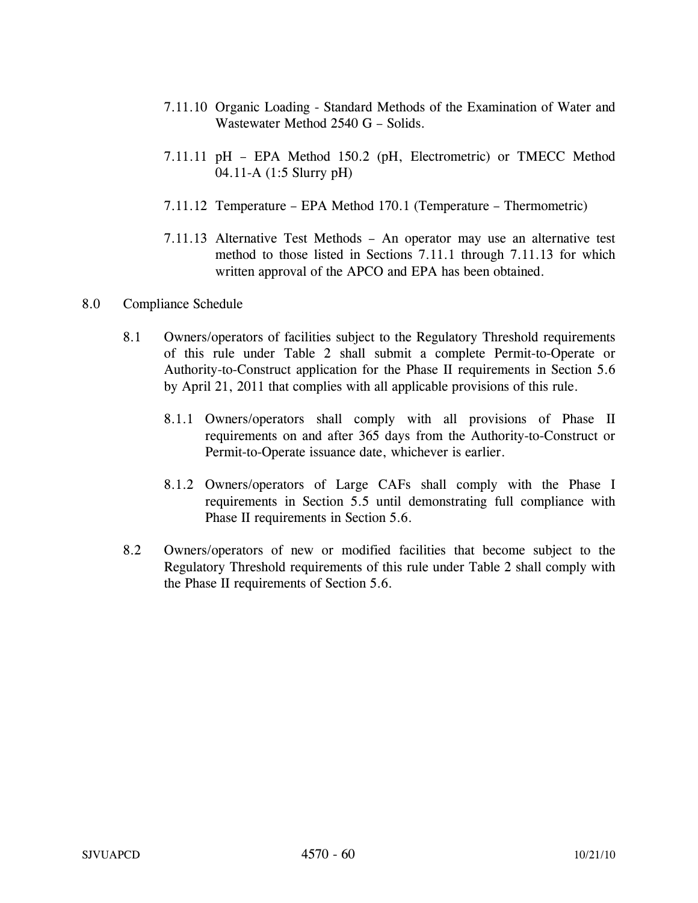7.11.10 Organic Loading - Standard Methods of the Examination of Water and Wastewater Method 2540 G – Solids.

7.11.11 pH – EPA Method 150.2 (pH, Electrometric) or TMECC Method 04.11-A (1:5 Slurry pH)

7.11.12 Temperature – EPA Method 170.1 (Temperature – Thermometric)

7.11.13 Alternative Test Methods – An operator may use an alternative test method to those listed in Sections 7.11.1 through 7.11.13 for which written approval of the APCO and EPA has been obtained.

## 8.0 Compliance Schedule

8.1 Owners/operators of facilities subject to the Regulatory Threshold requirements of this rule under Table 2 shall submit a complete Permit-to-Operate or Authority-to-Construct application for the Phase II requirements in Section 5.6 by April 21, 2011 that complies with all applicable provisions of this rule.

8.1.1 Owners/operators shall comply with all provisions of Phase II requirements on and after 365 days from the Authority-to-Construct or Permit-to-Operate issuance date, whichever is earlier.

8.1.2 Owners/operators of Large CAFs shall comply with the Phase I requirements in Section 5.5 until demonstrating full compliance with Phase II requirements in Section 5.6.

8.2 Owners/operators of new or modified facilities that become subject to the Regulatory Threshold requirements of this rule under Table 2 shall comply with the Phase II requirements of Section 5.6.